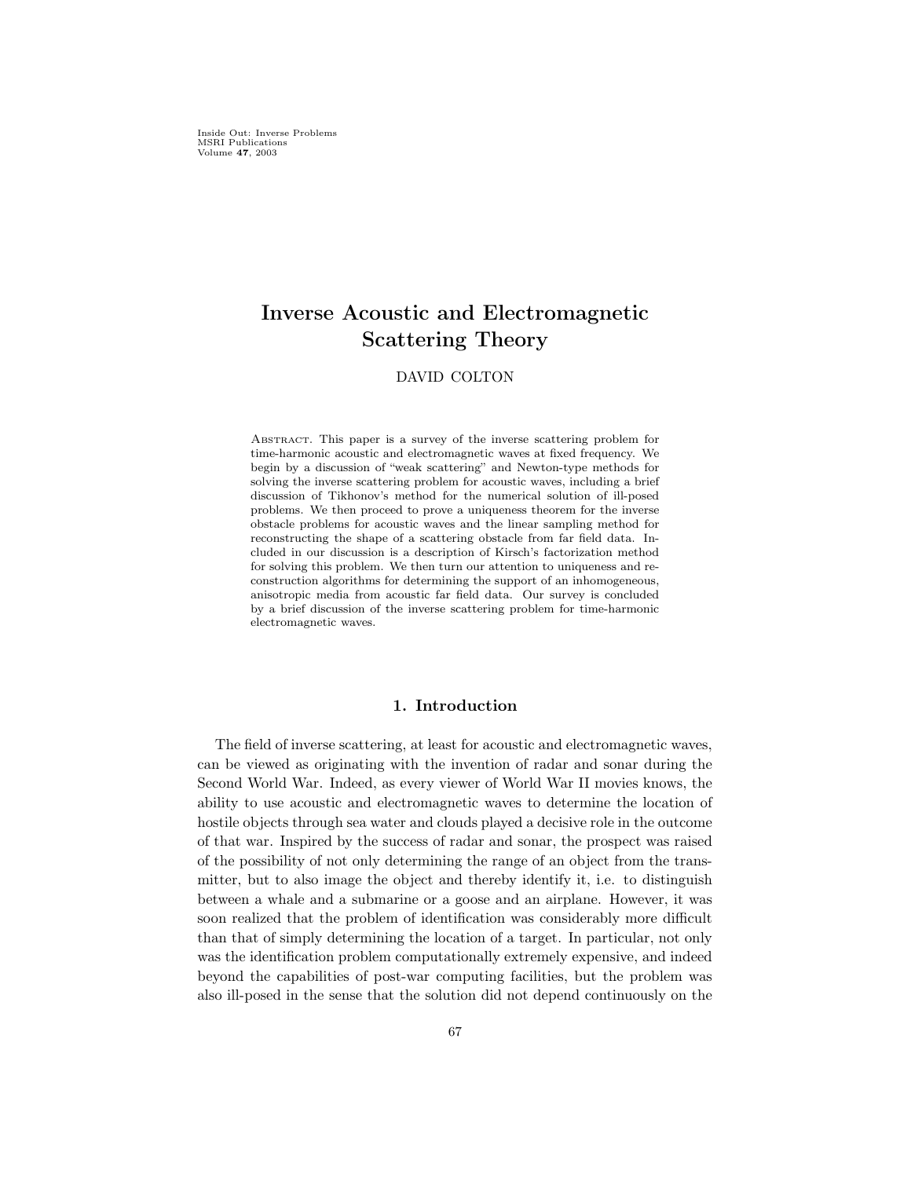Inside Out: Inverse Problems
MSRI Publications
Volume **47**, 2003

# Inverse Acoustic and Electromagnetic Scattering Theory

DAVID COLTON

Abstract. This paper is a survey of the inverse scattering problem for time-harmonic acoustic and electromagnetic waves at fixed frequency. We begin by a discussion of "weak scattering" and Newton-type methods for solving the inverse scattering problem for acoustic waves, including a brief discussion of Tikhonov's method for the numerical solution of ill-posed problems. We then proceed to prove a uniqueness theorem for the inverse obstacle problems for acoustic waves and the linear sampling method for reconstructing the shape of a scattering obstacle from far field data. Included in our discussion is a description of Kirsch's factorization method for solving this problem. We then turn our attention to uniqueness and reconstruction algorithms for determining the support of an inhomogeneous, anisotropic media from acoustic far field data. Our survey is concluded by a brief discussion of the inverse scattering problem for time-harmonic electromagnetic waves.

## 1. Introduction

The field of inverse scattering, at least for acoustic and electromagnetic waves, can be viewed as originating with the invention of radar and sonar during the Second World War. Indeed, as every viewer of World War II movies knows, the ability to use acoustic and electromagnetic waves to determine the location of hostile objects through sea water and clouds played a decisive role in the outcome of that war. Inspired by the success of radar and sonar, the prospect was raised of the possibility of not only determining the range of an object from the transmitter, but to also image the object and thereby identify it, i.e. to distinguish between a whale and a submarine or a goose and an airplane. However, it was soon realized that the problem of identification was considerably more difficult than that of simply determining the location of a target. In particular, not only was the identification problem computationally extremely expensive, and indeed beyond the capabilities of post-war computing facilities, but the problem was also ill-posed in the sense that the solution did not depend continuously on the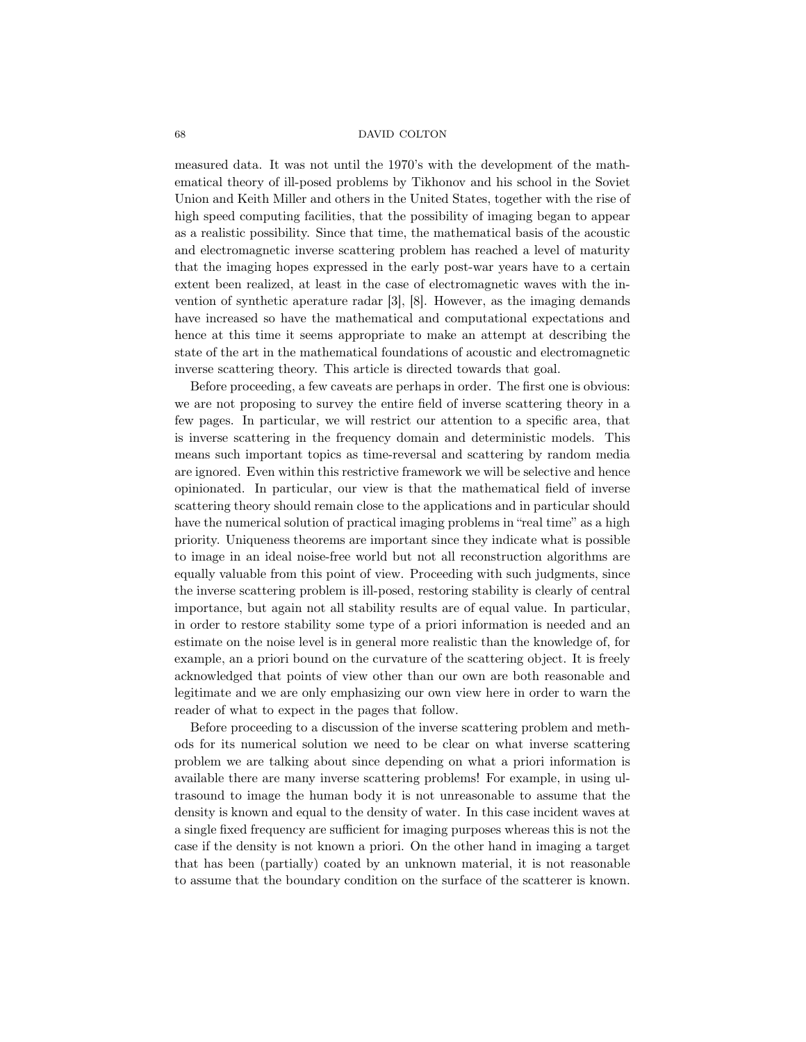measured data. It was not until the 1970's with the development of the mathematical theory of ill-posed problems by Tikhonov and his school in the Soviet Union and Keith Miller and others in the United States, together with the rise of high speed computing facilities, that the possibility of imaging began to appear as a realistic possibility. Since that time, the mathematical basis of the acoustic and electromagnetic inverse scattering problem has reached a level of maturity that the imaging hopes expressed in the early post-war years have to a certain extent been realized, at least in the case of electromagnetic waves with the invention of synthetic aperature radar [3], [8]. However, as the imaging demands have increased so have the mathematical and computational expectations and hence at this time it seems appropriate to make an attempt at describing the state of the art in the mathematical foundations of acoustic and electromagnetic inverse scattering theory. This article is directed towards that goal.

Before proceeding, a few caveats are perhaps in order. The first one is obvious: we are not proposing to survey the entire field of inverse scattering theory in a few pages. In particular, we will restrict our attention to a specific area, that is inverse scattering in the frequency domain and deterministic models. This means such important topics as time-reversal and scattering by random media are ignored. Even within this restrictive framework we will be selective and hence opinionated. In particular, our view is that the mathematical field of inverse scattering theory should remain close to the applications and in particular should have the numerical solution of practical imaging problems in "real time" as a high priority. Uniqueness theorems are important since they indicate what is possible to image in an ideal noise-free world but not all reconstruction algorithms are equally valuable from this point of view. Proceeding with such judgments, since the inverse scattering problem is ill-posed, restoring stability is clearly of central importance, but again not all stability results are of equal value. In particular, in order to restore stability some type of a priori information is needed and an estimate on the noise level is in general more realistic than the knowledge of, for example, an a priori bound on the curvature of the scattering object. It is freely acknowledged that points of view other than our own are both reasonable and legitimate and we are only emphasizing our own view here in order to warn the reader of what to expect in the pages that follow.

Before proceeding to a discussion of the inverse scattering problem and methods for its numerical solution we need to be clear on what inverse scattering problem we are talking about since depending on what a priori information is available there are many inverse scattering problems! For example, in using ultrasound to image the human body it is not unreasonable to assume that the density is known and equal to the density of water. In this case incident waves at a single fixed frequency are sufficient for imaging purposes whereas this is not the case if the density is not known a priori. On the other hand in imaging a target that has been (partially) coated by an unknown material, it is not reasonable to assume that the boundary condition on the surface of the scatterer is known.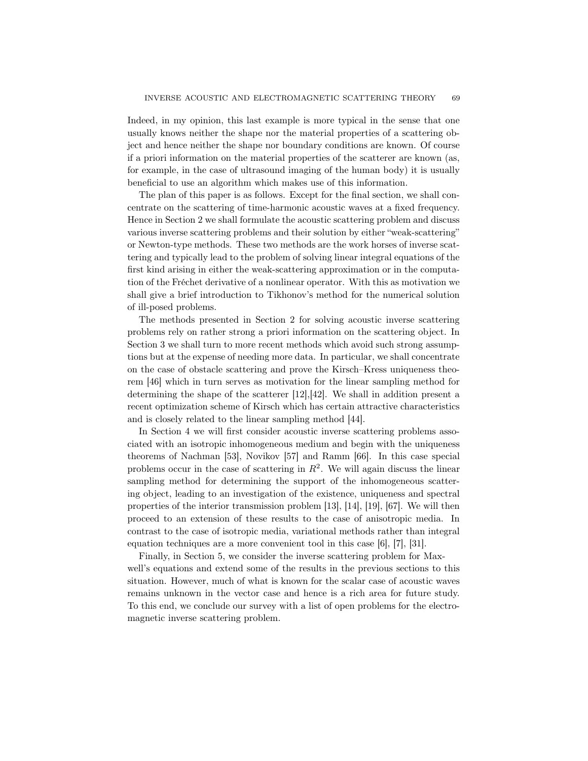Indeed, in my opinion, this last example is more typical in the sense that one usually knows neither the shape nor the material properties of a scattering object and hence neither the shape nor boundary conditions are known. Of course if a priori information on the material properties of the scatterer are known (as, for example, in the case of ultrasound imaging of the human body) it is usually beneficial to use an algorithm which makes use of this information.

The plan of this paper is as follows. Except for the final section, we shall concentrate on the scattering of time-harmonic acoustic waves at a fixed frequency. Hence in Section 2 we shall formulate the acoustic scattering problem and discuss various inverse scattering problems and their solution by either "weak-scattering" or Newton-type methods. These two methods are the work horses of inverse scattering and typically lead to the problem of solving linear integral equations of the first kind arising in either the weak-scattering approximation or in the computation of the Fréchet derivative of a nonlinear operator. With this as motivation we shall give a brief introduction to Tikhonov's method for the numerical solution of ill-posed problems.

The methods presented in Section 2 for solving acoustic inverse scattering problems rely on rather strong a priori information on the scattering object. In Section 3 we shall turn to more recent methods which avoid such strong assumptions but at the expense of needing more data. In particular, we shall concentrate on the case of obstacle scattering and prove the Kirsch–Kress uniqueness theorem [46] which in turn serves as motivation for the linear sampling method for determining the shape of the scatterer [12],[42]. We shall in addition present a recent optimization scheme of Kirsch which has certain attractive characteristics and is closely related to the linear sampling method [44].

In Section 4 we will first consider acoustic inverse scattering problems associated with an isotropic inhomogeneous medium and begin with the uniqueness theorems of Nachman [53], Novikov [57] and Ramm [66]. In this case special problems occur in the case of scattering in $R^2$. We will again discuss the linear sampling method for determining the support of the inhomogeneous scattering object, leading to an investigation of the existence, uniqueness and spectral properties of the interior transmission problem [13], [14], [19], [67]. We will then proceed to an extension of these results to the case of anisotropic media. In contrast to the case of isotropic media, variational methods rather than integral equation techniques are a more convenient tool in this case [6], [7], [31].

Finally, in Section 5, we consider the inverse scattering problem for Maxwell's equations and extend some of the results in the previous sections to this situation. However, much of what is known for the scalar case of acoustic waves remains unknown in the vector case and hence is a rich area for future study. To this end, we conclude our survey with a list of open problems for the electromagnetic inverse scattering problem.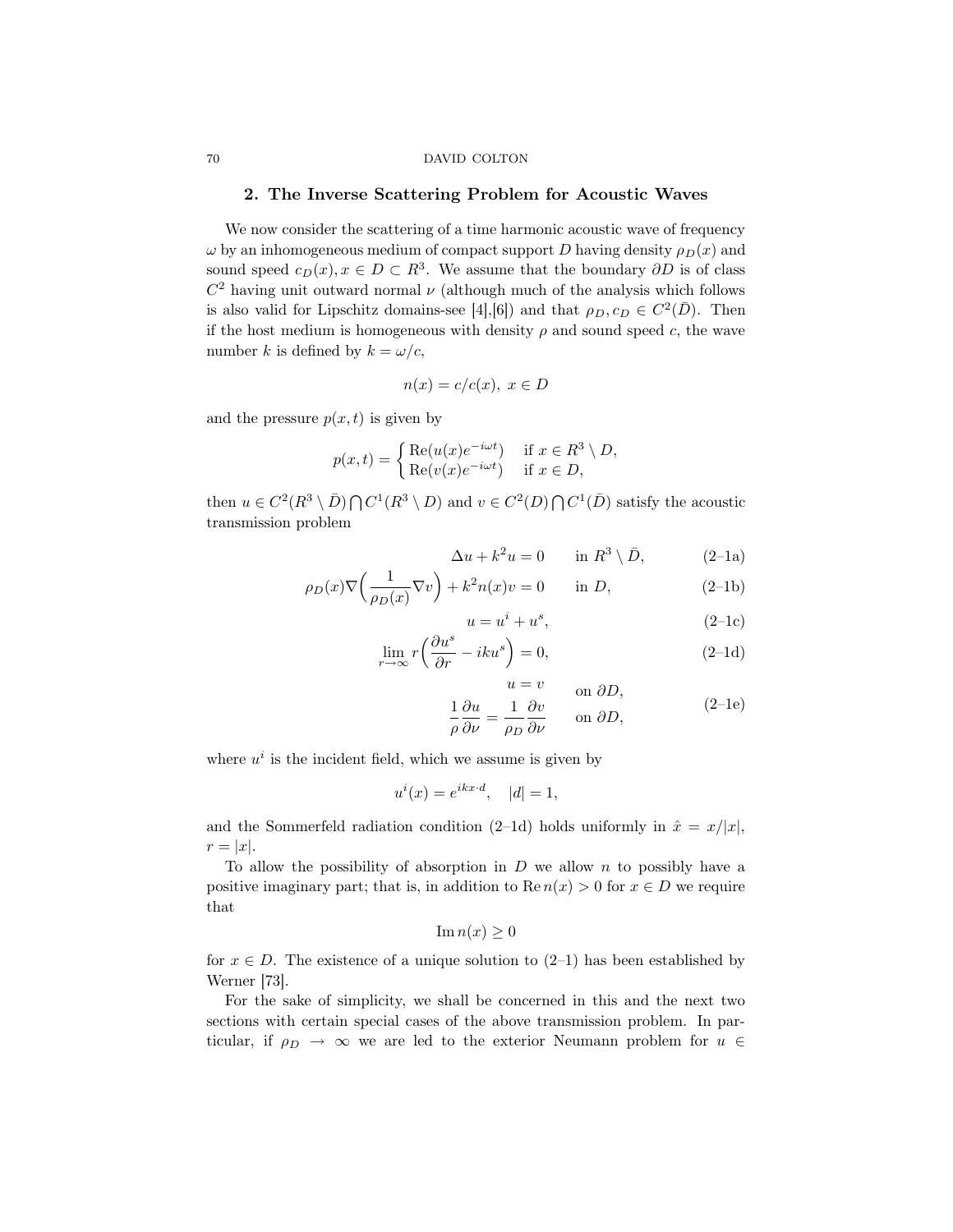## 2. The Inverse Scattering Problem for Acoustic Waves

We now consider the scattering of a time harmonic acoustic wave of frequency $\omega$ by an inhomogeneous medium of compact support $D$ having density $\rho_D(x)$ and sound speed $c_D(x), x \in D \subset R^3$. We assume that the boundary $\partial D$ is of class $C^2$ having unit outward normal $\nu$ (although much of the analysis which follows is also valid for Lipschitz domains-see [4],[6]) and that $\rho_D, c_D \in C^2(\bar{D})$. Then if the host medium is homogeneous with density $\rho$ and sound speed $c$, the wave number $k$ is defined by $k = \omega/c$,

$$n(x) = c/c(x), \ x \in D$$

and the pressure $p(x,t)$ is given by

$$p(x,t) = \begin{cases} \operatorname{Re}(u(x)e^{-i\omega t}) & \text{if } x \in R^3 \setminus D, \\ \operatorname{Re}(v(x)e^{-i\omega t}) & \text{if } x \in D, \end{cases}$$

then $u \in C^2(R^3 \setminus \bar{D}) \bigcap C^1(R^3 \setminus D)$ and $v \in C^2(D) \bigcap C^1(\bar{D})$ satisfy the acoustic transmission problem

$$\Delta u + k^2 u = 0 \qquad \text{in } R^3 \setminus \bar{D}, \tag{2–1a}$$

$$\rho_D(x) \nabla \Big( \frac{1}{\rho_D(x)} \nabla v \Big) + k^2 n(x) v = 0 \qquad \text{in } D, \tag{2–1b}$$

$$u = u^i + u^s, \tag{2–1c}$$

$$\lim_{r \to \infty} r \Big( \frac{\partial u^s}{\partial r} - iku^s \Big) = 0, \tag{2–1d}$$

$$\begin{aligned} u &= v && \text{on } \partial D, \\ \frac{1}{\rho} \frac{\partial u}{\partial \nu} &= \frac{1}{\rho_D} \frac{\partial v}{\partial \nu} && \text{on } \partial D, \end{aligned} \tag{2–1e}$$

where $u^i$ is the incident field, which we assume is given by

$$u^i(x) = e^{ikx \cdot d}, \quad |d| = 1,$$

and the Sommerfeld radiation condition (2–1d) holds uniformly in $\hat{x} = x/|x|$, $r = |x|$.

To allow the possibility of absorption in $D$ we allow $n$ to possibly have a positive imaginary part; that is, in addition to $\operatorname{Re} n(x) > 0$ for $x \in D$ we require that

$$\operatorname{Im} n(x) \geq 0$$

for $x \in D$. The existence of a unique solution to (2–1) has been established by Werner [73].

For the sake of simplicity, we shall be concerned in this and the next two sections with certain special cases of the above transmission problem. In particular, if $\rho_D \to \infty$ we are led to the exterior Neumann problem for $u \in$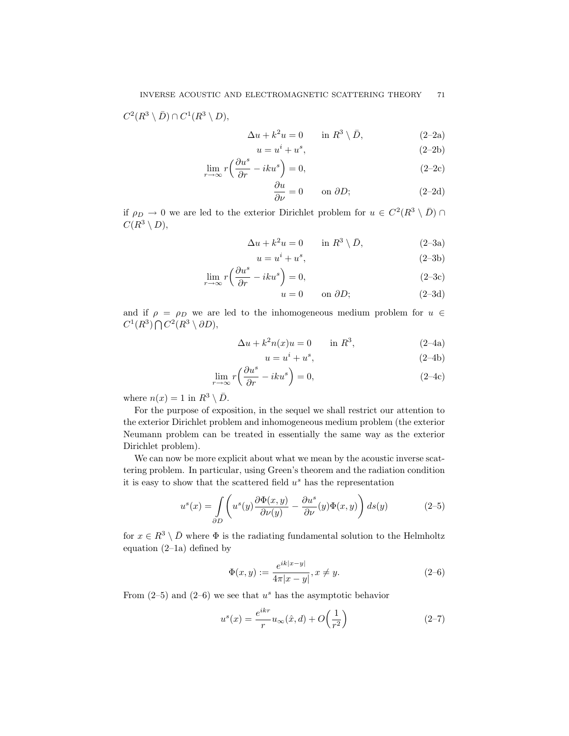$C^2(R^3 \setminus \bar{D}) \cap C^1(R^3 \setminus D)$,

$$\Delta u + k^2 u = 0 \qquad \text{in } R^3 \setminus \bar{D}, \tag{2–2a}$$

$$u = u^i + u^s, \tag{2–2b}$$

$$\lim_{r\to\infty} r\left(\frac{\partial u^s}{\partial r} - iku^s\right) = 0, \tag{2–2c}$$

$$\frac{\partial u}{\partial \nu} = 0 \qquad \text{on } \partial D; \tag{2–2d}$$

if $\rho_D \to 0$ we are led to the exterior Dirichlet problem for $u \in C^2(R^3 \setminus \bar{D}) \cap C(R^3 \setminus D)$,

$$\Delta u + k^2 u = 0 \qquad \text{in } R^3 \setminus \bar{D}, \tag{2–3a}$$

$$u = u^i + u^s, \tag{2–3b}$$

$$\lim_{r\to\infty} r\left(\frac{\partial u^s}{\partial r} - iku^s\right) = 0, \tag{2–3c}$$

$$u = 0 \qquad \text{on } \partial D; \tag{2–3d}$$

and if $\rho = \rho_D$ we are led to the inhomogeneous medium problem for $u \in C^1(R^3) \bigcap C^2(R^3 \setminus \partial D)$,

$$\Delta u + k^2 n(x) u = 0 \qquad \text{in } R^3, \tag{2–4a}$$

$$u = u^i + u^s, \tag{2–4b}$$

$$\lim_{r\to\infty} r\left(\frac{\partial u^s}{\partial r} - iku^s\right) = 0, \tag{2–4c}$$

where $n(x) = 1$ in $R^3 \setminus \bar{D}$.

For the purpose of exposition, in the sequel we shall restrict our attention to the exterior Dirichlet problem and inhomogeneous medium problem (the exterior Neumann problem can be treated in essentially the same way as the exterior Dirichlet problem).

We can now be more explicit about what we mean by the acoustic inverse scattering problem. In particular, using Green's theorem and the radiation condition it is easy to show that the scattered field $u^s$ has the representation

$$u^s(x) = \int_{\partial D} \left( u^s(y) \frac{\partial \Phi(x,y)}{\partial \nu(y)} - \frac{\partial u^s}{\partial \nu}(y) \Phi(x,y) \right) ds(y) \tag{2–5}$$

for $x \in R^3 \setminus \bar{D}$ where $\Phi$ is the radiating fundamental solution to the Helmholtz equation (2–1a) defined by

$$\Phi(x,y) := \frac{e^{ik|x-y|}}{4\pi|x-y|}, x \neq y. \tag{2–6}$$

From (2–5) and (2–6) we see that $u^s$ has the asymptotic behavior

$$u^s(x) = \frac{e^{ikr}}{r} u_\infty(\hat{x}, d) + O\left(\frac{1}{r^2}\right) \tag{2–7}$$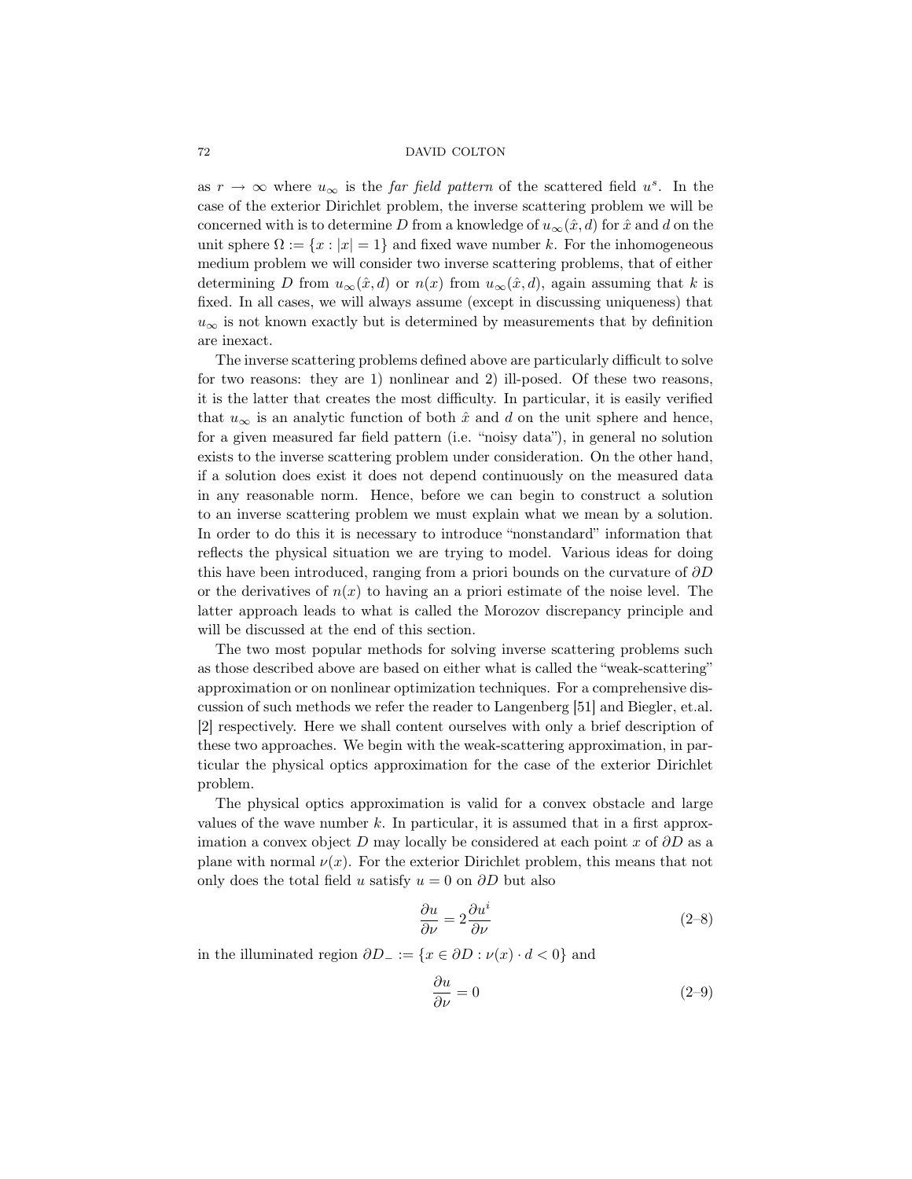as $r \to \infty$ where $u_\infty$ is the *far field pattern* of the scattered field $u^s$. In the case of the exterior Dirichlet problem, the inverse scattering problem we will be concerned with is to determine $D$ from a knowledge of $u_\infty(\hat{x}, d)$ for $\hat{x}$ and $d$ on the unit sphere $\Omega := \{x : |x| = 1\}$ and fixed wave number $k$. For the inhomogeneous medium problem we will consider two inverse scattering problems, that of either determining $D$ from $u_\infty(\hat{x}, d)$ or $n(x)$ from $u_\infty(\hat{x}, d)$, again assuming that $k$ is fixed. In all cases, we will always assume (except in discussing uniqueness) that $u_\infty$ is not known exactly but is determined by measurements that by definition are inexact.

The inverse scattering problems defined above are particularly difficult to solve for two reasons: they are 1) nonlinear and 2) ill-posed. Of these two reasons, it is the latter that creates the most difficulty. In particular, it is easily verified that $u_\infty$ is an analytic function of both $\hat{x}$ and $d$ on the unit sphere and hence, for a given measured far field pattern (i.e. "noisy data"), in general no solution exists to the inverse scattering problem under consideration. On the other hand, if a solution does exist it does not depend continuously on the measured data in any reasonable norm. Hence, before we can begin to construct a solution to an inverse scattering problem we must explain what we mean by a solution. In order to do this it is necessary to introduce "nonstandard" information that reflects the physical situation we are trying to model. Various ideas for doing this have been introduced, ranging from a priori bounds on the curvature of $\partial D$ or the derivatives of $n(x)$ to having an a priori estimate of the noise level. The latter approach leads to what is called the Morozov discrepancy principle and will be discussed at the end of this section.

The two most popular methods for solving inverse scattering problems such as those described above are based on either what is called the "weak-scattering" approximation or on nonlinear optimization techniques. For a comprehensive discussion of such methods we refer the reader to Langenberg [51] and Biegler, et.al. [2] respectively. Here we shall content ourselves with only a brief description of these two approaches. We begin with the weak-scattering approximation, in particular the physical optics approximation for the case of the exterior Dirichlet problem.

The physical optics approximation is valid for a convex obstacle and large values of the wave number $k$. In particular, it is assumed that in a first approximation a convex object $D$ may locally be considered at each point $x$ of $\partial D$ as a plane with normal $\nu(x)$. For the exterior Dirichlet problem, this means that not only does the total field $u$ satisfy $u = 0$ on $\partial D$ but also

$$\frac{\partial u}{\partial \nu} = 2\frac{\partial u^i}{\partial \nu} \tag{2–8}$$

in the illuminated region $\partial D_- := \{x \in \partial D : \nu(x) \cdot d < 0\}$ and

$$\frac{\partial u}{\partial \nu} = 0 \tag{2–9}$$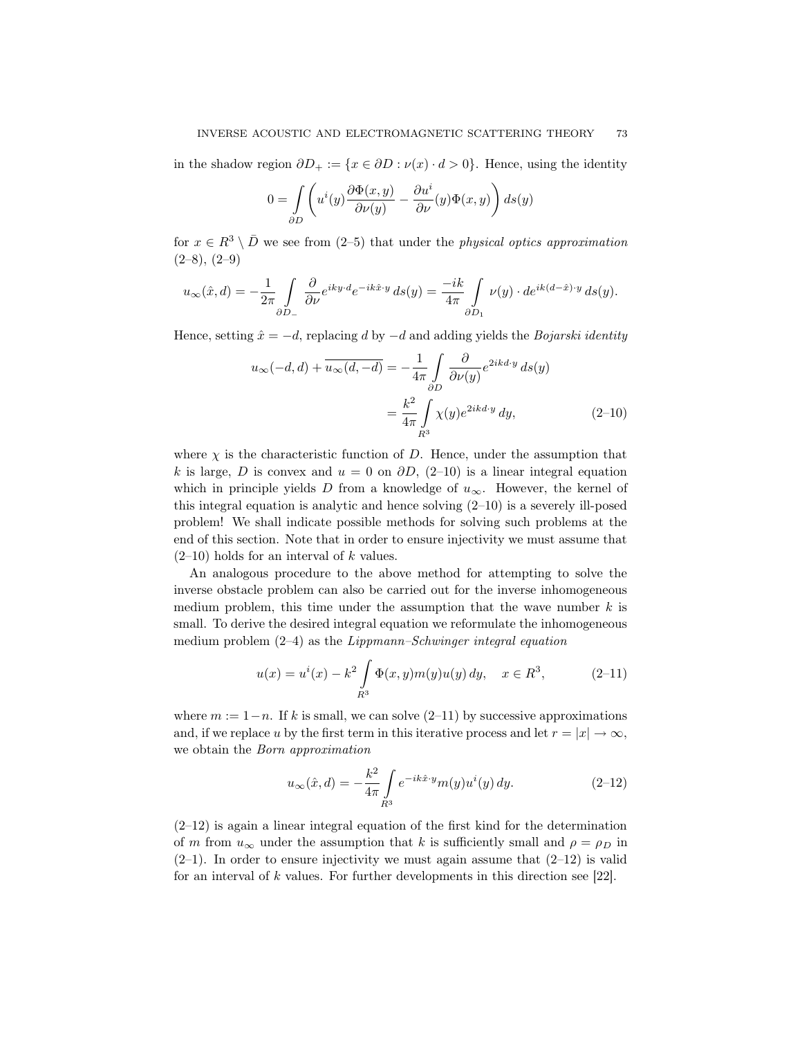in the shadow region $\partial D_+ := \{x \in \partial D : \nu(x) \cdot d > 0\}$. Hence, using the identity

$$0 = \int_{\partial D} \left( u^i(y) \frac{\partial \Phi(x,y)}{\partial \nu(y)} - \frac{\partial u^i}{\partial \nu}(y) \Phi(x,y) \right) ds(y)$$

for $x \in R^3 \setminus \bar{D}$ we see from (2–5) that under the *physical optics approximation* (2–8), (2–9)

$$u_\infty(\hat{x}, d) = -\frac{1}{2\pi} \int_{\partial D_-} \frac{\partial}{\partial \nu} e^{iky \cdot d} e^{-ik\hat{x} \cdot y} \, ds(y) = \frac{-ik}{4\pi} \int_{\partial D_1} \nu(y) \cdot d e^{ik(d - \hat{x}) \cdot y} \, ds(y).$$

Hence, setting $\hat{x} = -d$, replacing $d$ by $-d$ and adding yields the *Bojarski identity*

$$\begin{aligned} u_\infty(-d, d) + \overline{u_\infty(d, -d)} &= -\frac{1}{4\pi} \int_{\partial D} \frac{\partial}{\partial \nu(y)} e^{2ikd \cdot y} \, ds(y) \\ &= \frac{k^2}{4\pi} \int_{R^3} \chi(y) e^{2ikd \cdot y} \, dy, \end{aligned} \tag{2–10}$$

where $\chi$ is the characteristic function of $D$. Hence, under the assumption that $k$ is large, $D$ is convex and $u = 0$ on $\partial D$, (2–10) is a linear integral equation which in principle yields $D$ from a knowledge of $u_\infty$. However, the kernel of this integral equation is analytic and hence solving (2–10) is a severely ill-posed problem! We shall indicate possible methods for solving such problems at the end of this section. Note that in order to ensure injectivity we must assume that (2–10) holds for an interval of $k$ values.

An analogous procedure to the above method for attempting to solve the inverse obstacle problem can also be carried out for the inverse inhomogeneous medium problem, this time under the assumption that the wave number $k$ is small. To derive the desired integral equation we reformulate the inhomogeneous medium problem (2–4) as the *Lippmann–Schwinger integral equation*

$$u(x) = u^i(x) - k^2 \int_{R^3} \Phi(x,y) m(y) u(y) \, dy, \quad x \in R^3, \tag{2–11}$$

where $m := 1 - n$. If $k$ is small, we can solve (2–11) by successive approximations and, if we replace $u$ by the first term in this iterative process and let $r = |x| \to \infty$, we obtain the *Born approximation*

$$u_\infty(\hat{x}, d) = -\frac{k^2}{4\pi} \int_{R^3} e^{-ik\hat{x} \cdot y} m(y) u^i(y) \, dy. \tag{2–12}$$

(2–12) is again a linear integral equation of the first kind for the determination of $m$ from $u_\infty$ under the assumption that $k$ is sufficiently small and $\rho = \rho_D$ in (2–1). In order to ensure injectivity we must again assume that (2–12) is valid for an interval of $k$ values. For further developments in this direction see [22].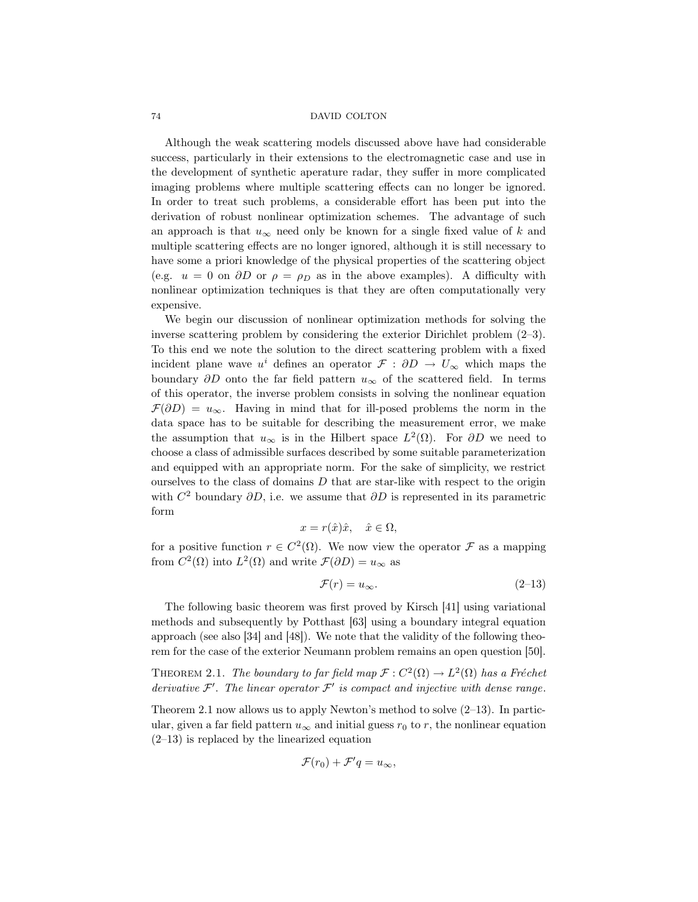Although the weak scattering models discussed above have had considerable success, particularly in their extensions to the electromagnetic case and use in the development of synthetic aperature radar, they suffer in more complicated imaging problems where multiple scattering effects can no longer be ignored. In order to treat such problems, a considerable effort has been put into the derivation of robust nonlinear optimization schemes. The advantage of such an approach is that $u_\infty$ need only be known for a single fixed value of $k$ and multiple scattering effects are no longer ignored, although it is still necessary to have some a priori knowledge of the physical properties of the scattering object (e.g. $u = 0$ on $\partial D$ or $\rho = \rho_D$ as in the above examples). A difficulty with nonlinear optimization techniques is that they are often computationally very expensive.

We begin our discussion of nonlinear optimization methods for solving the inverse scattering problem by considering the exterior Dirichlet problem (2–3). To this end we note the solution to the direct scattering problem with a fixed incident plane wave $u^i$ defines an operator $\mathcal{F} : \partial D \to U_\infty$ which maps the boundary $\partial D$ onto the far field pattern $u_\infty$ of the scattered field. In terms of this operator, the inverse problem consists in solving the nonlinear equation $\mathcal{F}(\partial D) = u_\infty$. Having in mind that for ill-posed problems the norm in the data space has to be suitable for describing the measurement error, we make the assumption that $u_\infty$ is in the Hilbert space $L^2(\Omega)$. For $\partial D$ we need to choose a class of admissible surfaces described by some suitable parameterization and equipped with an appropriate norm. For the sake of simplicity, we restrict ourselves to the class of domains $D$ that are star-like with respect to the origin with $C^2$ boundary $\partial D$, i.e. we assume that $\partial D$ is represented in its parametric form

$$x = r(\hat{x})\hat{x}, \quad \hat{x} \in \Omega,$$

for a positive function $r \in C^2(\Omega)$. We now view the operator $\mathcal{F}$ as a mapping from $C^2(\Omega)$ into $L^2(\Omega)$ and write $\mathcal{F}(\partial D) = u_\infty$ as

$$\mathcal{F}(r) = u_\infty. \tag{2–13}$$

The following basic theorem was first proved by Kirsch [41] using variational methods and subsequently by Potthast [63] using a boundary integral equation approach (see also [34] and [48]). We note that the validity of the following theorem for the case of the exterior Neumann problem remains an open question [50].

THEOREM 2.1. *The boundary to far field map $\mathcal{F} : C^2(\Omega) \to L^2(\Omega)$ has a Fréchet derivative $\mathcal{F}'$. The linear operator $\mathcal{F}'$ is compact and injective with dense range.*

Theorem 2.1 now allows us to apply Newton's method to solve (2–13). In particular, given a far field pattern $u_\infty$ and initial guess $r_0$ to $r$, the nonlinear equation (2–13) is replaced by the linearized equation

$$\mathcal{F}(r_0) + \mathcal{F}'q = u_\infty,$$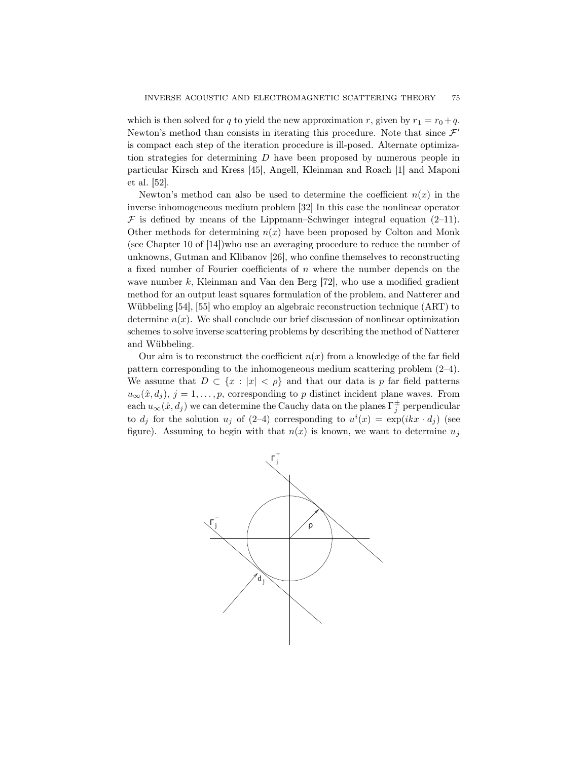which is then solved for $q$ to yield the new approximation $r$, given by $r_1 = r_0 + q$. Newton's method than consists in iterating this procedure. Note that since $\mathcal{F}'$ is compact each step of the iteration procedure is ill-posed. Alternate optimization strategies for determining $D$ have been proposed by numerous people in particular Kirsch and Kress [45], Angell, Kleinman and Roach [1] and Maponi et al. [52].

Newton's method can also be used to determine the coefficient $n(x)$ in the inverse inhomogeneous medium problem [32] In this case the nonlinear operator $\mathcal{F}$ is defined by means of the Lippmann–Schwinger integral equation (2–11). Other methods for determining $n(x)$ have been proposed by Colton and Monk (see Chapter 10 of [14])who use an averaging procedure to reduce the number of unknowns, Gutman and Klibanov [26], who confine themselves to reconstructing a fixed number of Fourier coefficients of $n$ where the number depends on the wave number $k$, Kleinman and Van den Berg [72], who use a modified gradient method for an output least squares formulation of the problem, and Natterer and Wübbeling [54], [55] who employ an algebraic reconstruction technique (ART) to determine $n(x)$. We shall conclude our brief discussion of nonlinear optimization schemes to solve inverse scattering problems by describing the method of Natterer and Wübbeling.

Our aim is to reconstruct the coefficient $n(x)$ from a knowledge of the far field pattern corresponding to the inhomogeneous medium scattering problem (2–4). We assume that $D \subset \{x : |x| < \rho\}$ and that our data is $p$ far field patterns $u_\infty(\hat{x}, d_j)$, $j = 1, \ldots, p$, corresponding to $p$ distinct incident plane waves. From each $u_\infty(\hat{x}, d_j)$ we can determine the Cauchy data on the planes $\Gamma_j^\pm$ perpendicular to $d_j$ for the solution $u_j$ of (2–4) corresponding to $u^i(x) = \exp(ikx \cdot d_j)$ (see figure). Assuming to begin with that $n(x)$ is known, we want to determine $u_j$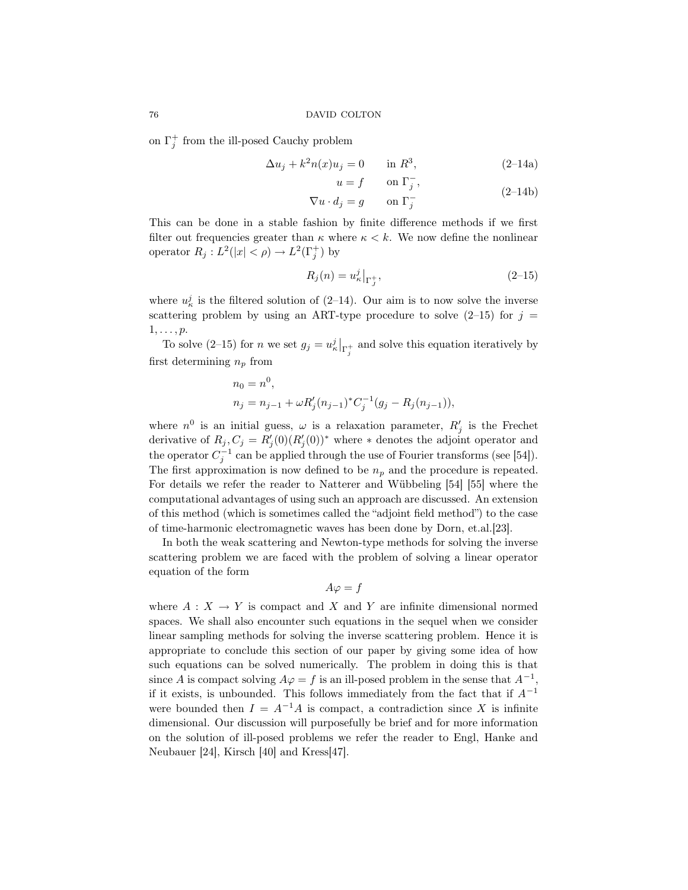on $\Gamma_j^+$ from the ill-posed Cauchy problem

$$\Delta u_j + k^2 n(x) u_j = 0 \qquad \text{in } R^3, \tag{2–14a}$$

$$\begin{aligned} u &= f \qquad \text{on } \Gamma_j^-, \\ \nabla u \cdot d_j &= g \qquad \text{on } \Gamma_j^- \end{aligned} \tag{2–14b}$$

This can be done in a stable fashion by finite difference methods if we first filter out frequencies greater than $\kappa$ where $\kappa < k$. We now define the nonlinear operator $R_j : L^2(|x| < \rho) \to L^2(\Gamma_j^+)$ by

$$R_j(n) = u_\kappa^j\big|_{\Gamma_j^+}, \tag{2–15}$$

where $u_\kappa^j$ is the filtered solution of (2–14). Our aim is to now solve the inverse scattering problem by using an ART-type procedure to solve (2–15) for $j = 1, \ldots, p$.

To solve (2–15) for $n$ we set $g_j = u_\kappa^j\big|_{\Gamma_j^+}$ and solve this equation iteratively by first determining $n_p$ from

$$\begin{aligned} n_0 &= n^0, \\ n_j &= n_{j-1} + \omega R_j'(n_{j-1})^* C_j^{-1}(g_j - R_j(n_{j-1})), \end{aligned}$$

where $n^0$ is an initial guess, $\omega$ is a relaxation parameter, $R_j'$ is the Frechet derivative of $R_j, C_j = R_j'(0)(R_j'(0))^*$ where $*$ denotes the adjoint operator and the operator $C_j^{-1}$ can be applied through the use of Fourier transforms (see [54]). The first approximation is now defined to be $n_p$ and the procedure is repeated. For details we refer the reader to Natterer and Wübbeling [54] [55] where the computational advantages of using such an approach are discussed. An extension of this method (which is sometimes called the "adjoint field method") to the case of time-harmonic electromagnetic waves has been done by Dorn, et.al.[23].

In both the weak scattering and Newton-type methods for solving the inverse scattering problem we are faced with the problem of solving a linear operator equation of the form

$$A\varphi = f$$

where $A : X \to Y$ is compact and $X$ and $Y$ are infinite dimensional normed spaces. We shall also encounter such equations in the sequel when we consider linear sampling methods for solving the inverse scattering problem. Hence it is appropriate to conclude this section of our paper by giving some idea of how such equations can be solved numerically. The problem in doing this is that since $A$ is compact solving $A\varphi = f$ is an ill-posed problem in the sense that $A^{-1}$, if it exists, is unbounded. This follows immediately from the fact that if $A^{-1}$ were bounded then $I = A^{-1}A$ is compact, a contradiction since $X$ is infinite dimensional. Our discussion will purposefully be brief and for more information on the solution of ill-posed problems we refer the reader to Engl, Hanke and Neubauer [24], Kirsch [40] and Kress[47].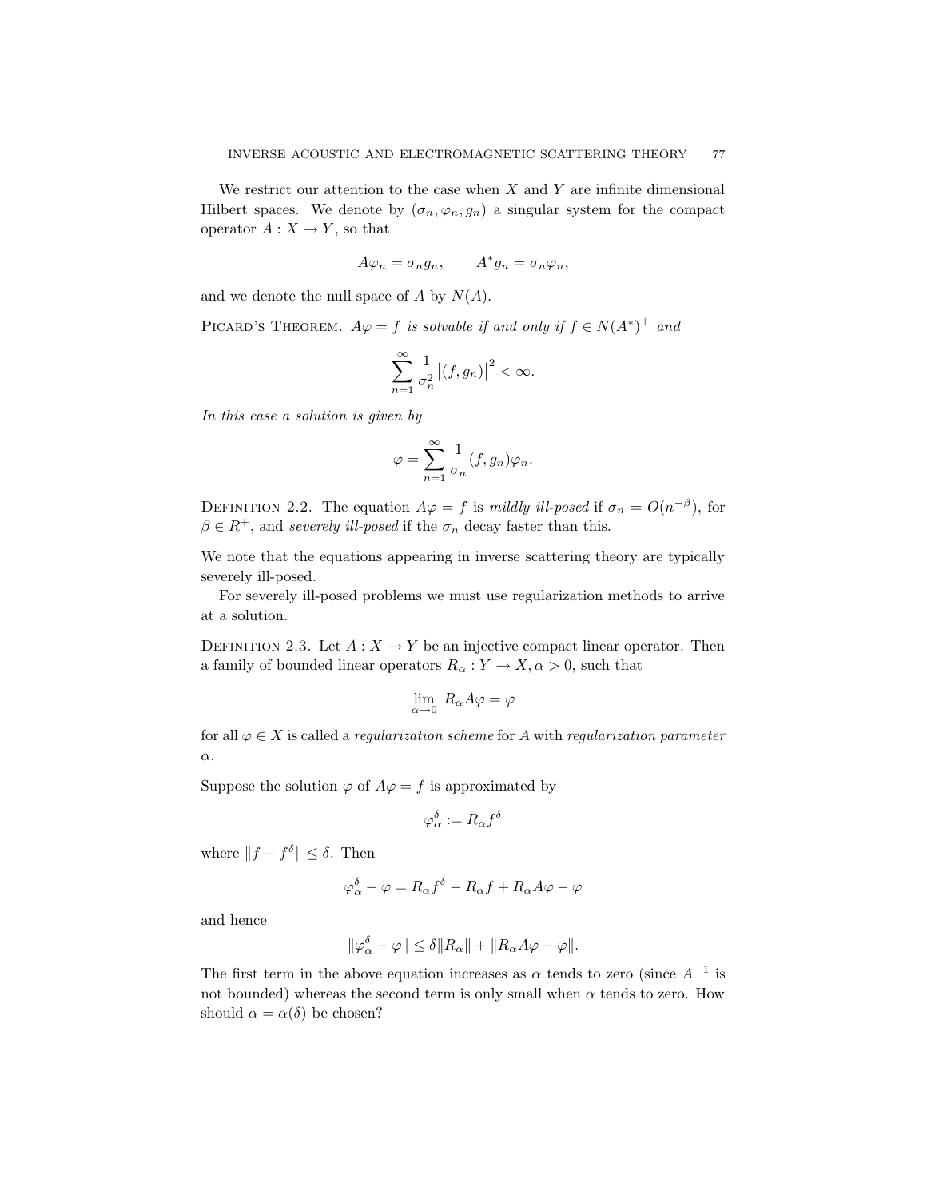We restrict our attention to the case when $X$ and $Y$ are infinite dimensional Hilbert spaces. We denote by $(\sigma_n, \varphi_n, g_n)$ a singular system for the compact operator $A : X \to Y$, so that

$$A\varphi_n = \sigma_n g_n, \qquad A^* g_n = \sigma_n \varphi_n,$$

and we denote the null space of $A$ by $N(A)$.

Picard's Theorem. *$A\varphi = f$ is solvable if and only if $f \in N(A^*)^\perp$ and*

$$\sum_{n=1}^{\infty} \frac{1}{\sigma_n^2} \big|(f, g_n)\big|^2 < \infty.$$

*In this case a solution is given by*

$$\varphi = \sum_{n=1}^{\infty} \frac{1}{\sigma_n} (f, g_n) \varphi_n.$$

Definition 2.2. The equation $A\varphi = f$ is *mildly ill-posed* if $\sigma_n = O(n^{-\beta})$, for $\beta \in R^+$, and *severely ill-posed* if the $\sigma_n$ decay faster than this.

We note that the equations appearing in inverse scattering theory are typically severely ill-posed.

For severely ill-posed problems we must use regularization methods to arrive at a solution.

Definition 2.3. Let $A : X \to Y$ be an injective compact linear operator. Then a family of bounded linear operators $R_\alpha : Y \to X, \alpha > 0$, such that

$$\lim_{\alpha \to 0} R_\alpha A\varphi = \varphi$$

for all $\varphi \in X$ is called a *regularization scheme* for $A$ with *regularization parameter* $\alpha$.

Suppose the solution $\varphi$ of $A\varphi = f$ is approximated by

$$\varphi_\alpha^\delta := R_\alpha f^\delta$$

where $\|f - f^\delta\| \leq \delta$. Then

$$\varphi_\alpha^\delta - \varphi = R_\alpha f^\delta - R_\alpha f + R_\alpha A\varphi - \varphi$$

and hence

$$\|\varphi_\alpha^\delta - \varphi\| \leq \delta \|R_\alpha\| + \|R_\alpha A\varphi - \varphi\|.$$

The first term in the above equation increases as $\alpha$ tends to zero (since $A^{-1}$ is not bounded) whereas the second term is only small when $\alpha$ tends to zero. How should $\alpha = \alpha(\delta)$ be chosen?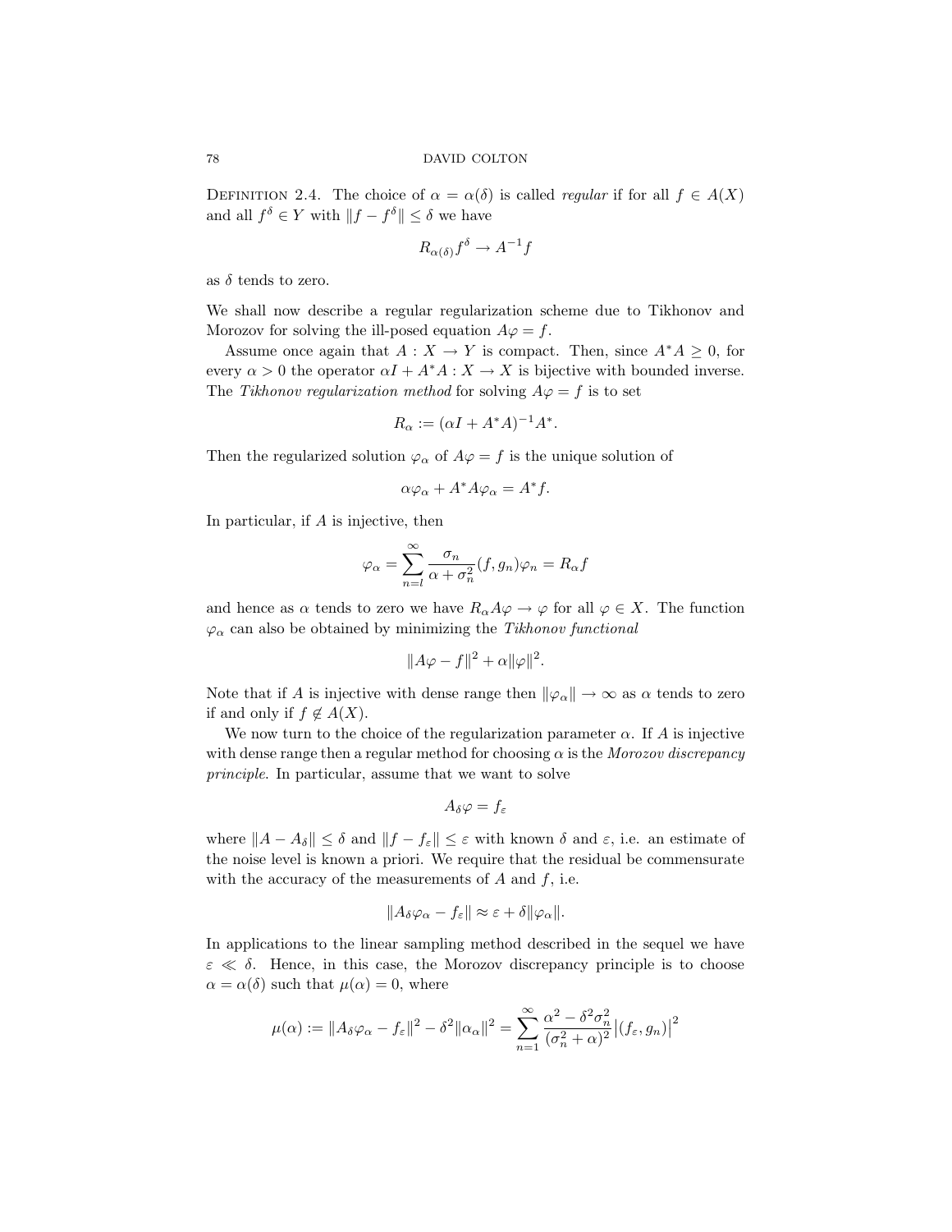Definition 2.4. The choice of $\alpha = \alpha(\delta)$ is called *regular* if for all $f \in A(X)$ and all $f^\delta \in Y$ with $\|f - f^\delta\| \le \delta$ we have

$$R_{\alpha(\delta)} f^\delta \to A^{-1} f$$

as $\delta$ tends to zero.

We shall now describe a regular regularization scheme due to Tikhonov and Morozov for solving the ill-posed equation $A\varphi = f$.

Assume once again that $A : X \to Y$ is compact. Then, since $A^*A \ge 0$, for every $\alpha > 0$ the operator $\alpha I + A^*A : X \to X$ is bijective with bounded inverse. The *Tikhonov regularization method* for solving $A\varphi = f$ is to set

$$R_\alpha := (\alpha I + A^*A)^{-1} A^*.$$

Then the regularized solution $\varphi_\alpha$ of $A\varphi = f$ is the unique solution of

$$\alpha \varphi_\alpha + A^*A\varphi_\alpha = A^* f.$$

In particular, if $A$ is injective, then

$$\varphi_\alpha = \sum_{n=l}^{\infty} \frac{\sigma_n}{\alpha + \sigma_n^2} (f, g_n) \varphi_n = R_\alpha f$$

and hence as $\alpha$ tends to zero we have $R_\alpha A\varphi \to \varphi$ for all $\varphi \in X$. The function $\varphi_\alpha$ can also be obtained by minimizing the *Tikhonov functional*

$$\|A\varphi - f\|^2 + \alpha \|\varphi\|^2.$$

Note that if $A$ is injective with dense range then $\|\varphi_\alpha\| \to \infty$ as $\alpha$ tends to zero if and only if $f \notin A(X)$.

We now turn to the choice of the regularization parameter $\alpha$. If $A$ is injective with dense range then a regular method for choosing $\alpha$ is the *Morozov discrepancy principle*. In particular, assume that we want to solve

$$A_\delta \varphi = f_\varepsilon$$

where $\|A - A_\delta\| \le \delta$ and $\|f - f_\varepsilon\| \le \varepsilon$ with known $\delta$ and $\varepsilon$, i.e. an estimate of the noise level is known a priori. We require that the residual be commensurate with the accuracy of the measurements of $A$ and $f$, i.e.

$$\|A_\delta \varphi_\alpha - f_\varepsilon\| \approx \varepsilon + \delta \|\varphi_\alpha\|.$$

In applications to the linear sampling method described in the sequel we have $\varepsilon \ll \delta$. Hence, in this case, the Morozov discrepancy principle is to choose $\alpha = \alpha(\delta)$ such that $\mu(\alpha) = 0$, where

$$\mu(\alpha) := \|A_\delta \varphi_\alpha - f_\varepsilon\|^2 - \delta^2 \|\alpha_\alpha\|^2 = \sum_{n=1}^{\infty} \frac{\alpha^2 - \delta^2 \sigma_n^2}{(\sigma_n^2 + \alpha)^2} \left|(f_\varepsilon, g_n)\right|^2$$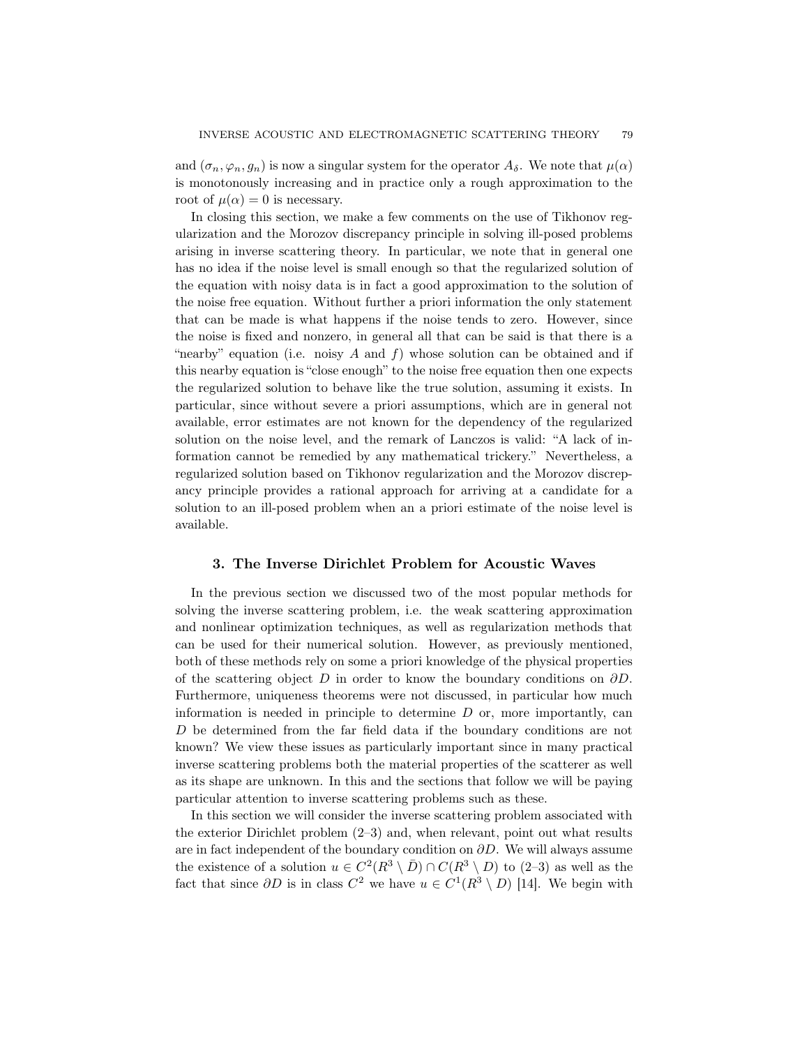and $(\sigma_n, \varphi_n, g_n)$ is now a singular system for the operator $A_\delta$. We note that $\mu(\alpha)$ is monotonously increasing and in practice only a rough approximation to the root of $\mu(\alpha) = 0$ is necessary.

In closing this section, we make a few comments on the use of Tikhonov regularization and the Morozov discrepancy principle in solving ill-posed problems arising in inverse scattering theory. In particular, we note that in general one has no idea if the noise level is small enough so that the regularized solution of the equation with noisy data is in fact a good approximation to the solution of the noise free equation. Without further a priori information the only statement that can be made is what happens if the noise tends to zero. However, since the noise is fixed and nonzero, in general all that can be said is that there is a "nearby" equation (i.e. noisy $A$ and $f$) whose solution can be obtained and if this nearby equation is "close enough" to the noise free equation then one expects the regularized solution to behave like the true solution, assuming it exists. In particular, since without severe a priori assumptions, which are in general not available, error estimates are not known for the dependency of the regularized solution on the noise level, and the remark of Lanczos is valid: "A lack of information cannot be remedied by any mathematical trickery." Nevertheless, a regularized solution based on Tikhonov regularization and the Morozov discrepancy principle provides a rational approach for arriving at a candidate for a solution to an ill-posed problem when an a priori estimate of the noise level is available.

## 3. The Inverse Dirichlet Problem for Acoustic Waves

In the previous section we discussed two of the most popular methods for solving the inverse scattering problem, i.e. the weak scattering approximation and nonlinear optimization techniques, as well as regularization methods that can be used for their numerical solution. However, as previously mentioned, both of these methods rely on some a priori knowledge of the physical properties of the scattering object $D$ in order to know the boundary conditions on $\partial D$. Furthermore, uniqueness theorems were not discussed, in particular how much information is needed in principle to determine $D$ or, more importantly, can $D$ be determined from the far field data if the boundary conditions are not known? We view these issues as particularly important since in many practical inverse scattering problems both the material properties of the scatterer as well as its shape are unknown. In this and the sections that follow we will be paying particular attention to inverse scattering problems such as these.

In this section we will consider the inverse scattering problem associated with the exterior Dirichlet problem (2–3) and, when relevant, point out what results are in fact independent of the boundary condition on $\partial D$. We will always assume the existence of a solution $u \in C^2(R^3 \setminus \bar{D}) \cap C(R^3 \setminus D)$ to (2–3) as well as the fact that since $\partial D$ is in class $C^2$ we have $u \in C^1(R^3 \setminus D)$ [14]. We begin with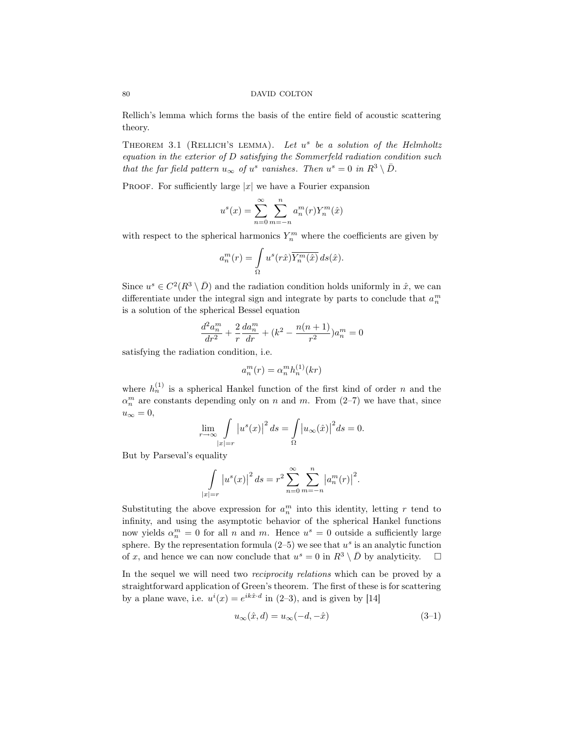Rellich's lemma which forms the basis of the entire field of acoustic scattering theory.

**Theorem 3.1** (Rellich's lemma). *Let $u^s$ be a solution of the Helmholtz equation in the exterior of $D$ satisfying the Sommerfeld radiation condition such that the far field pattern $u_\infty$ of $u^s$ vanishes. Then $u^s = 0$ in $R^3 \setminus \bar{D}$.*

Proof. For sufficiently large $|x|$ we have a Fourier expansion

$$u^s(x) = \sum_{n=0}^{\infty} \sum_{m=-n}^{n} a_n^m(r) Y_n^m(\hat{x})$$

with respect to the spherical harmonics $Y_n^m$ where the coefficients are given by

$$a_n^m(r) = \int_{\Omega} u^s(r\hat{x}) \overline{Y_n^m(\hat{x})}\, ds(\hat{x}).$$

Since $u^s \in C^2(R^3 \setminus \bar{D})$ and the radiation condition holds uniformly in $\hat{x}$, we can differentiate under the integral sign and integrate by parts to conclude that $a_n^m$ is a solution of the spherical Bessel equation

$$\frac{d^2 a_n^m}{dr^2} + \frac{2}{r}\frac{da_n^m}{dr} + \left(k^2 - \frac{n(n+1)}{r^2}\right) a_n^m = 0$$

satisfying the radiation condition, i.e.

$$a_n^m(r) = \alpha_n^m h_n^{(1)}(kr)$$

where $h_n^{(1)}$ is a spherical Hankel function of the first kind of order $n$ and the $\alpha_n^m$ are constants depending only on $n$ and $m$. From (2–7) we have that, since $u_\infty = 0$,

$$\lim_{r\to\infty} \int_{|x|=r} \left|u^s(x)\right|^2 ds = \int_{\Omega} \left|u_\infty(\hat{x})\right|^2 ds = 0.$$

But by Parseval's equality

$$\int_{|x|=r} \left|u^s(x)\right|^2 ds = r^2 \sum_{n=0}^{\infty} \sum_{m=-n}^{n} \left|a_n^m(r)\right|^2.$$

Substituting the above expression for $a_n^m$ into this identity, letting $r$ tend to infinity, and using the asymptotic behavior of the spherical Hankel functions now yields $\alpha_n^m = 0$ for all $n$ and $m$. Hence $u^s = 0$ outside a sufficiently large sphere. By the representation formula (2–5) we see that $u^s$ is an analytic function of $x$, and hence we can now conclude that $u^s = 0$ in $R^3 \setminus \bar{D}$ by analyticity. □

In the sequel we will need two *reciprocity relations* which can be proved by a straightforward application of Green's theorem. The first of these is for scattering by a plane wave, i.e. $u^i(x) = e^{ik\hat{x}\cdot d}$ in (2–3), and is given by [14]

$$u_\infty(\hat{x}, d) = u_\infty(-d, -\hat{x}) \tag{3–1}$$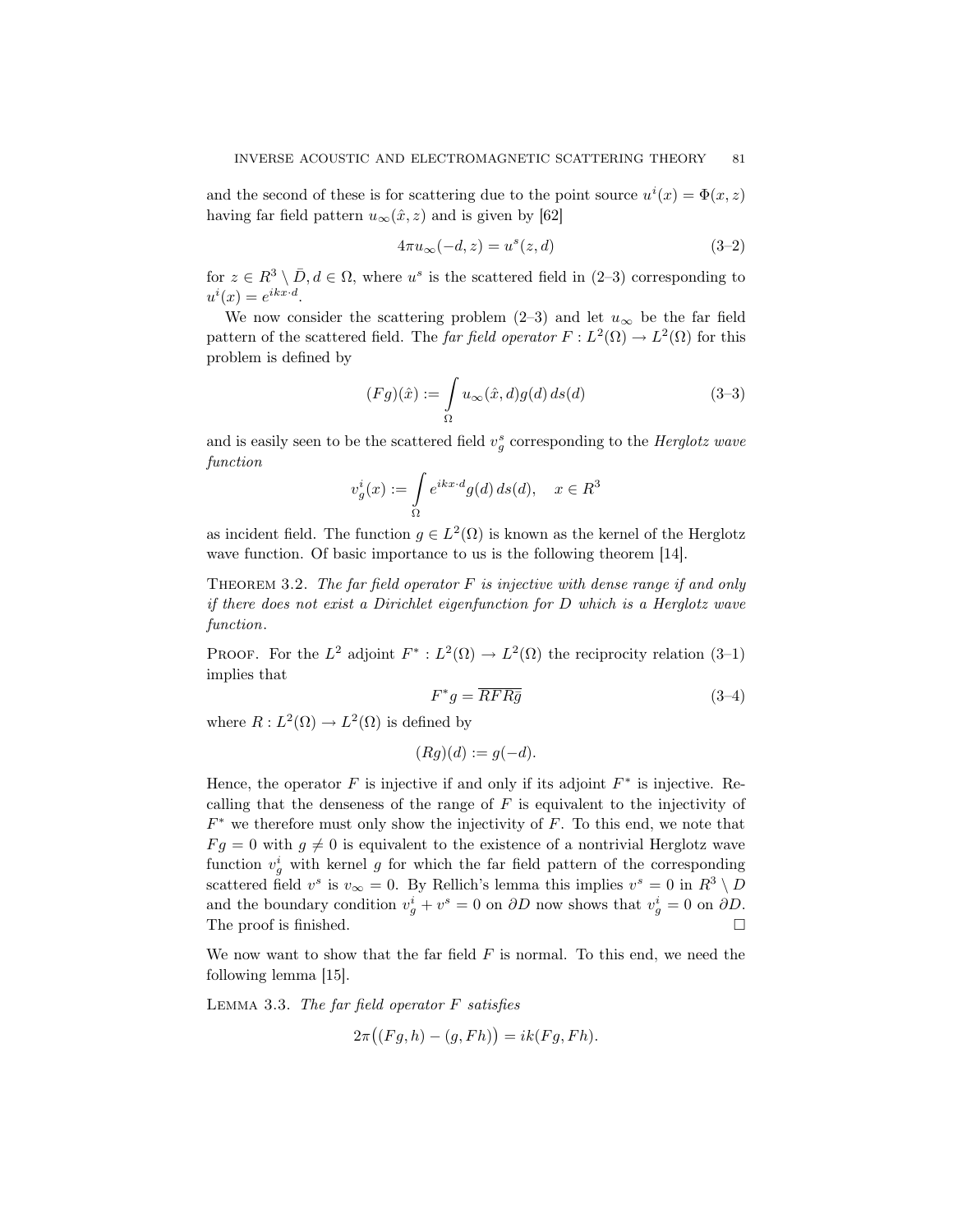and the second of these is for scattering due to the point source $u^i(x) = \Phi(x, z)$ having far field pattern $u_\infty(\hat{x}, z)$ and is given by [62]

$$4\pi u_\infty(-d, z) = u^s(z, d) \tag{3–2}$$

for $z \in R^3 \setminus \bar{D}, d \in \Omega$, where $u^s$ is the scattered field in (2–3) corresponding to $u^i(x) = e^{ikx\cdot d}$.

We now consider the scattering problem (2–3) and let $u_\infty$ be the far field pattern of the scattered field. The *far field operator* $F : L^2(\Omega) \to L^2(\Omega)$ for this problem is defined by

$$(Fg)(\hat{x}) := \int_\Omega u_\infty(\hat{x}, d) g(d)\, ds(d) \tag{3–3}$$

and is easily seen to be the scattered field $v_g^s$ corresponding to the *Herglotz wave function*

$$v_g^i(x) := \int_\Omega e^{ikx\cdot d} g(d)\, ds(d), \quad x \in R^3$$

as incident field. The function $g \in L^2(\Omega)$ is known as the kernel of the Herglotz wave function. Of basic importance to us is the following theorem [14].

THEOREM 3.2. *The far field operator $F$ is injective with dense range if and only if there does not exist a Dirichlet eigenfunction for $D$ which is a Herglotz wave function.*

PROOF. For the $L^2$ adjoint $F^* : L^2(\Omega) \to L^2(\Omega)$ the reciprocity relation (3–1) implies that

$$F^* g = \overline{RFR\bar{g}} \tag{3–4}$$

where $R : L^2(\Omega) \to L^2(\Omega)$ is defined by

$$(Rg)(d) := g(-d).$$

Hence, the operator $F$ is injective if and only if its adjoint $F^*$ is injective. Recalling that the denseness of the range of $F$ is equivalent to the injectivity of $F^*$ we therefore must only show the injectivity of $F$. To this end, we note that $Fg = 0$ with $g \neq 0$ is equivalent to the existence of a nontrivial Herglotz wave function $v_g^i$ with kernel $g$ for which the far field pattern of the corresponding scattered field $v^s$ is $v_\infty = 0$. By Rellich's lemma this implies $v^s = 0$ in $R^3 \setminus D$ and the boundary condition $v_g^i + v^s = 0$ on $\partial D$ now shows that $v_g^i = 0$ on $\partial D$. The proof is finished. □

We now want to show that the far field $F$ is normal. To this end, we need the following lemma [15].

LEMMA 3.3. *The far field operator $F$ satisfies*

$$2\pi\big((Fg, h) - (g, Fh)\big) = ik(Fg, Fh).$$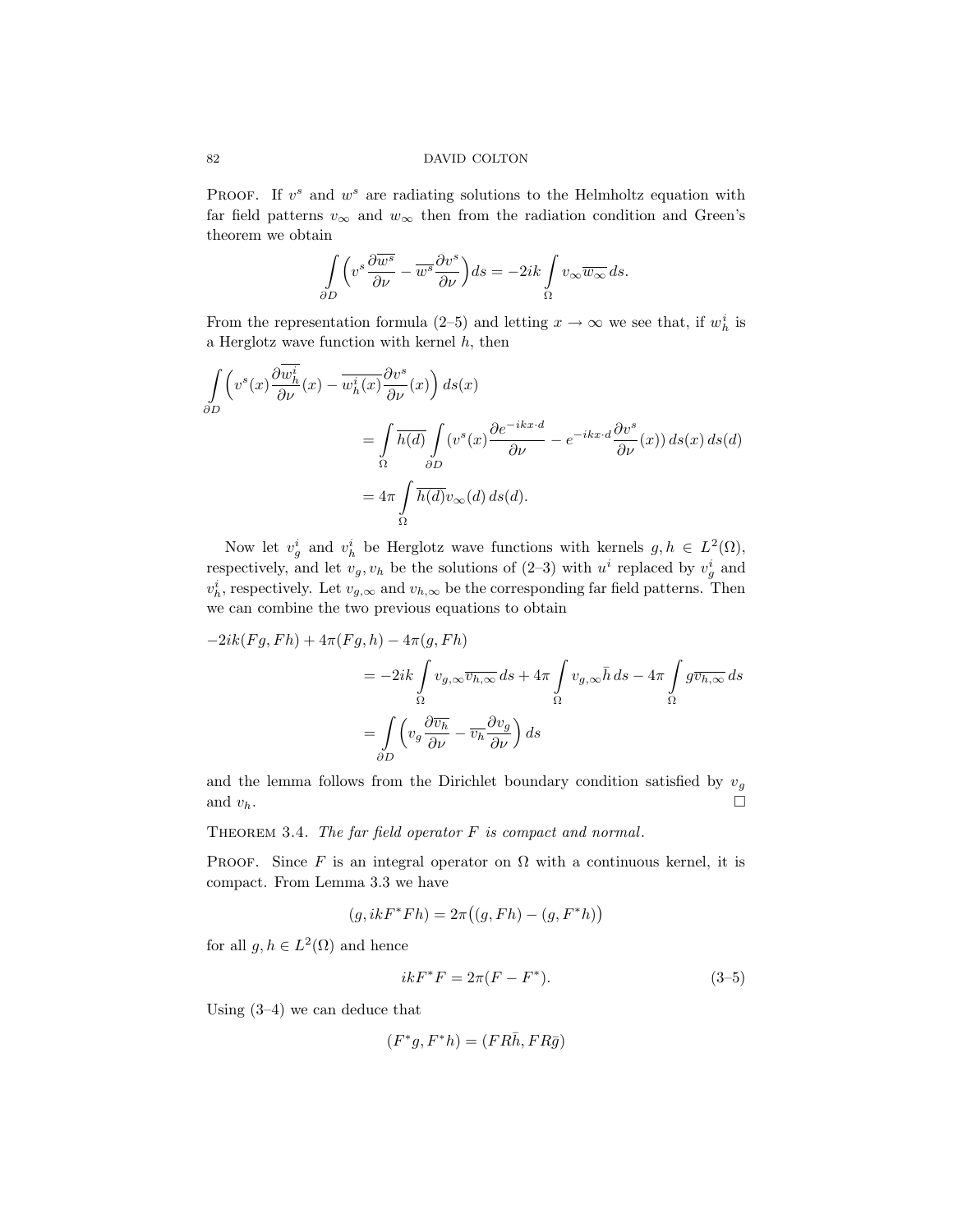PROOF. If $v^s$ and $w^s$ are radiating solutions to the Helmholtz equation with far field patterns $v_\infty$ and $w_\infty$ then from the radiation condition and Green's theorem we obtain

$$\int_{\partial D} \left( v^s \frac{\partial \overline{w^s}}{\partial \nu} - \overline{w^s} \frac{\partial v^s}{\partial \nu} \right) ds = -2ik \int_{\Omega} v_\infty \overline{w_\infty} \, ds.$$

From the representation formula (2–5) and letting $x \to \infty$ we see that, if $w_h^i$ is a Herglotz wave function with kernel $h$, then

$$\begin{aligned}
\int_{\partial D} \left( v^s(x) \frac{\partial \overline{w_h^i}}{\partial \nu}(x) - \overline{w_h^i(x)} \frac{\partial v^s}{\partial \nu}(x) \right) ds(x) \\
&= \int_{\Omega} \overline{h(d)} \int_{\partial D} \left( v^s(x) \frac{\partial e^{-ikx \cdot d}}{\partial \nu} - e^{-ikx \cdot d} \frac{\partial v^s}{\partial \nu}(x) \right) ds(x) \, ds(d) \\
&= 4\pi \int_{\Omega} \overline{h(d)} v_\infty(d) \, ds(d).
\end{aligned}$$

Now let $v_g^i$ and $v_h^i$ be Herglotz wave functions with kernels $g, h \in L^2(\Omega)$, respectively, and let $v_g, v_h$ be the solutions of (2–3) with $u^i$ replaced by $v_g^i$ and $v_h^i$, respectively. Let $v_{g,\infty}$ and $v_{h,\infty}$ be the corresponding far field patterns. Then we can combine the two previous equations to obtain

$$\begin{aligned}
-2ik(Fg, Fh) + 4\pi(Fg, h) - 4\pi(g, Fh) \\
&= -2ik \int_{\Omega} v_{g,\infty} \overline{v_{h,\infty}} \, ds + 4\pi \int_{\Omega} v_{g,\infty} \bar{h} \, ds - 4\pi \int_{\Omega} g \overline{v_{h,\infty}} \, ds \\
&= \int_{\partial D} \left( v_g \frac{\partial \overline{v_h}}{\partial \nu} - \overline{v_h} \frac{\partial v_g}{\partial \nu} \right) ds
\end{aligned}$$

and the lemma follows from the Dirichlet boundary condition satisfied by $v_g$ and $v_h$. □

THEOREM 3.4. *The far field operator $F$ is compact and normal.*

PROOF. Since $F$ is an integral operator on $\Omega$ with a continuous kernel, it is compact. From Lemma 3.3 we have

$$(g, ikF^*Fh) = 2\pi\big((g, Fh) - (g, F^*h)\big)$$

for all $g, h \in L^2(\Omega)$ and hence

$$ikF^*F = 2\pi(F - F^*). \tag{3–5}$$

Using (3–4) we can deduce that

$$(F^*g, F^*h) = (FR\bar{h}, FR\bar{g})$$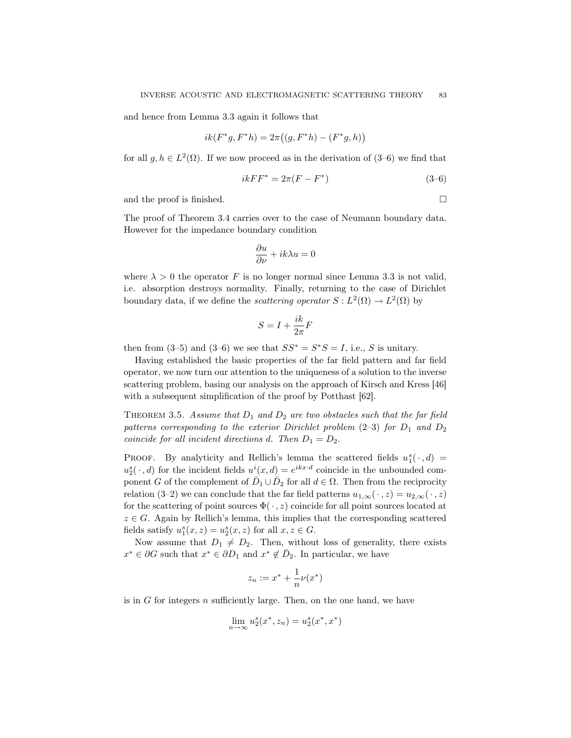and hence from Lemma 3.3 again it follows that

$$ik(F^*g, F^*h) = 2\pi\big((g, F^*h) - (F^*g, h)\big)$$

for all $g, h \in L^2(\Omega)$. If we now proceed as in the derivation of (3–6) we find that

$$ikFF^* = 2\pi(F - F^*) \tag{3–6}$$

and the proof is finished. □

The proof of Theorem 3.4 carries over to the case of Neumann boundary data. However for the impedance boundary condition

$$\frac{\partial u}{\partial \nu} + ik\lambda u = 0$$

where $\lambda > 0$ the operator $F$ is no longer normal since Lemma 3.3 is not valid, i.e. absorption destroys normality. Finally, returning to the case of Dirichlet boundary data, if we define the *scattering operator* $S : L^2(\Omega) \to L^2(\Omega)$ by

$$S = I + \frac{ik}{2\pi}F$$

then from (3–5) and (3–6) we see that $SS^* = S^*S = I$, i.e., $S$ is unitary.

Having established the basic properties of the far field pattern and far field operator, we now turn our attention to the uniqueness of a solution to the inverse scattering problem, basing our analysis on the approach of Kirsch and Kress [46] with a subsequent simplification of the proof by Potthast [62].

Theorem 3.5. *Assume that $D_1$ and $D_2$ are two obstacles such that the far field patterns corresponding to the exterior Dirichlet problem (2–3) for $D_1$ and $D_2$ coincide for all incident directions $d$. Then $D_1 = D_2$.*

Proof. By analyticity and Rellich's lemma the scattered fields $u_1^s(\,\cdot\,, d) = u_2^s(\,\cdot\,, d)$ for the incident fields $u^i(x, d) = e^{ikx\cdot d}$ coincide in the unbounded component $G$ of the complement of $\bar{D}_1 \cup \bar{D}_2$ for all $d \in \Omega$. Then from the reciprocity relation (3–2) we can conclude that the far field patterns $u_{1,\infty}(\,\cdot\,, z) = u_{2,\infty}(\,\cdot\,, z)$ for the scattering of point sources $\Phi(\,\cdot\,, z)$ coincide for all point sources located at $z \in G$. Again by Rellich's lemma, this implies that the corresponding scattered fields satisfy $u_1^s(x, z) = u_2^s(x, z)$ for all $x, z \in G$.

Now assume that $D_1 \neq D_2$. Then, without loss of generality, there exists $x^* \in \partial G$ such that $x^* \in \partial D_1$ and $x^* \notin \bar{D}_2$. In particular, we have

$$z_n := x^* + \frac{1}{n}\nu(x^*)$$

is in $G$ for integers $n$ sufficiently large. Then, on the one hand, we have

$$\lim_{n\to\infty} u_2^s(x^*, z_n) = u_2^s(x^*, x^*)$$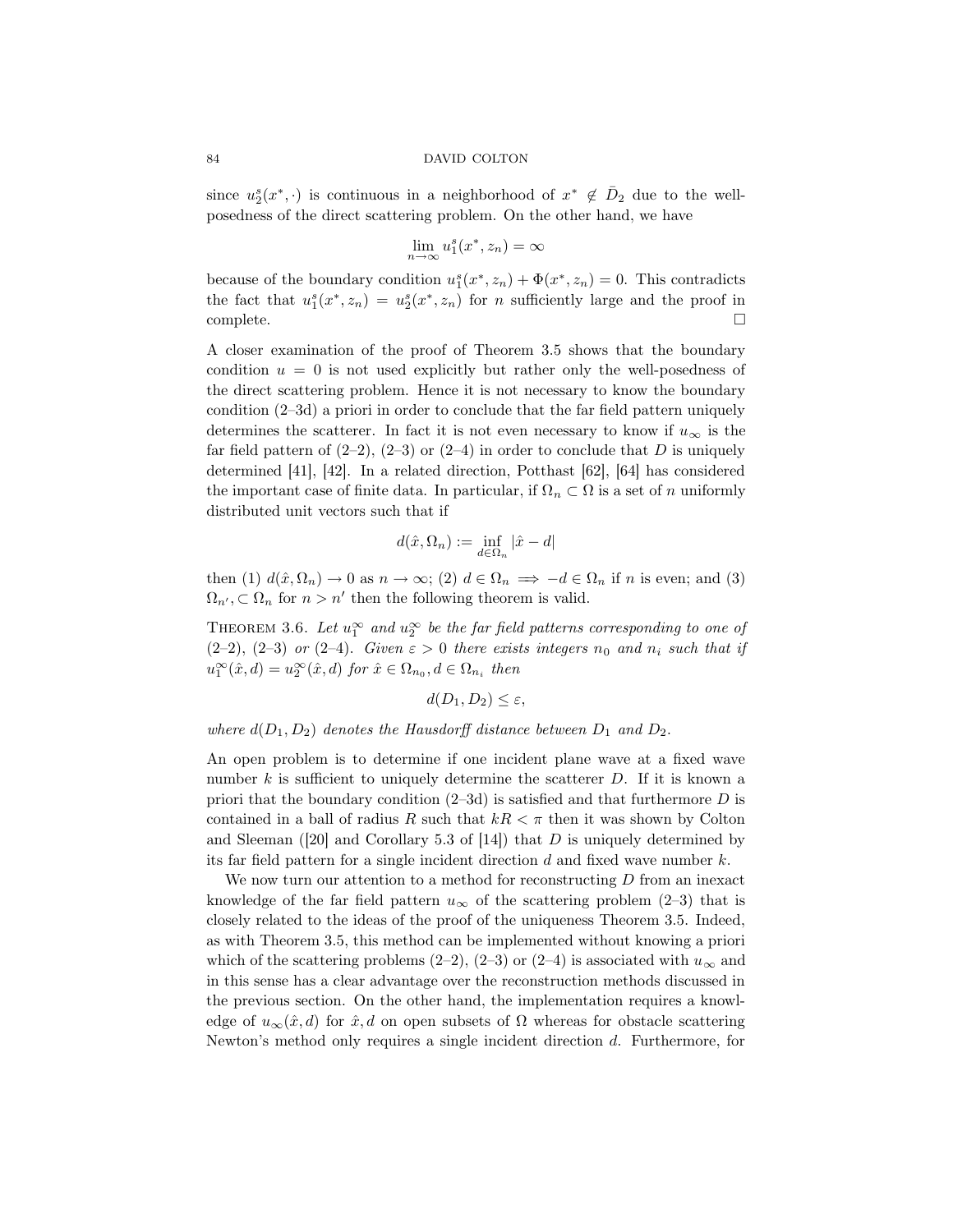since $u_2^s(x^*, \cdot)$ is continuous in a neighborhood of $x^* \notin \bar{D}_2$ due to the well-posedness of the direct scattering problem. On the other hand, we have

$$\lim_{n\to\infty} u_1^s(x^*, z_n) = \infty$$

because of the boundary condition $u_1^s(x^*, z_n) + \Phi(x^*, z_n) = 0$. This contradicts the fact that $u_1^s(x^*, z_n) = u_2^s(x^*, z_n)$ for $n$ sufficiently large and the proof in complete. $\square$

A closer examination of the proof of Theorem 3.5 shows that the boundary condition $u = 0$ is not used explicitly but rather only the well-posedness of the direct scattering problem. Hence it is not necessary to know the boundary condition (2–3d) a priori in order to conclude that the far field pattern uniquely determines the scatterer. In fact it is not even necessary to know if $u_\infty$ is the far field pattern of (2–2), (2–3) or (2–4) in order to conclude that $D$ is uniquely determined [41], [42]. In a related direction, Potthast [62], [64] has considered the important case of finite data. In particular, if $\Omega_n \subset \Omega$ is a set of $n$ uniformly distributed unit vectors such that if

$$d(\hat{x}, \Omega_n) := \inf_{d\in\Omega_n} |\hat{x} - d|$$

then (1) $d(\hat{x}, \Omega_n) \to 0$ as $n \to \infty$; (2) $d \in \Omega_n \implies -d \in \Omega_n$ if $n$ is even; and (3) $\Omega_{n'}, \subset \Omega_n$ for $n > n'$ then the following theorem is valid.

**Theorem 3.6.** *Let $u_1^\infty$ and $u_2^\infty$ be the far field patterns corresponding to one of (2–2), (2–3) or (2–4). Given $\varepsilon > 0$ there exists integers $n_0$ and $n_i$ such that if $u_1^\infty(\hat{x}, d) = u_2^\infty(\hat{x}, d)$ for $\hat{x} \in \Omega_{n_0}, d \in \Omega_{n_i}$ then*

$$d(D_1, D_2) \le \varepsilon,$$

*where $d(D_1, D_2)$ denotes the Hausdorff distance between $D_1$ and $D_2$.*

An open problem is to determine if one incident plane wave at a fixed wave number $k$ is sufficient to uniquely determine the scatterer $D$. If it is known a priori that the boundary condition (2–3d) is satisfied and that furthermore $D$ is contained in a ball of radius $R$ such that $kR < \pi$ then it was shown by Colton and Sleeman ([20] and Corollary 5.3 of [14]) that $D$ is uniquely determined by its far field pattern for a single incident direction $d$ and fixed wave number $k$.

We now turn our attention to a method for reconstructing $D$ from an inexact knowledge of the far field pattern $u_\infty$ of the scattering problem (2–3) that is closely related to the ideas of the proof of the uniqueness Theorem 3.5. Indeed, as with Theorem 3.5, this method can be implemented without knowing a priori which of the scattering problems (2–2), (2–3) or (2–4) is associated with $u_\infty$ and in this sense has a clear advantage over the reconstruction methods discussed in the previous section. On the other hand, the implementation requires a knowledge of $u_\infty(\hat{x}, d)$ for $\hat{x}, d$ on open subsets of $\Omega$ whereas for obstacle scattering Newton's method only requires a single incident direction $d$. Furthermore, for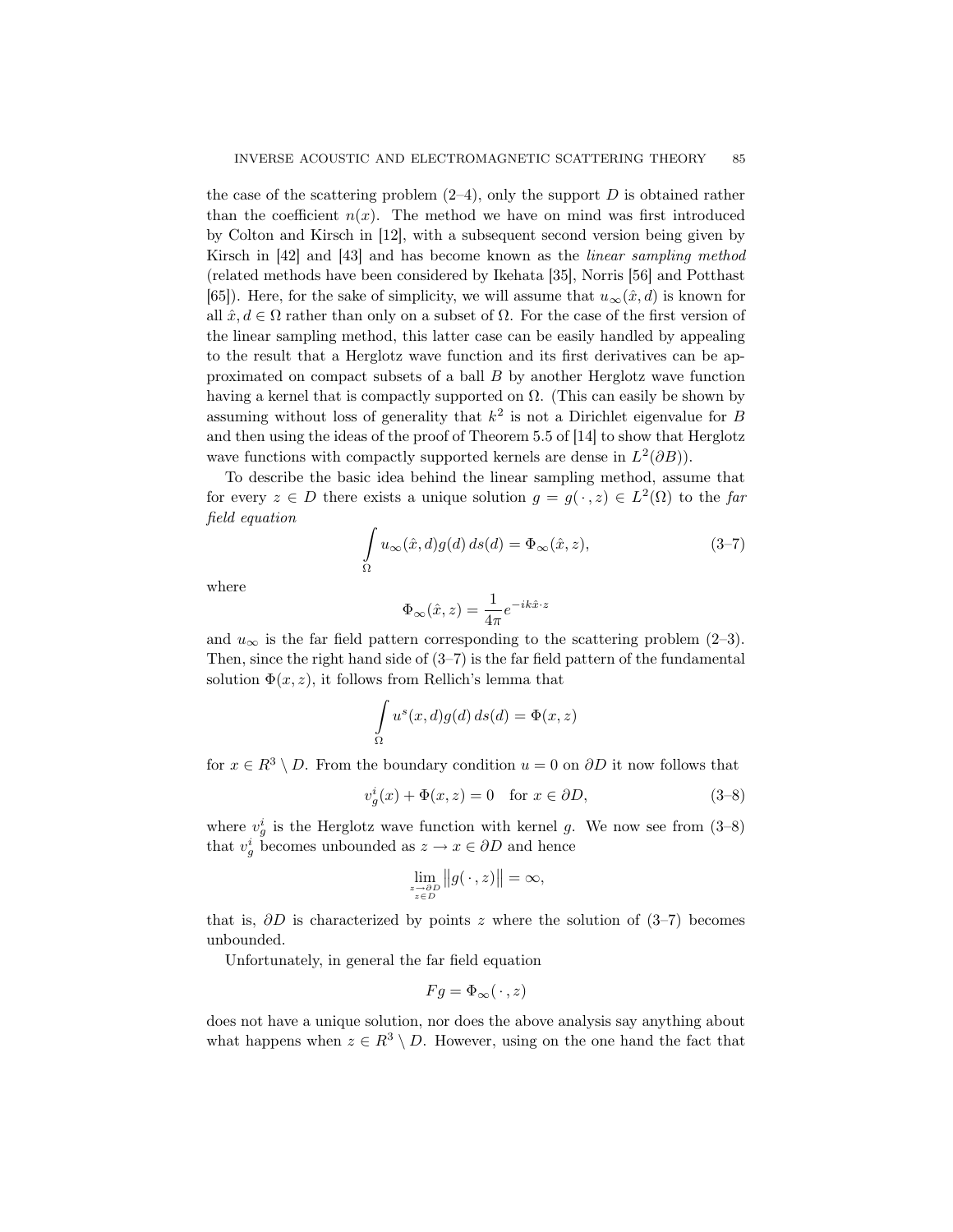the case of the scattering problem (2–4), only the support $D$ is obtained rather than the coefficient $n(x)$. The method we have on mind was first introduced by Colton and Kirsch in [12], with a subsequent second version being given by Kirsch in [42] and [43] and has become known as the *linear sampling method* (related methods have been considered by Ikehata [35], Norris [56] and Potthast [65]). Here, for the sake of simplicity, we will assume that $u_\infty(\hat{x}, d)$ is known for all $\hat{x}, d \in \Omega$ rather than only on a subset of $\Omega$. For the case of the first version of the linear sampling method, this latter case can be easily handled by appealing to the result that a Herglotz wave function and its first derivatives can be approximated on compact subsets of a ball $B$ by another Herglotz wave function having a kernel that is compactly supported on $\Omega$. (This can easily be shown by assuming without loss of generality that $k^2$ is not a Dirichlet eigenvalue for $B$ and then using the ideas of the proof of Theorem 5.5 of [14] to show that Herglotz wave functions with compactly supported kernels are dense in $L^2(\partial B)$).

To describe the basic idea behind the linear sampling method, assume that for every $z \in D$ there exists a unique solution $g = g(\,\cdot\,, z) \in L^2(\Omega)$ to the *far field equation*

$$\int_\Omega u_\infty(\hat{x}, d) g(d)\, ds(d) = \Phi_\infty(\hat{x}, z), \tag{3–7}$$

where

$$\Phi_\infty(\hat{x}, z) = \frac{1}{4\pi} e^{-ik\hat{x}\cdot z}$$

and $u_\infty$ is the far field pattern corresponding to the scattering problem (2–3). Then, since the right hand side of (3–7) is the far field pattern of the fundamental solution $\Phi(x, z)$, it follows from Rellich's lemma that

$$\int_\Omega u^s(x, d) g(d)\, ds(d) = \Phi(x, z)$$

for $x \in R^3 \setminus D$. From the boundary condition $u = 0$ on $\partial D$ it now follows that

$$v_g^i(x) + \Phi(x, z) = 0 \quad \text{for } x \in \partial D, \tag{3–8}$$

where $v_g^i$ is the Herglotz wave function with kernel $g$. We now see from (3–8) that $v_g^i$ becomes unbounded as $z \to x \in \partial D$ and hence

$$\lim_{\substack{z \to \partial D \\ z \in D}} \big\| g(\,\cdot\,, z) \big\| = \infty,$$

that is, $\partial D$ is characterized by points $z$ where the solution of (3–7) becomes unbounded.

Unfortunately, in general the far field equation

$$Fg = \Phi_\infty(\,\cdot\,, z)$$

does not have a unique solution, nor does the above analysis say anything about what happens when $z \in R^3 \setminus D$. However, using on the one hand the fact that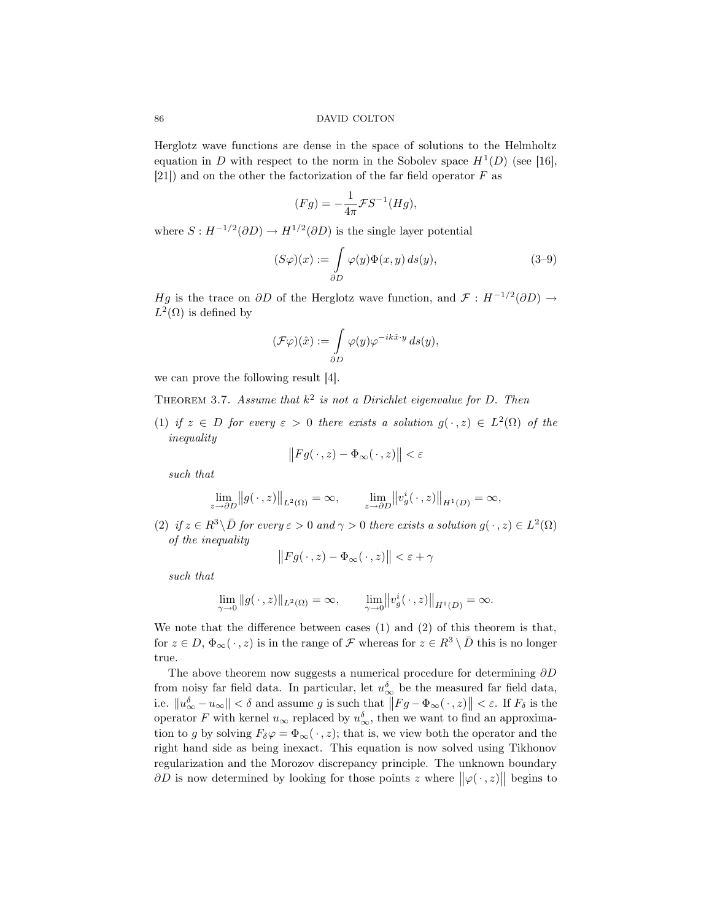Herglotz wave functions are dense in the space of solutions to the Helmholtz equation in $D$ with respect to the norm in the Sobolev space $H^1(D)$ (see [16], [21]) and on the other the factorization of the far field operator $F$ as

$$(Fg) = -\frac{1}{4\pi}\mathcal{F}S^{-1}(Hg),$$

where $S : H^{-1/2}(\partial D) \to H^{1/2}(\partial D)$ is the single layer potential

$$(S\varphi)(x) := \int_{\partial D} \varphi(y)\Phi(x,y)\,ds(y), \tag{3–9}$$

$Hg$ is the trace on $\partial D$ of the Herglotz wave function, and $\mathcal{F} : H^{-1/2}(\partial D) \to L^2(\Omega)$ is defined by

$$(\mathcal{F}\varphi)(\hat{x}) := \int_{\partial D} \varphi(y)\varphi^{-ik\hat{x}\cdot y}\,ds(y),$$

we can prove the following result [4].

Theorem 3.7. *Assume that $k^2$ is not a Dirichlet eigenvalue for $D$. Then*

(1) *if $z \in D$ for every $\varepsilon > 0$ there exists a solution $g(\,\cdot\,,z) \in L^2(\Omega)$ of the inequality*

$$\big\|Fg(\,\cdot\,,z) - \Phi_\infty(\,\cdot\,,z)\big\| < \varepsilon$$

*such that*

$$\lim_{z\to\partial D}\big\|g(\,\cdot\,,z)\big\|_{L^2(\Omega)} = \infty, \qquad \lim_{z\to\partial D}\big\|v_g^i(\,\cdot\,,z)\big\|_{H^1(D)} = \infty,$$

(2) *if $z \in R^3\setminus\bar{D}$ for every $\varepsilon > 0$ and $\gamma > 0$ there exists a solution $g(\,\cdot\,,z) \in L^2(\Omega)$ of the inequality*

$$\big\|Fg(\,\cdot\,,z) - \Phi_\infty(\,\cdot\,,z)\big\| < \varepsilon + \gamma$$

*such that*

$$\lim_{\gamma\to 0}\|g(\,\cdot\,,z)\|_{L^2(\Omega)} = \infty, \qquad \lim_{\gamma\to 0}\big\|v_g^i(\,\cdot\,,z)\big\|_{H^1(D)} = \infty.$$

We note that the difference between cases (1) and (2) of this theorem is that, for $z \in D$, $\Phi_\infty(\,\cdot\,,z)$ is in the range of $\mathcal{F}$ whereas for $z \in R^3\setminus\bar{D}$ this is no longer true.

The above theorem now suggests a numerical procedure for determining $\partial D$ from noisy far field data. In particular, let $u_\infty^\delta$ be the measured far field data, i.e. $\|u_\infty^\delta - u_\infty\| < \delta$ and assume $g$ is such that $\big\|Fg - \Phi_\infty(\,\cdot\,,z)\big\| < \varepsilon$. If $F_\delta$ is the operator $F$ with kernel $u_\infty$ replaced by $u_\infty^\delta$, then we want to find an approximation to $g$ by solving $F_\delta\varphi = \Phi_\infty(\,\cdot\,,z)$; that is, we view both the operator and the right hand side as being inexact. This equation is now solved using Tikhonov regularization and the Morozov discrepancy principle. The unknown boundary $\partial D$ is now determined by looking for those points $z$ where $\big\|\varphi(\,\cdot\,,z)\big\|$ begins to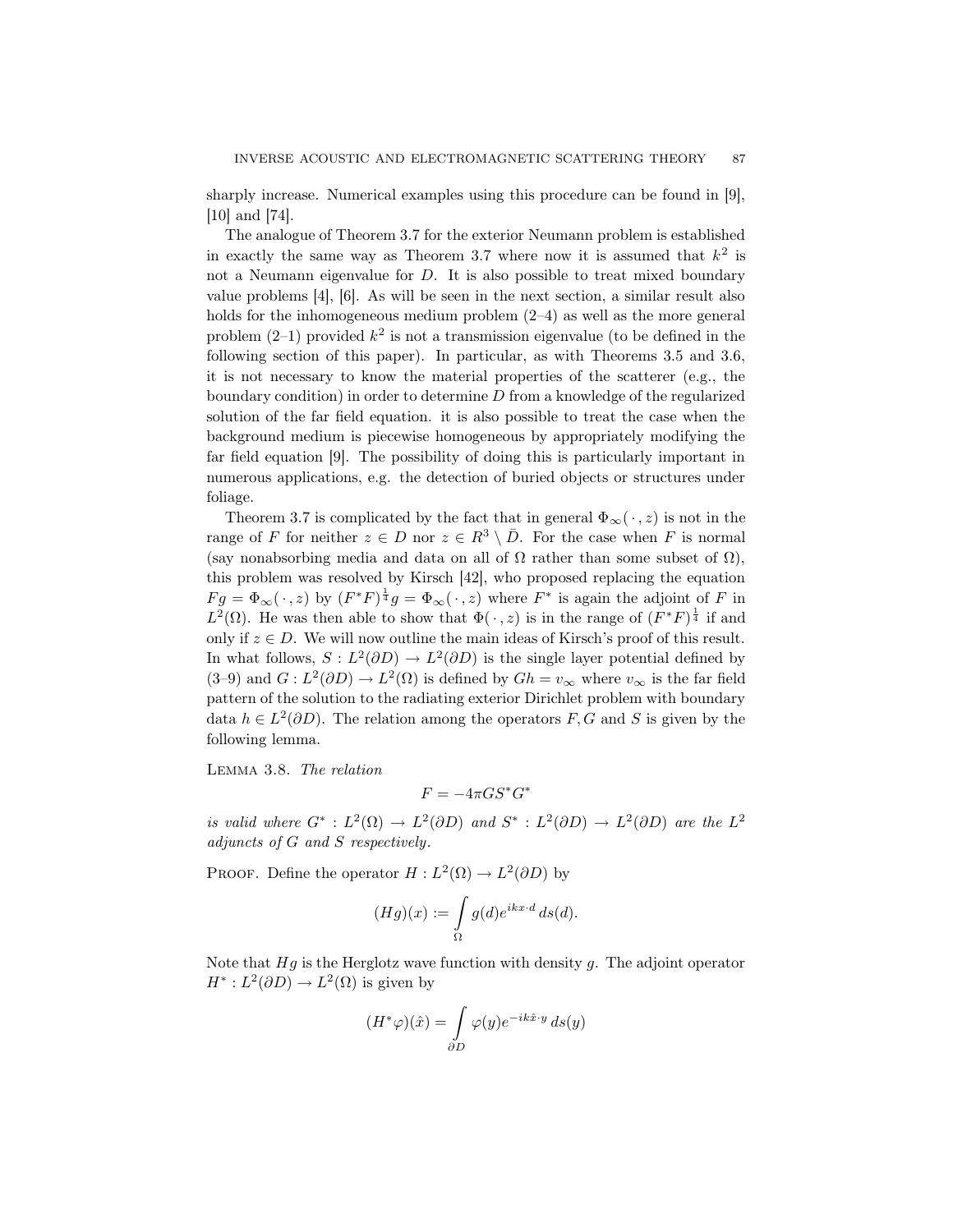sharply increase. Numerical examples using this procedure can be found in [9], [10] and [74].

The analogue of Theorem 3.7 for the exterior Neumann problem is established in exactly the same way as Theorem 3.7 where now it is assumed that $k^2$ is not a Neumann eigenvalue for $D$. It is also possible to treat mixed boundary value problems [4], [6]. As will be seen in the next section, a similar result also holds for the inhomogeneous medium problem (2–4) as well as the more general problem (2–1) provided $k^2$ is not a transmission eigenvalue (to be defined in the following section of this paper). In particular, as with Theorems 3.5 and 3.6, it is not necessary to know the material properties of the scatterer (e.g., the boundary condition) in order to determine $D$ from a knowledge of the regularized solution of the far field equation. it is also possible to treat the case when the background medium is piecewise homogeneous by appropriately modifying the far field equation [9]. The possibility of doing this is particularly important in numerous applications, e.g. the detection of buried objects or structures under foliage.

Theorem 3.7 is complicated by the fact that in general $\Phi_\infty(\,\cdot\,, z)$ is not in the range of $F$ for neither $z \in D$ nor $z \in R^3 \setminus \bar{D}$. For the case when $F$ is normal (say nonabsorbing media and data on all of $\Omega$ rather than some subset of $\Omega$), this problem was resolved by Kirsch [42], who proposed replacing the equation $Fg = \Phi_\infty(\,\cdot\,, z)$ by $(F^*F)^{\frac{1}{4}} g = \Phi_\infty(\,\cdot\,, z)$ where $F^*$ is again the adjoint of $F$ in $L^2(\Omega)$. He was then able to show that $\Phi(\,\cdot\,, z)$ is in the range of $(F^*F)^{\frac{1}{4}}$ if and only if $z \in D$. We will now outline the main ideas of Kirsch's proof of this result. In what follows, $S : L^2(\partial D) \to L^2(\partial D)$ is the single layer potential defined by (3–9) and $G : L^2(\partial D) \to L^2(\Omega)$ is defined by $Gh = v_\infty$ where $v_\infty$ is the far field pattern of the solution to the radiating exterior Dirichlet problem with boundary data $h \in L^2(\partial D)$. The relation among the operators $F, G$ and $S$ is given by the following lemma.

Lemma 3.8. *The relation*

$$F = -4\pi G S^* G^*$$

*is valid where* $G^* : L^2(\Omega) \to L^2(\partial D)$ *and* $S^* : L^2(\partial D) \to L^2(\partial D)$ *are the* $L^2$ *adjuncts of* $G$ *and* $S$ *respectively.*

Proof. Define the operator $H : L^2(\Omega) \to L^2(\partial D)$ by

$$(Hg)(x) := \int_\Omega g(d) e^{ikx\cdot d}\, ds(d).$$

Note that $Hg$ is the Herglotz wave function with density $g$. The adjoint operator $H^* : L^2(\partial D) \to L^2(\Omega)$ is given by

$$(H^*\varphi)(\hat{x}) = \int_{\partial D} \varphi(y) e^{-ik\hat{x}\cdot y}\, ds(y)$$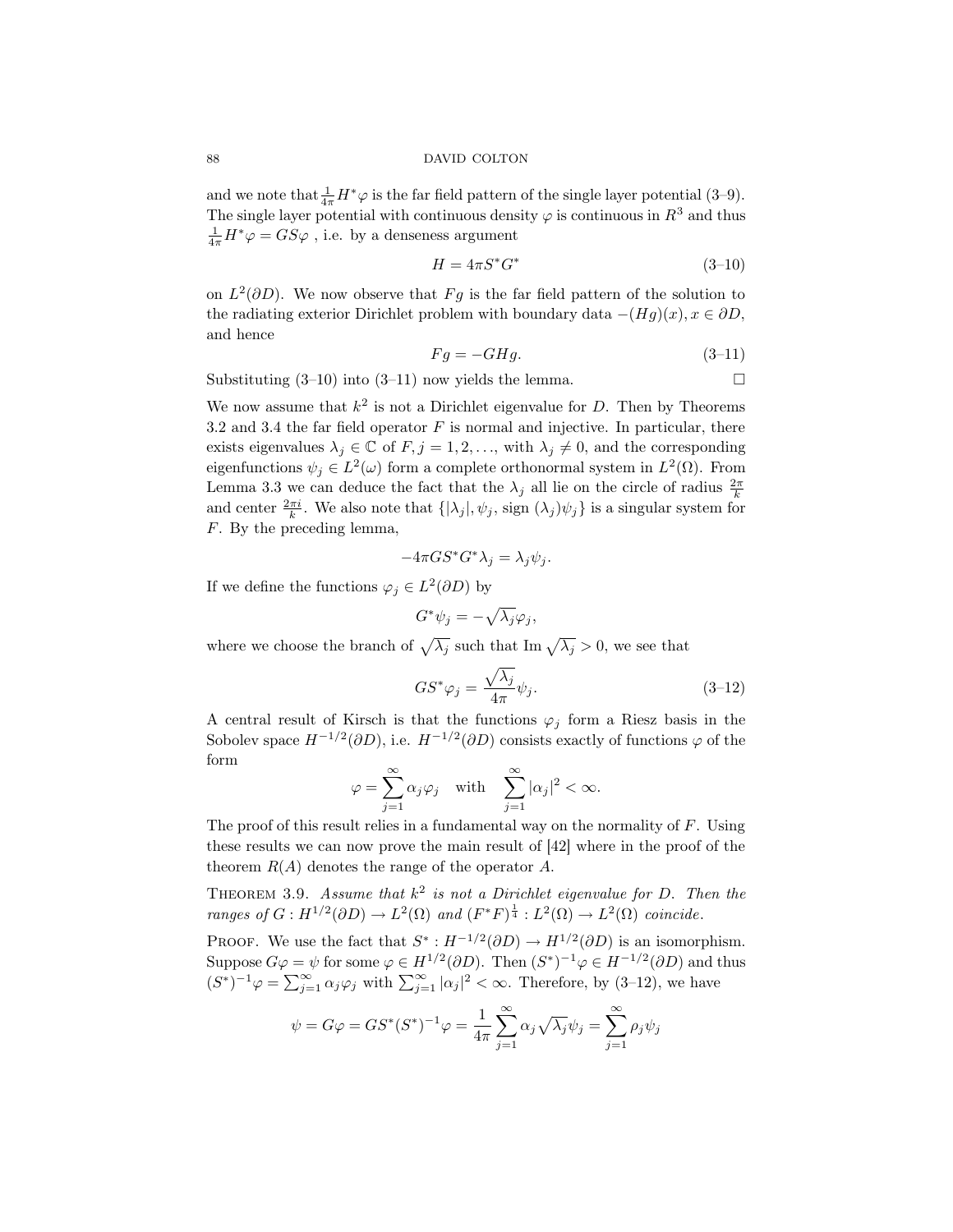and we note that $\frac{1}{4\pi}H^*\varphi$ is the far field pattern of the single layer potential (3–9). The single layer potential with continuous density $\varphi$ is continuous in $R^3$ and thus $\frac{1}{4\pi}H^*\varphi = GS\varphi$ , i.e. by a denseness argument

$$H = 4\pi S^* G^* \tag{3–10}$$

on $L^2(\partial D)$. We now observe that $Fg$ is the far field pattern of the solution to the radiating exterior Dirichlet problem with boundary data $-(Hg)(x), x \in \partial D$, and hence

$$Fg = -GHg. \tag{3–11}$$

Substituting (3–10) into (3–11) now yields the lemma. □

We now assume that $k^2$ is not a Dirichlet eigenvalue for $D$. Then by Theorems 3.2 and 3.4 the far field operator $F$ is normal and injective. In particular, there exists eigenvalues $\lambda_j \in \mathbb{C}$ of $F, j = 1, 2, \ldots$, with $\lambda_j \neq 0$, and the corresponding eigenfunctions $\psi_j \in L^2(\omega)$ form a complete orthonormal system in $L^2(\Omega)$. From Lemma 3.3 we can deduce the fact that the $\lambda_j$ all lie on the circle of radius $\frac{2\pi}{k}$ and center $\frac{2\pi i}{k}$. We also note that $\{|\lambda_j|, \psi_j, \text{sign}\,(\lambda_j)\psi_j\}$ is a singular system for $F$. By the preceding lemma,

$$-4\pi G S^* G^* \lambda_j = \lambda_j \psi_j.$$

If we define the functions $\varphi_j \in L^2(\partial D)$ by

$$G^*\psi_j = -\sqrt{\lambda_j}\varphi_j,$$

where we choose the branch of $\sqrt{\lambda_j}$ such that Im $\sqrt{\lambda_j} > 0$, we see that

$$GS^*\varphi_j = \frac{\sqrt{\lambda_j}}{4\pi}\psi_j. \tag{3–12}$$

A central result of Kirsch is that the functions $\varphi_j$ form a Riesz basis in the Sobolev space $H^{-1/2}(\partial D)$, i.e. $H^{-1/2}(\partial D)$ consists exactly of functions $\varphi$ of the form

$$\varphi = \sum_{j=1}^{\infty} \alpha_j \varphi_j \quad \text{with} \quad \sum_{j=1}^{\infty} |\alpha_j|^2 < \infty.$$

The proof of this result relies in a fundamental way on the normality of $F$. Using these results we can now prove the main result of [42] where in the proof of the theorem $R(A)$ denotes the range of the operator $A$.

THEOREM 3.9. *Assume that $k^2$ is not a Dirichlet eigenvalue for $D$. Then the ranges of $G : H^{1/2}(\partial D) \to L^2(\Omega)$ and $(F^*F)^{\frac{1}{4}} : L^2(\Omega) \to L^2(\Omega)$ coincide.*

PROOF. We use the fact that $S^* : H^{-1/2}(\partial D) \to H^{1/2}(\partial D)$ is an isomorphism. Suppose $G\varphi = \psi$ for some $\varphi \in H^{1/2}(\partial D)$. Then $(S^*)^{-1}\varphi \in H^{-1/2}(\partial D)$ and thus $(S^*)^{-1}\varphi = \sum_{j=1}^{\infty} \alpha_j \varphi_j$ with $\sum_{j=1}^{\infty} |\alpha_j|^2 < \infty$. Therefore, by (3–12), we have

$$\psi = G\varphi = GS^*(S^*)^{-1}\varphi = \frac{1}{4\pi}\sum_{j=1}^{\infty} \alpha_j \sqrt{\lambda_j}\psi_j = \sum_{j=1}^{\infty} \rho_j \psi_j$$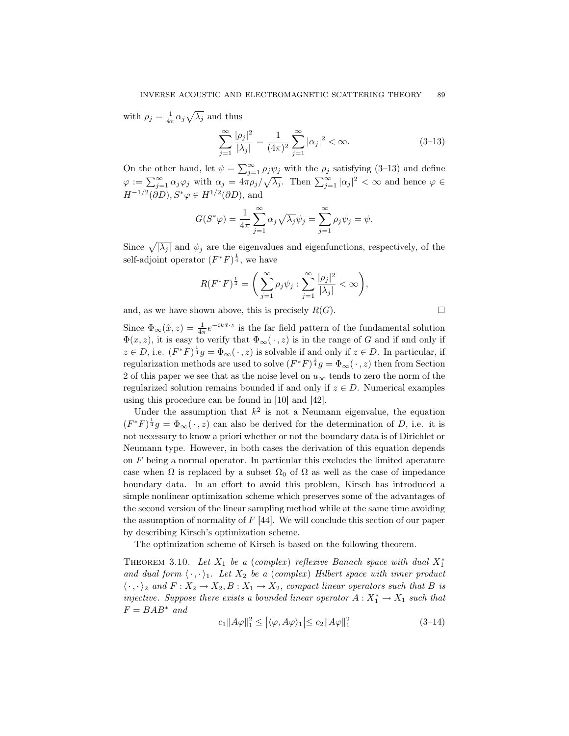with $\rho_j = \frac{1}{4\pi}\alpha_j\sqrt{\lambda_j}$ and thus

$$\sum_{j=1}^{\infty} \frac{|\rho_j|^2}{|\lambda_j|} = \frac{1}{(4\pi)^2}\sum_{j=1}^{\infty} |\alpha_j|^2 < \infty. \tag{3–13}$$

On the other hand, let $\psi = \sum_{j=1}^{\infty} \rho_j \psi_j$ with the $\rho_j$ satisfying (3–13) and define $\varphi := \sum_{j=1}^{\infty} \alpha_j \varphi_j$ with $\alpha_j = 4\pi\rho_j/\sqrt{\lambda_j}$. Then $\sum_{j=1}^{\infty} |\alpha_j|^2 < \infty$ and hence $\varphi \in H^{-1/2}(\partial D), S^*\varphi \in H^{1/2}(\partial D)$, and

$$G(S^*\varphi) = \frac{1}{4\pi}\sum_{j=1}^{\infty} \alpha_j \sqrt{\lambda_j}\psi_j = \sum_{j=1}^{\infty} \rho_j \psi_j = \psi.$$

Since $\sqrt{|\lambda_j|}$ and $\psi_j$ are the eigenvalues and eigenfunctions, respectively, of the self-adjoint operator $(F^*F)^{\frac{1}{4}}$, we have

$$R(F^*F)^{\frac{1}{4}} = \left( \sum_{j=1}^{\infty} \rho_j \psi_j : \sum_{j=1}^{\infty} \frac{|\rho_j|^2}{|\lambda_j|} < \infty \right),$$

and, as we have shown above, this is precisely $R(G)$. □

Since $\Phi_\infty(\hat{x}, z) = \frac{1}{4\pi}e^{-ik\hat{x}\cdot z}$ is the far field pattern of the fundamental solution $\Phi(x, z)$, it is easy to verify that $\Phi_\infty(\,\cdot\,, z)$ is in the range of $G$ and if and only if $z \in D$, i.e. $(F^*F)^{\frac{1}{4}}g = \Phi_\infty(\,\cdot\,, z)$ is solvable if and only if $z \in D$. In particular, if regularization methods are used to solve $(F^*F)^{\frac{1}{4}}g = \Phi_\infty(\,\cdot\,, z)$ then from Section 2 of this paper we see that as the noise level on $u_\infty$ tends to zero the norm of the regularized solution remains bounded if and only if $z \in D$. Numerical examples using this procedure can be found in [10] and [42].

Under the assumption that $k^2$ is not a Neumann eigenvalue, the equation $(F^*F)^{\frac{1}{4}}g = \Phi_\infty(\,\cdot\,, z)$ can also be derived for the determination of $D$, i.e. it is not necessary to know a priori whether or not the boundary data is of Dirichlet or Neumann type. However, in both cases the derivation of this equation depends on $F$ being a normal operator. In particular this excludes the limited aperature case when $\Omega$ is replaced by a subset $\Omega_0$ of $\Omega$ as well as the case of impedance boundary data. In an effort to avoid this problem, Kirsch has introduced a simple nonlinear optimization scheme which preserves some of the advantages of the second version of the linear sampling method while at the same time avoiding the assumption of normality of $F$ [44]. We will conclude this section of our paper by describing Kirsch's optimization scheme.

The optimization scheme of Kirsch is based on the following theorem.

Theorem 3.10. *Let $X_1$ be a (complex) reflexive Banach space with dual $X_1^*$ and dual form $\langle\,\cdot\,,\cdot\,\rangle_1$. Let $X_2$ be a (complex) Hilbert space with inner product $\langle\,\cdot\,,\cdot\,\rangle_2$ and $F : X_2 \to X_2, B : X_1 \to X_2$, compact linear operators such that $B$ is injective. Suppose there exists a bounded linear operator $A : X_1^* \to X_1$ such that $F = BAB^*$ and*

$$c_1\|A\varphi\|_1^2 \leq \left|\langle \varphi, A\varphi\rangle_1\right| \leq c_2\|A\varphi\|_1^2 \tag{3–14}$$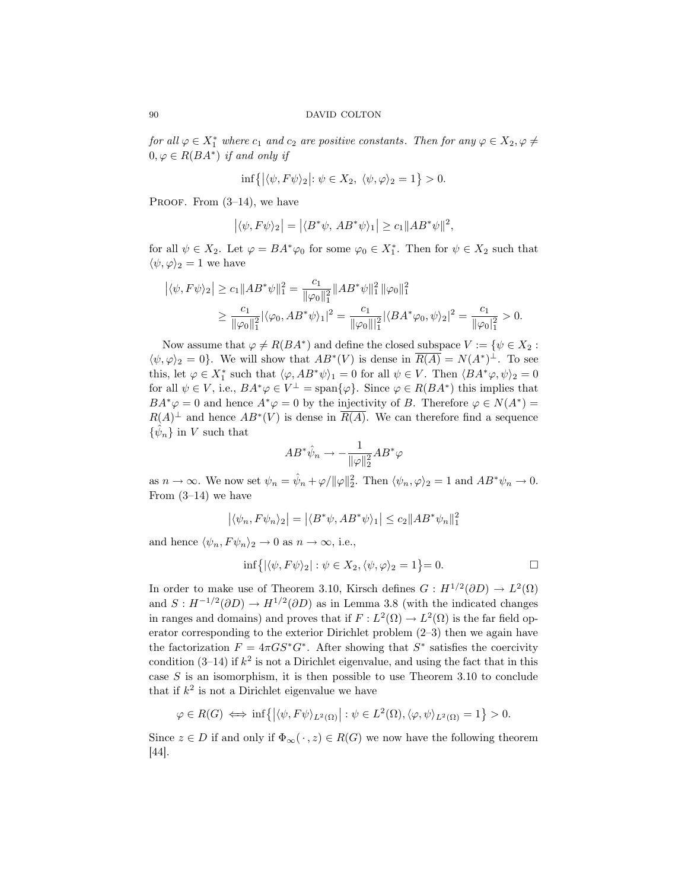*for all $\varphi \in X_1^*$ where $c_1$ and $c_2$ are positive constants. Then for any $\varphi \in X_2, \varphi \neq 0, \varphi \in R(BA^*)$ if and only if*

$$\inf\bigl\{\bigl|\langle \psi, F\psi\rangle_2\bigr|: \psi \in X_2,\ \langle \psi, \varphi\rangle_2 = 1\bigr\} > 0.$$

Proof. From (3–14), we have

$$\bigl|\langle \psi, F\psi\rangle_2\bigr| = \bigl|\langle B^*\psi,\ AB^*\psi\rangle_1\bigr| \geq c_1\|AB^*\psi\|^2,$$

for all $\psi \in X_2$. Let $\varphi = BA^*\varphi_0$ for some $\varphi_0 \in X_1^*$. Then for $\psi \in X_2$ such that $\langle \psi, \varphi\rangle_2 = 1$ we have

$$\begin{aligned}\bigl|\langle \psi, F\psi\rangle_2\bigr| &\geq c_1\|AB^*\psi\|_1^2 = \frac{c_1}{\|\varphi_0\|_1^2}\|AB^*\psi\|_1^2\,\|\varphi_0\|_1^2 \\ &\geq \frac{c_1}{\|\varphi_0\|_1^2}|\langle \varphi_0, AB^*\psi\rangle_1|^2 = \frac{c_1}{\|\varphi_0\|_1^2}|\langle BA^*\varphi_0, \psi\rangle_2|^2 = \frac{c_1}{\|\varphi_0|_1^2} > 0.\end{aligned}$$

Now assume that $\varphi \neq R(BA^*)$ and define the closed subspace $V := \{\psi \in X_2 : \langle \psi, \varphi\rangle_2 = 0\}$. We will show that $AB^*(V)$ is dense in $\overline{R(A)} = N(A^*)^\perp$. To see this, let $\varphi \in X_1^*$ such that $\langle \varphi, AB^*\psi\rangle_1 = 0$ for all $\psi \in V$. Then $\langle BA^*\varphi, \psi\rangle_2 = 0$ for all $\psi \in V$, i.e., $BA^*\varphi \in V^\perp = \operatorname{span}\{\varphi\}$. Since $\varphi \in R(BA^*)$ this implies that $BA^*\varphi = 0$ and hence $A^*\varphi = 0$ by the injectivity of $B$. Therefore $\varphi \in N(A^*) = R(A)^\perp$ and hence $AB^*(V)$ is dense in $\overline{R(A)}$. We can therefore find a sequence $\{\hat{\psi}_n\}$ in $V$ such that

$$AB^*\hat{\psi}_n \to -\frac{1}{\|\varphi\|_2^2}AB^*\varphi$$

as $n \to \infty$. We now set $\psi_n = \hat{\psi}_n + \varphi/\|\varphi\|_2^2$. Then $\langle \psi_n, \varphi\rangle_2 = 1$ and $AB^*\psi_n \to 0$. From (3–14) we have

$$\bigl|\langle \psi_n, F\psi_n\rangle_2\bigr| = \bigl|\langle B^*\psi, AB^*\psi\rangle_1\bigr| \leq c_2\|AB^*\psi_n\|_1^2$$

and hence $\langle \psi_n, F\psi_n\rangle_2 \to 0$ as $n \to \infty$, i.e.,

$$\inf\bigl\{|\langle \psi, F\psi\rangle_2| : \psi \in X_2, \langle \psi, \varphi\rangle_2 = 1\bigr\} = 0. \qquad \square$$

In order to make use of Theorem 3.10, Kirsch defines $G : H^{1/2}(\partial D) \to L^2(\Omega)$ and $S : H^{-1/2}(\partial D) \to H^{1/2}(\partial D)$ as in Lemma 3.8 (with the indicated changes in ranges and domains) and proves that if $F : L^2(\Omega) \to L^2(\Omega)$ is the far field operator corresponding to the exterior Dirichlet problem (2–3) then we again have the factorization $F = 4\pi GS^*G^*$. After showing that $S^*$ satisfies the coercivity condition (3–14) if $k^2$ is not a Dirichlet eigenvalue, and using the fact that in this case $S$ is an isomorphism, it is then possible to use Theorem 3.10 to conclude that if $k^2$ is not a Dirichlet eigenvalue we have

$$\varphi \in R(G) \iff \inf\bigl\{\bigl|\langle \psi, F\psi\rangle_{L^2(\Omega)}\bigr| : \psi \in L^2(\Omega), \langle \varphi, \psi\rangle_{L^2(\Omega)} = 1\bigr\} > 0.$$

Since $z \in D$ if and only if $\Phi_\infty(\,\cdot\,, z) \in R(G)$ we now have the following theorem [44].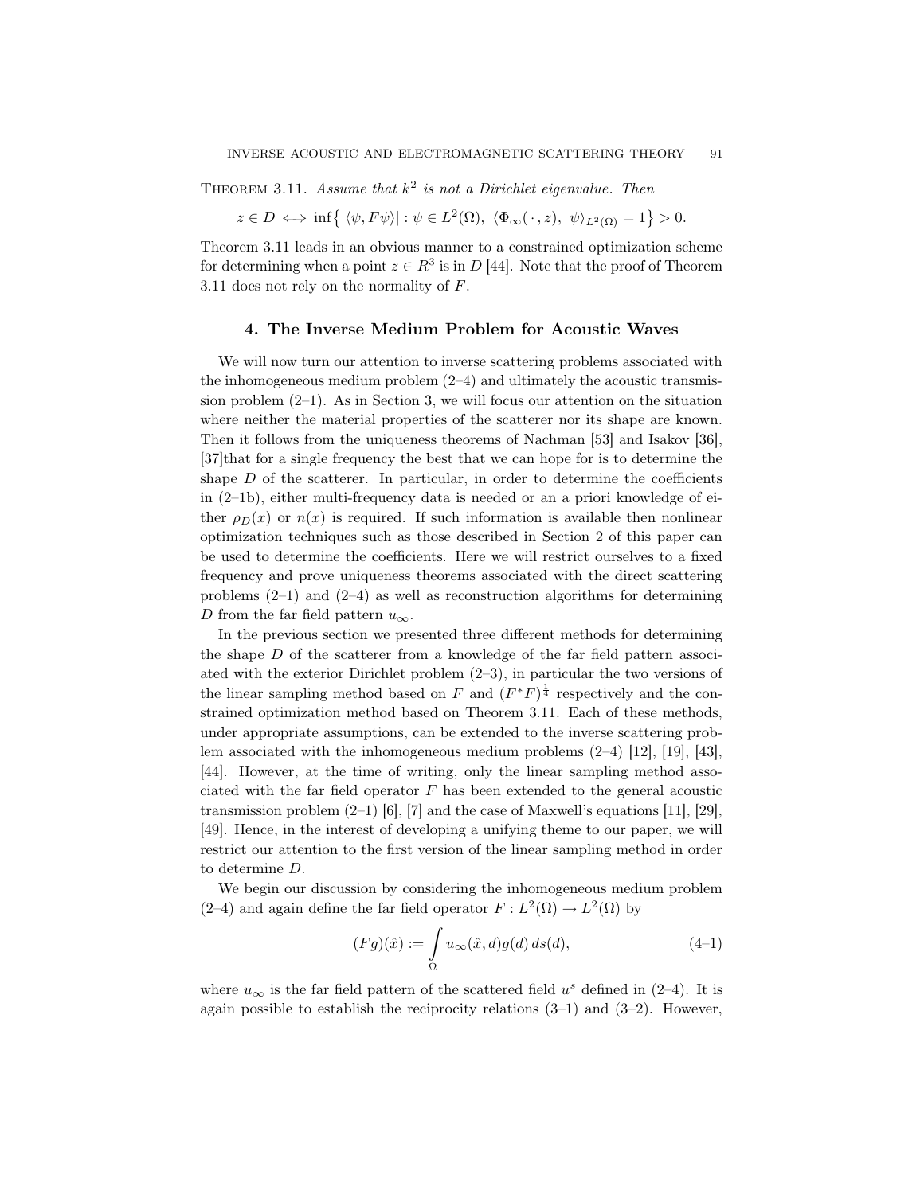**Theorem 3.11.** *Assume that $k^2$ is not a Dirichlet eigenvalue. Then*

$$z \in D \iff \inf\bigl\{|\langle \psi, F\psi\rangle| : \psi \in L^2(\Omega),\ \langle \Phi_\infty(\,\cdot\,, z),\ \psi\rangle_{L^2(\Omega)} = 1\bigr\} > 0.$$

Theorem 3.11 leads in an obvious manner to a constrained optimization scheme for determining when a point $z \in R^3$ is in $D$ [44]. Note that the proof of Theorem 3.11 does not rely on the normality of $F$.

## 4. The Inverse Medium Problem for Acoustic Waves

We will now turn our attention to inverse scattering problems associated with the inhomogeneous medium problem (2–4) and ultimately the acoustic transmission problem (2–1). As in Section 3, we will focus our attention on the situation where neither the material properties of the scatterer nor its shape are known. Then it follows from the uniqueness theorems of Nachman [53] and Isakov [36], [37]that for a single frequency the best that we can hope for is to determine the shape $D$ of the scatterer. In particular, in order to determine the coefficients in (2–1b), either multi-frequency data is needed or an a priori knowledge of either $\rho_D(x)$ or $n(x)$ is required. If such information is available then nonlinear optimization techniques such as those described in Section 2 of this paper can be used to determine the coefficients. Here we will restrict ourselves to a fixed frequency and prove uniqueness theorems associated with the direct scattering problems (2–1) and (2–4) as well as reconstruction algorithms for determining $D$ from the far field pattern $u_\infty$.

In the previous section we presented three different methods for determining the shape $D$ of the scatterer from a knowledge of the far field pattern associated with the exterior Dirichlet problem (2–3), in particular the two versions of the linear sampling method based on $F$ and $(F^*F)^{\frac{1}{4}}$ respectively and the constrained optimization method based on Theorem 3.11. Each of these methods, under appropriate assumptions, can be extended to the inverse scattering problem associated with the inhomogeneous medium problems (2–4) [12], [19], [43], [44]. However, at the time of writing, only the linear sampling method associated with the far field operator $F$ has been extended to the general acoustic transmission problem (2–1) [6], [7] and the case of Maxwell's equations [11], [29], [49]. Hence, in the interest of developing a unifying theme to our paper, we will restrict our attention to the first version of the linear sampling method in order to determine $D$.

We begin our discussion by considering the inhomogeneous medium problem (2–4) and again define the far field operator $F : L^2(\Omega) \to L^2(\Omega)$ by

$$(Fg)(\hat{x}) := \int_\Omega u_\infty(\hat{x}, d) g(d)\, ds(d), \tag{4–1}$$

where $u_\infty$ is the far field pattern of the scattered field $u^s$ defined in (2–4). It is again possible to establish the reciprocity relations (3–1) and (3–2). However,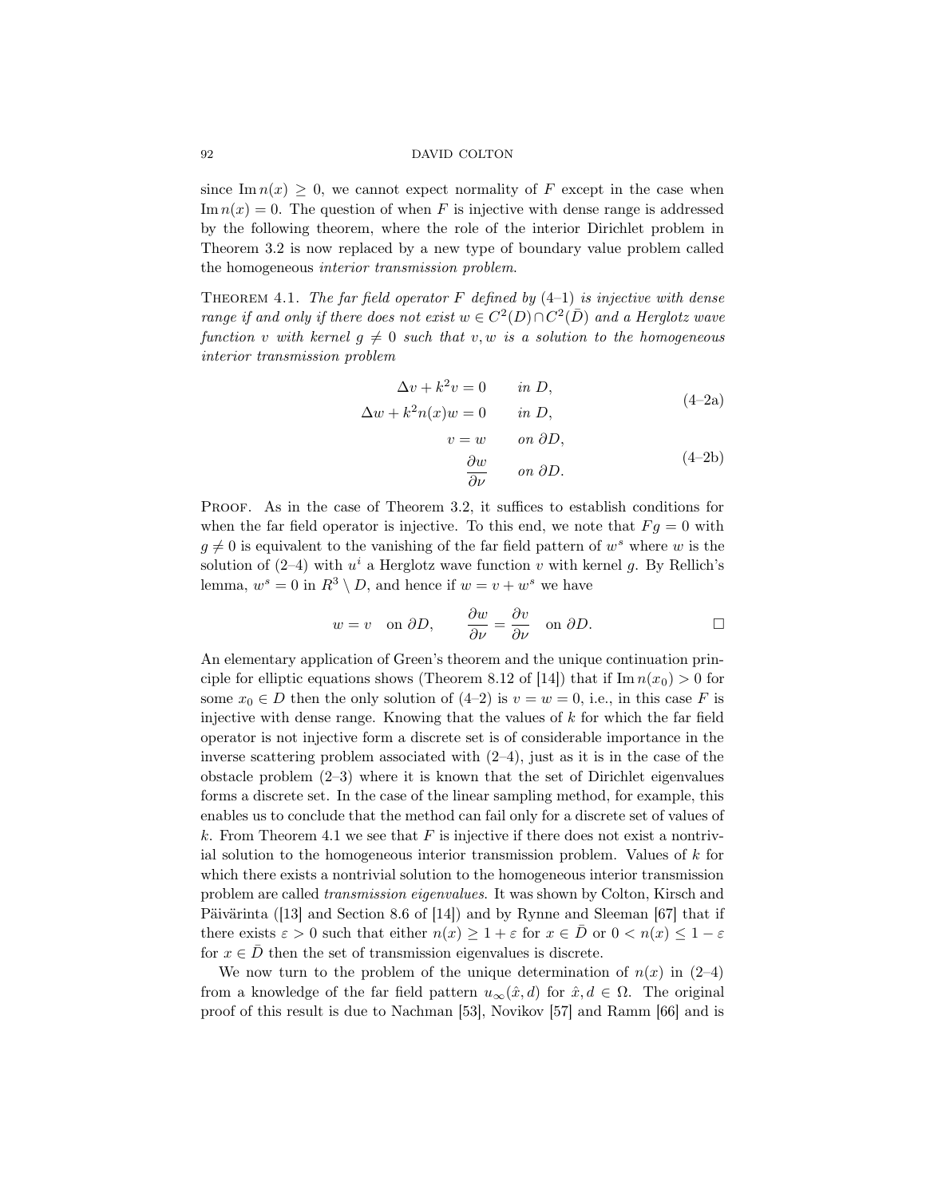since $\operatorname{Im} n(x) \geq 0$, we cannot expect normality of $F$ except in the case when $\operatorname{Im} n(x) = 0$. The question of when $F$ is injective with dense range is addressed by the following theorem, where the role of the interior Dirichlet problem in Theorem 3.2 is now replaced by a new type of boundary value problem called the homogeneous *interior transmission problem*.

THEOREM 4.1. *The far field operator $F$ defined by (4–1) is injective with dense range if and only if there does not exist $w \in C^2(D) \cap C^2(\bar{D})$ and a Herglotz wave function $v$ with kernel $g \neq 0$ such that $v, w$ is a solution to the homogeneous interior transmission problem*

$$
\begin{aligned}
\Delta v + k^2 v &= 0 \qquad \text{in } D, \\
\Delta w + k^2 n(x) w &= 0 \qquad \text{in } D,
\end{aligned}
\tag{4–2a}
$$

$$
\begin{aligned}
v &= w \qquad \text{on } \partial D, \\
\frac{\partial w}{\partial \nu} & \qquad \text{on } \partial D.
\end{aligned}
\tag{4–2b}
$$

PROOF. As in the case of Theorem 3.2, it suffices to establish conditions for when the far field operator is injective. To this end, we note that $Fg = 0$ with $g \neq 0$ is equivalent to the vanishing of the far field pattern of $w^s$ where $w$ is the solution of (2–4) with $u^i$ a Herglotz wave function $v$ with kernel $g$. By Rellich's lemma, $w^s = 0$ in $R^3 \setminus D$, and hence if $w = v + w^s$ we have

$$
w = v \quad \text{on } \partial D, \qquad \frac{\partial w}{\partial \nu} = \frac{\partial v}{\partial \nu} \quad \text{on } \partial D. \qquad \square
$$

An elementary application of Green's theorem and the unique continuation principle for elliptic equations shows (Theorem 8.12 of [14]) that if $\operatorname{Im} n(x_0) > 0$ for some $x_0 \in D$ then the only solution of (4–2) is $v = w = 0$, i.e., in this case $F$ is injective with dense range. Knowing that the values of $k$ for which the far field operator is not injective form a discrete set is of considerable importance in the inverse scattering problem associated with (2–4), just as it is in the case of the obstacle problem (2–3) where it is known that the set of Dirichlet eigenvalues forms a discrete set. In the case of the linear sampling method, for example, this enables us to conclude that the method can fail only for a discrete set of values of $k$. From Theorem 4.1 we see that $F$ is injective if there does not exist a nontrivial solution to the homogeneous interior transmission problem. Values of $k$ for which there exists a nontrivial solution to the homogeneous interior transmission problem are called *transmission eigenvalues*. It was shown by Colton, Kirsch and Päivärinta ([13] and Section 8.6 of [14]) and by Rynne and Sleeman [67] that if there exists $\varepsilon > 0$ such that either $n(x) \geq 1 + \varepsilon$ for $x \in \bar{D}$ or $0 < n(x) \leq 1 - \varepsilon$ for $x \in \bar{D}$ then the set of transmission eigenvalues is discrete.

We now turn to the problem of the unique determination of $n(x)$ in (2–4) from a knowledge of the far field pattern $u_\infty(\hat{x}, d)$ for $\hat{x}, d \in \Omega$. The original proof of this result is due to Nachman [53], Novikov [57] and Ramm [66] and is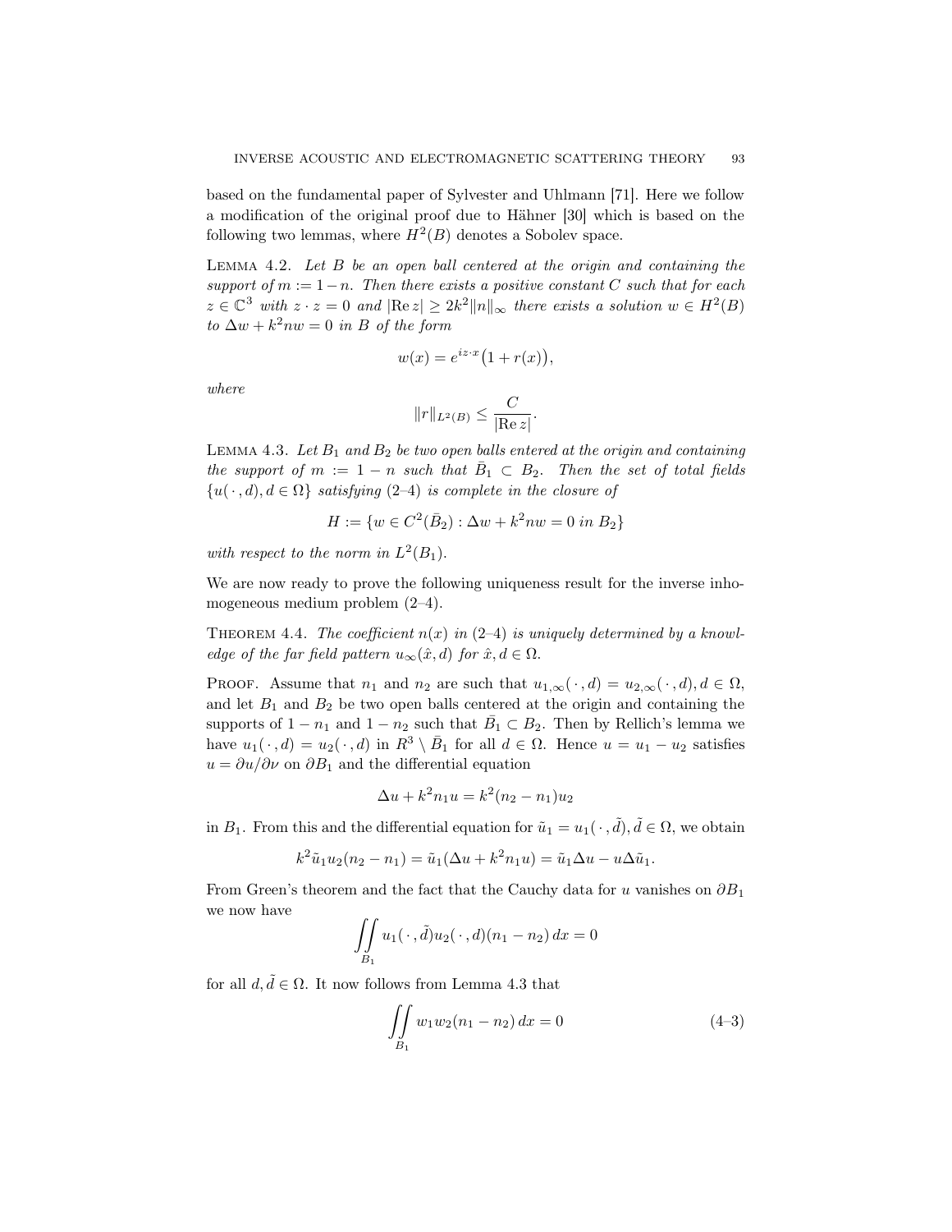based on the fundamental paper of Sylvester and Uhlmann [71]. Here we follow a modification of the original proof due to Hähner [30] which is based on the following two lemmas, where $H^2(B)$ denotes a Sobolev space.

Lemma 4.2. *Let $B$ be an open ball centered at the origin and containing the support of $m := 1 - n$. Then there exists a positive constant $C$ such that for each $z \in \mathbb{C}^3$ with $z \cdot z = 0$ and $|\operatorname{Re} z| \geq 2k^2 \|n\|_\infty$ there exists a solution $w \in H^2(B)$ to $\Delta w + k^2 n w = 0$ in $B$ of the form*

$$w(x) = e^{iz\cdot x}\big(1 + r(x)\big),$$

*where*

$$\|r\|_{L^2(B)} \leq \frac{C}{|\operatorname{Re} z|}.$$

Lemma 4.3. *Let $B_1$ and $B_2$ be two open balls entered at the origin and containing the support of $m := 1 - n$ such that $\bar{B}_1 \subset B_2$. Then the set of total fields $\{u(\,\cdot\,, d), d \in \Omega\}$ satisfying (2–4) is complete in the closure of*

$$H := \{w \in C^2(\bar{B}_2) : \Delta w + k^2 n w = 0 \text{ in } B_2\}$$

*with respect to the norm in $L^2(B_1)$.*

We are now ready to prove the following uniqueness result for the inverse inhomogeneous medium problem (2–4).

Theorem 4.4. *The coefficient $n(x)$ in (2–4) is uniquely determined by a knowledge of the far field pattern $u_\infty(\hat{x}, d)$ for $\hat{x}, d \in \Omega$.*

Proof. Assume that $n_1$ and $n_2$ are such that $u_{1,\infty}(\,\cdot\,, d) = u_{2,\infty}(\,\cdot\,, d), d \in \Omega$, and let $B_1$ and $B_2$ be two open balls centered at the origin and containing the supports of $1 - n_1$ and $1 - n_2$ such that $\bar{B}_1 \subset B_2$. Then by Rellich's lemma we have $u_1(\,\cdot\,, d) = u_2(\,\cdot\,, d)$ in $R^3 \setminus \bar{B}_1$ for all $d \in \Omega$. Hence $u = u_1 - u_2$ satisfies $u = \partial u/\partial\nu$ on $\partial B_1$ and the differential equation

$$\Delta u + k^2 n_1 u = k^2 (n_2 - n_1) u_2$$

in $B_1$. From this and the differential equation for $\tilde{u}_1 = u_1(\,\cdot\,, \tilde{d}), \tilde{d} \in \Omega$, we obtain

$$k^2 \tilde{u}_1 u_2 (n_2 - n_1) = \tilde{u}_1(\Delta u + k^2 n_1 u) = \tilde{u}_1 \Delta u - u \Delta \tilde{u}_1.$$

From Green's theorem and the fact that the Cauchy data for $u$ vanishes on $\partial B_1$ we now have

$$\iint\limits_{B_1} u_1(\,\cdot\,, \tilde{d}) u_2(\,\cdot\,, d)(n_1 - n_2)\, dx = 0$$

for all $d, \tilde{d} \in \Omega$. It now follows from Lemma 4.3 that

$$\iint\limits_{B_1} w_1 w_2 (n_1 - n_2)\, dx = 0 \tag{4–3}$$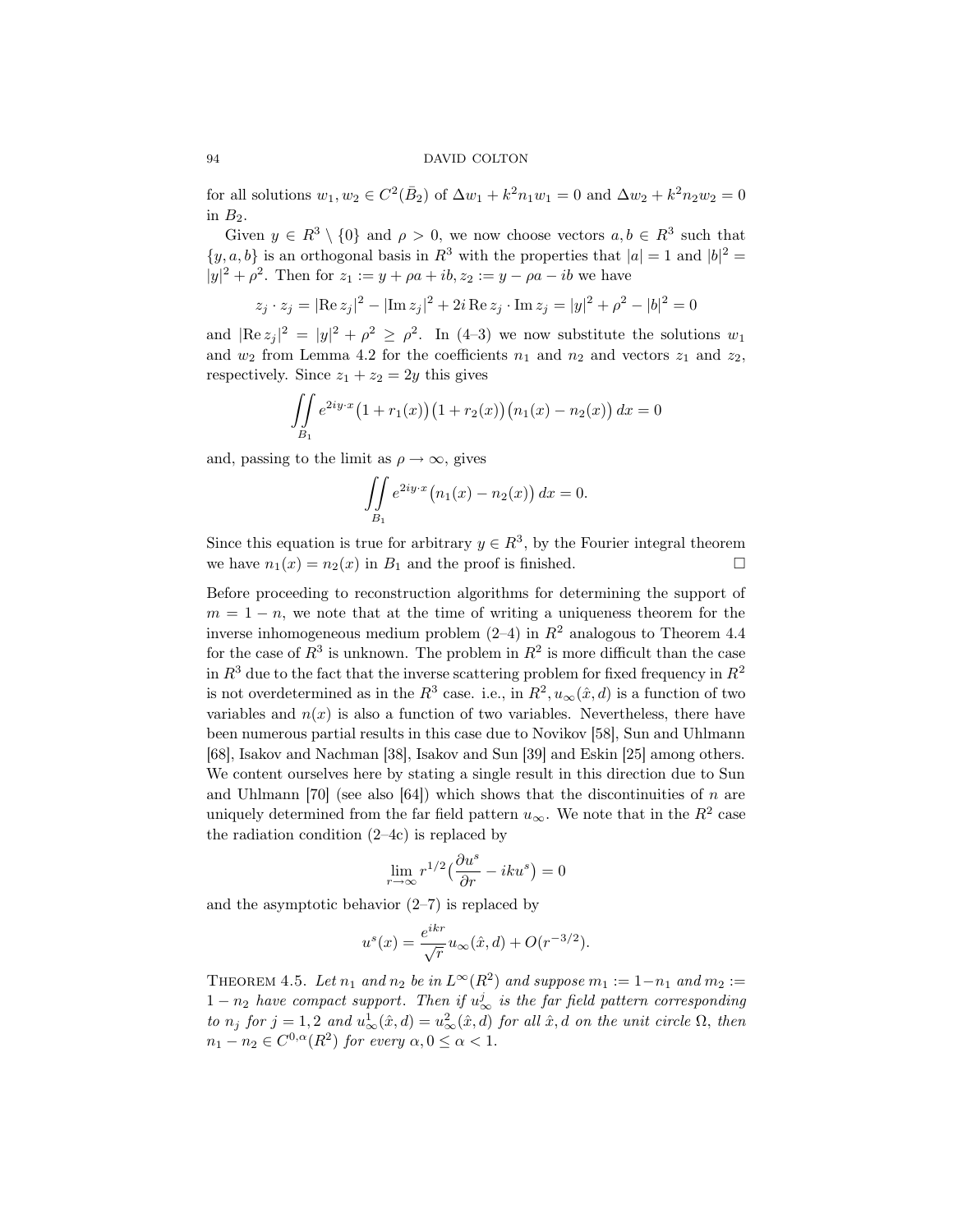for all solutions $w_1, w_2 \in C^2(\bar{B}_2)$ of $\Delta w_1 + k^2 n_1 w_1 = 0$ and $\Delta w_2 + k^2 n_2 w_2 = 0$ in $B_2$.

Given $y \in R^3 \setminus \{0\}$ and $\rho > 0$, we now choose vectors $a, b \in R^3$ such that $\{y, a, b\}$ is an orthogonal basis in $R^3$ with the properties that $|a| = 1$ and $|b|^2 = |y|^2 + \rho^2$. Then for $z_1 := y + \rho a + ib, z_2 := y - \rho a - ib$ we have

$$z_j \cdot z_j = |\operatorname{Re} z_j|^2 - |\operatorname{Im} z_j|^2 + 2i \operatorname{Re} z_j \cdot \operatorname{Im} z_j = |y|^2 + \rho^2 - |b|^2 = 0$$

and $|\operatorname{Re} z_j|^2 = |y|^2 + \rho^2 \geq \rho^2$. In (4–3) we now substitute the solutions $w_1$ and $w_2$ from Lemma 4.2 for the coefficients $n_1$ and $n_2$ and vectors $z_1$ and $z_2$, respectively. Since $z_1 + z_2 = 2y$ this gives

$$\iint\limits_{B_1} e^{2iy\cdot x}\big(1 + r_1(x)\big)\big(1 + r_2(x)\big)\big(n_1(x) - n_2(x)\big)\, dx = 0$$

and, passing to the limit as $\rho \to \infty$, gives

$$\iint\limits_{B_1} e^{2iy\cdot x}\big(n_1(x) - n_2(x)\big)\, dx = 0.$$

Since this equation is true for arbitrary $y \in R^3$, by the Fourier integral theorem we have $n_1(x) = n_2(x)$ in $B_1$ and the proof is finished. □

Before proceeding to reconstruction algorithms for determining the support of $m = 1 - n$, we note that at the time of writing a uniqueness theorem for the inverse inhomogeneous medium problem (2–4) in $R^2$ analogous to Theorem 4.4 for the case of $R^3$ is unknown. The problem in $R^2$ is more difficult than the case in $R^3$ due to the fact that the inverse scattering problem for fixed frequency in $R^2$ is not overdetermined as in the $R^3$ case. i.e., in $R^2, u_\infty(\hat{x}, d)$ is a function of two variables and $n(x)$ is also a function of two variables. Nevertheless, there have been numerous partial results in this case due to Novikov [58], Sun and Uhlmann [68], Isakov and Nachman [38], Isakov and Sun [39] and Eskin [25] among others. We content ourselves here by stating a single result in this direction due to Sun and Uhlmann [70] (see also [64]) which shows that the discontinuities of $n$ are uniquely determined from the far field pattern $u_\infty$. We note that in the $R^2$ case the radiation condition (2–4c) is replaced by

$$\lim_{r\to\infty} r^{1/2}\Big(\frac{\partial u^s}{\partial r} - iku^s\Big) = 0$$

and the asymptotic behavior (2–7) is replaced by

$$u^s(x) = \frac{e^{ikr}}{\sqrt{r}} u_\infty(\hat{x}, d) + O(r^{-3/2}).$$

**Theorem 4.5.** *Let $n_1$ and $n_2$ be in $L^\infty(R^2)$ and suppose $m_1 := 1 - n_1$ and $m_2 := 1 - n_2$ have compact support. Then if $u^j_\infty$ is the far field pattern corresponding to $n_j$ for $j = 1, 2$ and $u^1_\infty(\hat{x}, d) = u^2_\infty(\hat{x}, d)$ for all $\hat{x}, d$ on the unit circle $\Omega$, then $n_1 - n_2 \in C^{0,\alpha}(R^2)$ for every $\alpha, 0 \leq \alpha < 1$.*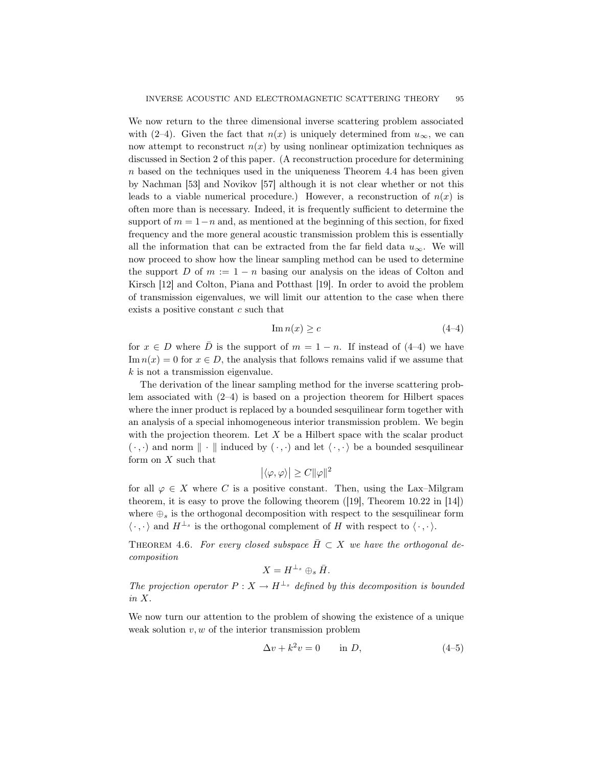We now return to the three dimensional inverse scattering problem associated with (2–4). Given the fact that $n(x)$ is uniquely determined from $u_\infty$, we can now attempt to reconstruct $n(x)$ by using nonlinear optimization techniques as discussed in Section 2 of this paper. (A reconstruction procedure for determining $n$ based on the techniques used in the uniqueness Theorem 4.4 has been given by Nachman [53] and Novikov [57] although it is not clear whether or not this leads to a viable numerical procedure.) However, a reconstruction of $n(x)$ is often more than is necessary. Indeed, it is frequently sufficient to determine the support of $m = 1-n$ and, as mentioned at the beginning of this section, for fixed frequency and the more general acoustic transmission problem this is essentially all the information that can be extracted from the far field data $u_\infty$. We will now proceed to show how the linear sampling method can be used to determine the support $D$ of $m := 1 - n$ basing our analysis on the ideas of Colton and Kirsch [12] and Colton, Piana and Potthast [19]. In order to avoid the problem of transmission eigenvalues, we will limit our attention to the case when there exists a positive constant $c$ such that

$$\operatorname{Im} n(x) \geq c \tag{4–4}$$

for $x \in D$ where $\bar{D}$ is the support of $m = 1 - n$. If instead of (4–4) we have $\operatorname{Im} n(x) = 0$ for $x \in D$, the analysis that follows remains valid if we assume that $k$ is not a transmission eigenvalue.

The derivation of the linear sampling method for the inverse scattering problem associated with (2–4) is based on a projection theorem for Hilbert spaces where the inner product is replaced by a bounded sesquilinear form together with an analysis of a special inhomogeneous interior transmission problem. We begin with the projection theorem. Let $X$ be a Hilbert space with the scalar product $(\,\cdot\,,\cdot)$ and norm $\|\cdot\|$ induced by $(\,\cdot\,,\cdot)$ and let $\langle\,\cdot\,,\cdot\rangle$ be a bounded sesquilinear form on $X$ such that

$$\big|\langle\varphi,\varphi\rangle\big| \geq C\|\varphi\|^2$$

for all $\varphi \in X$ where $C$ is a positive constant. Then, using the Lax–Milgram theorem, it is easy to prove the following theorem ([19], Theorem 10.22 in [14]) where $\oplus_s$ is the orthogonal decomposition with respect to the sesquilinear form $\langle\,\cdot\,,\cdot\rangle$ and $H^{\perp_s}$ is the orthogonal complement of $H$ with respect to $\langle\,\cdot\,,\cdot\rangle$.

Theorem 4.6. *For every closed subspace $\bar{H} \subset X$ we have the orthogonal decomposition*

$$X = H^{\perp_s} \oplus_s \bar{H}.$$

*The projection operator $P : X \to H^{\perp_s}$ defined by this decomposition is bounded in $X$.*

We now turn our attention to the problem of showing the existence of a unique weak solution $v, w$ of the interior transmission problem

$$\Delta v + k^2 v = 0 \qquad \text{in } D, \tag{4–5}$$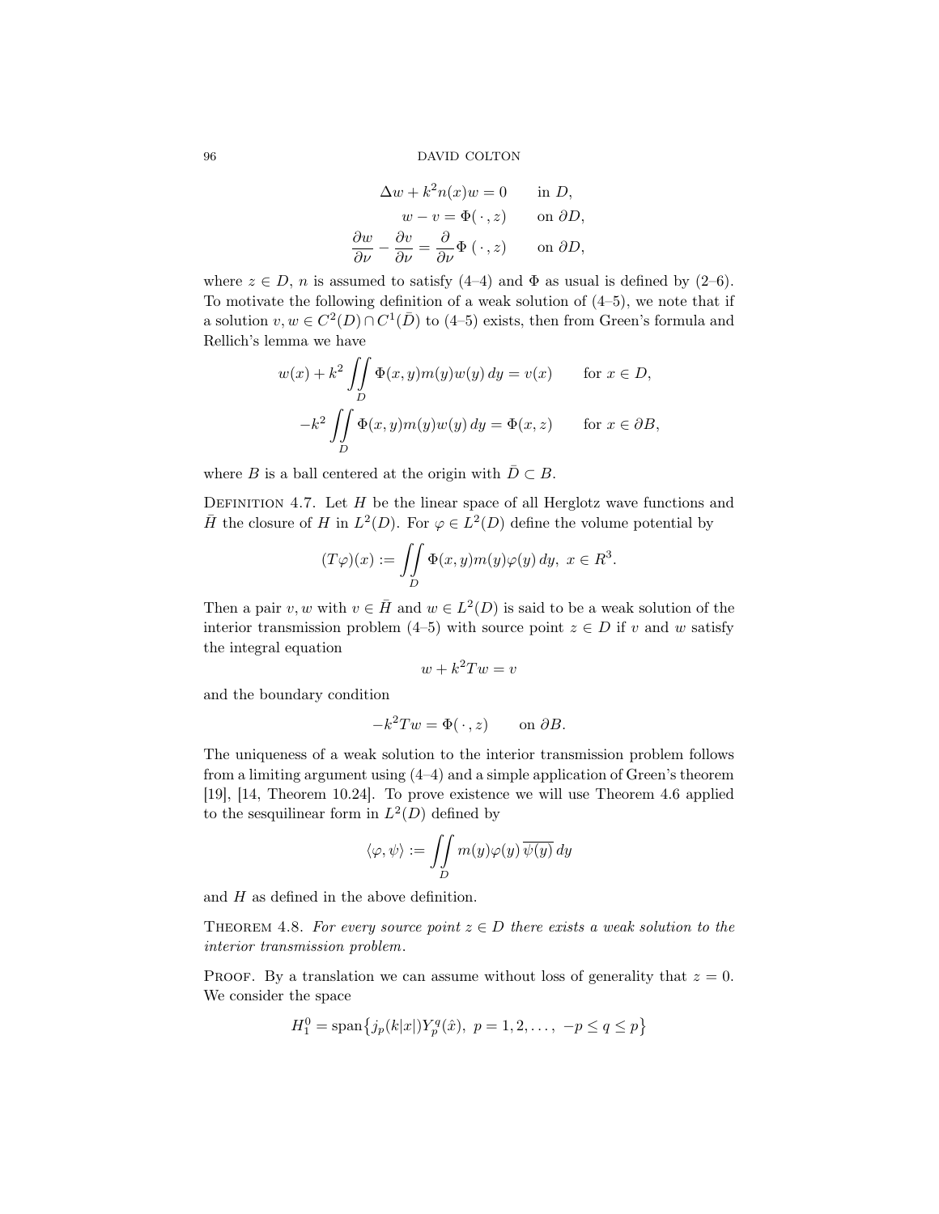$$
\begin{aligned}
\Delta w + k^2 n(x) w &= 0 && \text{in } D,\\
w - v &= \Phi(\,\cdot\,, z) && \text{on } \partial D,\\
\frac{\partial w}{\partial \nu} - \frac{\partial v}{\partial \nu} &= \frac{\partial}{\partial \nu}\Phi\,(\,\cdot\,, z) && \text{on } \partial D,
\end{aligned}
$$

where $z \in D$, $n$ is assumed to satisfy (4–4) and $\Phi$ as usual is defined by (2–6). To motivate the following definition of a weak solution of (4–5), we note that if a solution $v, w \in C^2(D) \cap C^1(\bar{D})$ to (4–5) exists, then from Green's formula and Rellich's lemma we have

$$
\begin{aligned}
w(x) + k^2 \iint\limits_D \Phi(x,y) m(y) w(y)\, dy &= v(x) && \text{for } x \in D,\\
-k^2 \iint\limits_D \Phi(x,y) m(y) w(y)\, dy &= \Phi(x,z) && \text{for } x \in \partial B,
\end{aligned}
$$

where $B$ is a ball centered at the origin with $\bar{D} \subset B$.

Definition 4.7. Let $H$ be the linear space of all Herglotz wave functions and $\bar{H}$ the closure of $H$ in $L^2(D)$. For $\varphi \in L^2(D)$ define the volume potential by

$$
(T\varphi)(x) := \iint\limits_D \Phi(x,y) m(y) \varphi(y)\, dy,\ x \in R^3.
$$

Then a pair $v, w$ with $v \in \bar{H}$ and $w \in L^2(D)$ is said to be a weak solution of the interior transmission problem (4–5) with source point $z \in D$ if $v$ and $w$ satisfy the integral equation

$$
w + k^2 T w = v
$$

and the boundary condition

$$
-k^2 T w = \Phi(\,\cdot\,, z) \qquad \text{on } \partial B.
$$

The uniqueness of a weak solution to the interior transmission problem follows from a limiting argument using (4–4) and a simple application of Green's theorem [19], [14, Theorem 10.24]. To prove existence we will use Theorem 4.6 applied to the sesquilinear form in $L^2(D)$ defined by

$$
\langle \varphi, \psi \rangle := \iint\limits_D m(y) \varphi(y)\, \overline{\psi(y)}\, dy
$$

and $H$ as defined in the above definition.

Theorem 4.8. *For every source point $z \in D$ there exists a weak solution to the interior transmission problem.*

Proof. By a translation we can assume without loss of generality that $z = 0$. We consider the space

$$
H_1^0 = \operatorname{span}\bigl\{ j_p(k|x|) Y_p^q(\hat{x}),\ p = 1, 2, \ldots,\ -p \le q \le p \bigr\}
$$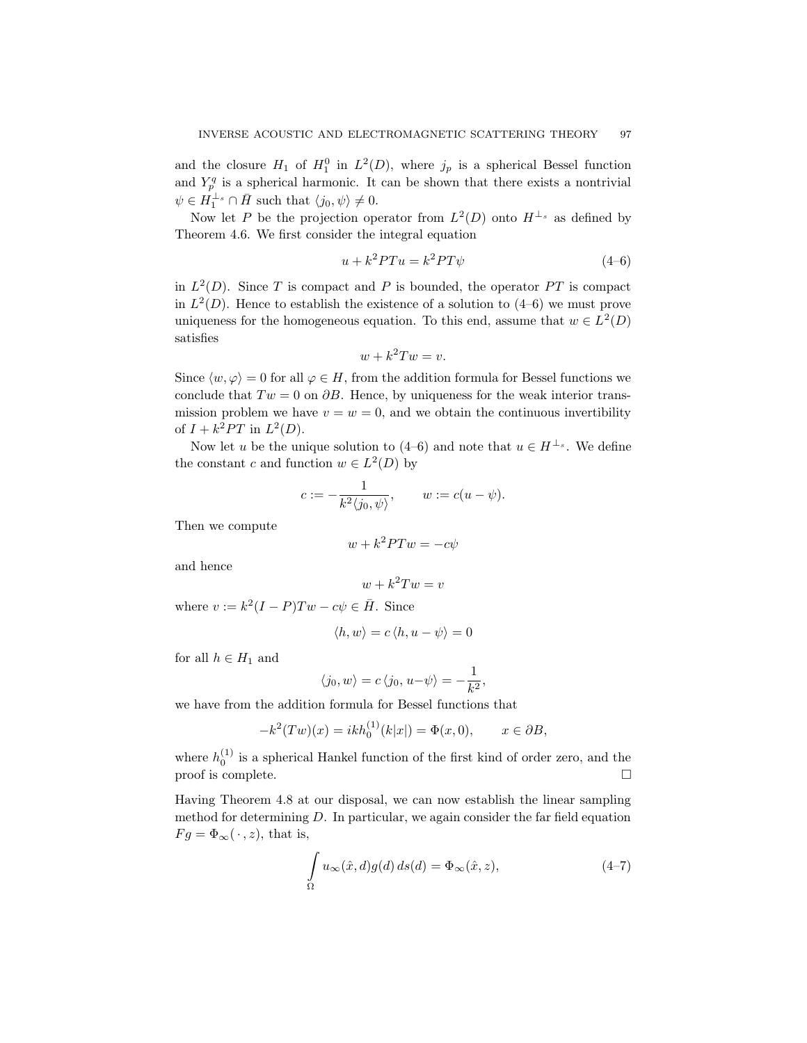and the closure $H_1$ of $H_1^0$ in $L^2(D)$, where $j_p$ is a spherical Bessel function and $Y_p^q$ is a spherical harmonic. It can be shown that there exists a nontrivial $\psi \in H_1^{\perp_s} \cap \bar{H}$ such that $\langle j_0, \psi \rangle \neq 0$.

Now let $P$ be the projection operator from $L^2(D)$ onto $H^{\perp_s}$ as defined by Theorem 4.6. We first consider the integral equation

$$u + k^2 PTu = k^2 PT\psi \tag{4–6}$$

in $L^2(D)$. Since $T$ is compact and $P$ is bounded, the operator $PT$ is compact in $L^2(D)$. Hence to establish the existence of a solution to (4–6) we must prove uniqueness for the homogeneous equation. To this end, assume that $w \in L^2(D)$ satisfies

$$w + k^2 Tw = v.$$

Since $\langle w, \varphi \rangle = 0$ for all $\varphi \in H$, from the addition formula for Bessel functions we conclude that $Tw = 0$ on $\partial B$. Hence, by uniqueness for the weak interior transmission problem we have $v = w = 0$, and we obtain the continuous invertibility of $I + k^2 PT$ in $L^2(D)$.

Now let $u$ be the unique solution to (4–6) and note that $u \in H^{\perp_s}$. We define the constant $c$ and function $w \in L^2(D)$ by

$$c := -\frac{1}{k^2 \langle j_0, \psi \rangle}, \qquad w := c(u - \psi).$$

Then we compute

$$w + k^2 PTw = -c\psi$$

and hence

$$w + k^2 Tw = v$$

where $v := k^2(I - P)Tw - c\psi \in \bar{H}$. Since

$$\langle h, w \rangle = c\, \langle h, u - \psi \rangle = 0$$

for all $h \in H_1$ and

$$\langle j_0, w \rangle = c\, \langle j_0, u - \psi \rangle = -\frac{1}{k^2},$$

we have from the addition formula for Bessel functions that

$$-k^2 (Tw)(x) = ikh_0^{(1)}(k|x|) = \Phi(x, 0), \qquad x \in \partial B,$$

where $h_0^{(1)}$ is a spherical Hankel function of the first kind of order zero, and the proof is complete. $\square$

Having Theorem 4.8 at our disposal, we can now establish the linear sampling method for determining $D$. In particular, we again consider the far field equation $Fg = \Phi_\infty(\,\cdot\,, z)$, that is,

$$\int_\Omega u_\infty(\hat{x}, d) g(d)\, ds(d) = \Phi_\infty(\hat{x}, z), \tag{4–7}$$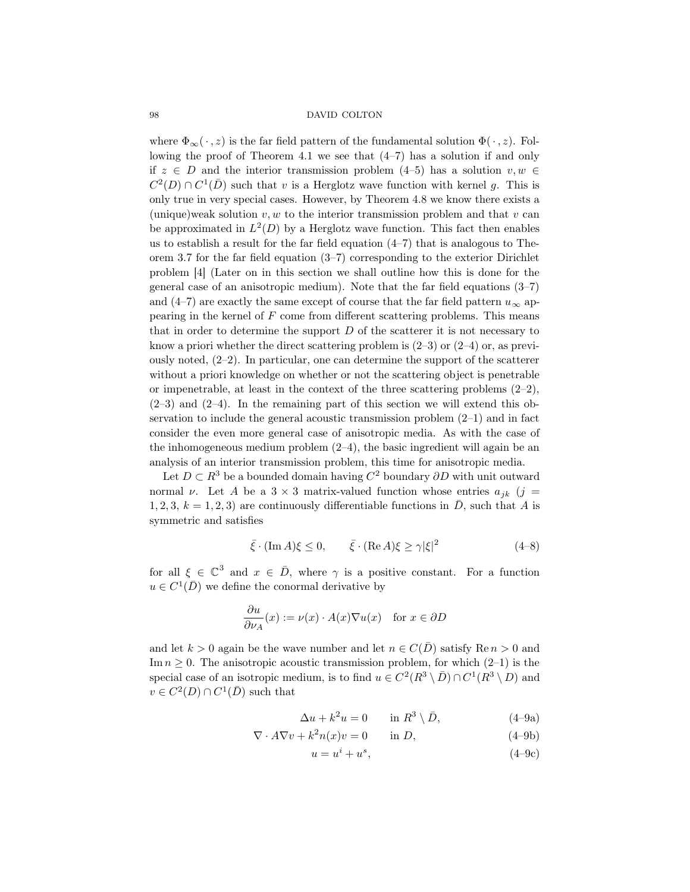where $\Phi_\infty(\,\cdot\,, z)$ is the far field pattern of the fundamental solution $\Phi(\,\cdot\,, z)$. Following the proof of Theorem 4.1 we see that (4–7) has a solution if and only if $z \in D$ and the interior transmission problem (4–5) has a solution $v, w \in C^2(D) \cap C^1(\bar{D})$ such that $v$ is a Herglotz wave function with kernel $g$. This is only true in very special cases. However, by Theorem 4.8 we know there exists a (unique)weak solution $v, w$ to the interior transmission problem and that $v$ can be approximated in $L^2(D)$ by a Herglotz wave function. This fact then enables us to establish a result for the far field equation (4–7) that is analogous to Theorem 3.7 for the far field equation (3–7) corresponding to the exterior Dirichlet problem [4] (Later on in this section we shall outline how this is done for the general case of an anisotropic medium). Note that the far field equations (3–7) and (4–7) are exactly the same except of course that the far field pattern $u_\infty$ appearing in the kernel of $F$ come from different scattering problems. This means that in order to determine the support $D$ of the scatterer it is not necessary to know a priori whether the direct scattering problem is (2–3) or (2–4) or, as previously noted, (2–2). In particular, one can determine the support of the scatterer without a priori knowledge on whether or not the scattering object is penetrable or impenetrable, at least in the context of the three scattering problems (2–2), (2–3) and (2–4). In the remaining part of this section we will extend this observation to include the general acoustic transmission problem (2–1) and in fact consider the even more general case of anisotropic media. As with the case of the inhomogeneous medium problem (2–4), the basic ingredient will again be an analysis of an interior transmission problem, this time for anisotropic media.

Let $D \subset R^3$ be a bounded domain having $C^2$ boundary $\partial D$ with unit outward normal $\nu$. Let $A$ be a $3 \times 3$ matrix-valued function whose entries $a_{jk}$ ($j = 1, 2, 3$, $k = 1, 2, 3$) are continuously differentiable functions in $\bar{D}$, such that $A$ is symmetric and satisfies

$$\bar{\xi} \cdot (\operatorname{Im} A)\xi \le 0, \qquad \bar{\xi} \cdot (\operatorname{Re} A)\xi \ge \gamma|\xi|^2 \tag{4–8}$$

for all $\xi \in \mathbb{C}^3$ and $x \in \bar{D}$, where $\gamma$ is a positive constant. For a function $u \in C^1(\bar{D})$ we define the conormal derivative by

$$\frac{\partial u}{\partial \nu_A}(x) := \nu(x) \cdot A(x)\nabla u(x) \quad \text{for } x \in \partial D$$

and let $k > 0$ again be the wave number and let $n \in C(\bar{D})$ satisfy $\operatorname{Re} n > 0$ and $\operatorname{Im} n \ge 0$. The anisotropic acoustic transmission problem, for which (2–1) is the special case of an isotropic medium, is to find $u \in C^2(R^3 \setminus \bar{D}) \cap C^1(R^3 \setminus D)$ and $v \in C^2(D) \cap C^1(\bar{D})$ such that

$$\Delta u + k^2 u = 0 \qquad \text{in } R^3 \setminus \bar{D}, \tag{4–9a}$$

$$\nabla \cdot A\nabla v + k^2 n(x) v = 0 \qquad \text{in } D, \tag{4–9b}$$

$$u = u^i + u^s, \tag{4–9c}$$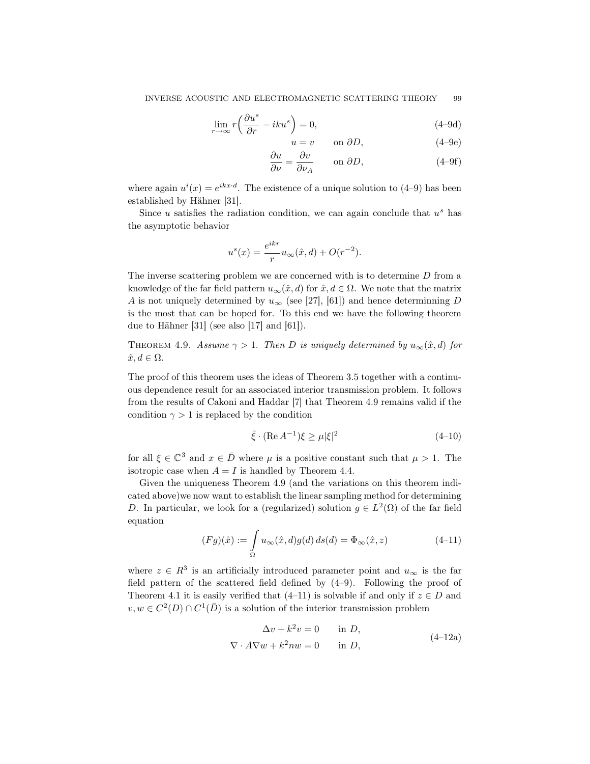$$\lim_{r\to\infty} r\left(\frac{\partial u^s}{\partial r} - iku^s\right) = 0, \tag{4–9d}$$

$$u = v \qquad \text{on } \partial D, \tag{4–9e}$$

$$\frac{\partial u}{\partial \nu} = \frac{\partial v}{\partial \nu_A} \qquad \text{on } \partial D, \tag{4–9f}$$

where again $u^i(x) = e^{ikx\cdot d}$. The existence of a unique solution to (4–9) has been established by Hähner [31].

Since $u$ satisfies the radiation condition, we can again conclude that $u^s$ has the asymptotic behavior

$$u^s(x) = \frac{e^{ikr}}{r} u_\infty(\hat{x}, d) + O(r^{-2}).$$

The inverse scattering problem we are concerned with is to determine $D$ from a knowledge of the far field pattern $u_\infty(\hat{x}, d)$ for $\hat{x}, d \in \Omega$. We note that the matrix $A$ is not uniquely determined by $u_\infty$ (see [27], [61]) and hence determinning $D$ is the most that can be hoped for. To this end we have the following theorem due to Hähner [31] (see also [17] and [61]).

Theorem 4.9. *Assume $\gamma > 1$. Then $D$ is uniquely determined by $u_\infty(\hat{x}, d)$ for $\hat{x}, d \in \Omega$.*

The proof of this theorem uses the ideas of Theorem 3.5 together with a continuous dependence result for an associated interior transmission problem. It follows from the results of Cakoni and Haddar [7] that Theorem 4.9 remains valid if the condition $\gamma > 1$ is replaced by the condition

$$\bar{\xi} \cdot (\operatorname{Re} A^{-1})\xi \geq \mu|\xi|^2 \tag{4–10}$$

for all $\xi \in \mathbb{C}^3$ and $x \in \bar{D}$ where $\mu$ is a positive constant such that $\mu > 1$. The isotropic case when $A = I$ is handled by Theorem 4.4.

Given the uniqueness Theorem 4.9 (and the variations on this theorem indicated above)we now want to establish the linear sampling method for determining $D$. In particular, we look for a (regularized) solution $g \in L^2(\Omega)$ of the far field equation

$$(Fg)(\hat{x}) := \int_\Omega u_\infty(\hat{x}, d) g(d)\, ds(d) = \Phi_\infty(\hat{x}, z) \tag{4–11}$$

where $z \in R^3$ is an artificially introduced parameter point and $u_\infty$ is the far field pattern of the scattered field defined by (4–9). Following the proof of Theorem 4.1 it is easily verified that (4–11) is solvable if and only if $z \in D$ and $v, w \in C^2(D) \cap C^1(\bar{D})$ is a solution of the interior transmission problem

$$\begin{aligned} \Delta v + k^2 v = 0 \qquad &\text{in } D, \\ \nabla \cdot A\nabla w + k^2 n w = 0 \qquad &\text{in } D, \end{aligned} \tag{4–12a}$$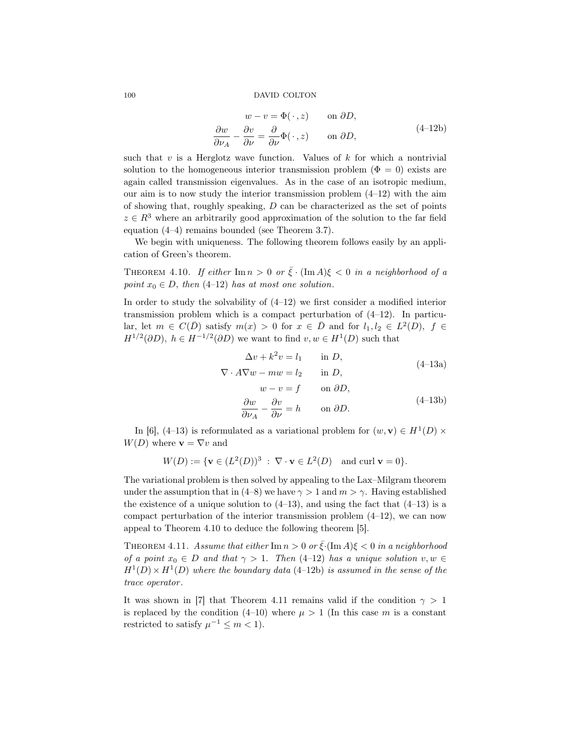$$
\begin{aligned}
w - v &= \Phi(\,\cdot\,, z) \qquad \text{on } \partial D,\\
\frac{\partial w}{\partial \nu_A} - \frac{\partial v}{\partial \nu} &= \frac{\partial}{\partial \nu}\Phi(\,\cdot\,, z) \qquad \text{on } \partial D,
\end{aligned} \tag{4–12b}
$$

such that $v$ is a Herglotz wave function. Values of $k$ for which a nontrivial solution to the homogeneous interior transmission problem ($\Phi = 0$) exists are again called transmission eigenvalues. As in the case of an isotropic medium, our aim is to now study the interior transmission problem (4–12) with the aim of showing that, roughly speaking, $D$ can be characterized as the set of points $z \in R^3$ where an arbitrarily good approximation of the solution to the far field equation (4–4) remains bounded (see Theorem 3.7).

We begin with uniqueness. The following theorem follows easily by an application of Green's theorem.

THEOREM 4.10. *If either* $\operatorname{Im} n > 0$ *or* $\bar{\xi} \cdot (\operatorname{Im} A)\xi < 0$ *in a neighborhood of a point* $x_0 \in D$, *then* (4–12) *has at most one solution.*

In order to study the solvability of (4–12) we first consider a modified interior transmission problem which is a compact perturbation of (4–12). In particular, let $m \in C(\bar{D})$ satisfy $m(x) > 0$ for $x \in \bar{D}$ and for $l_1, l_2 \in L^2(D)$, $f \in H^{1/2}(\partial D)$, $h \in H^{-1/2}(\partial D)$ we want to find $v, w \in H^1(D)$ such that

$$
\begin{aligned}
\Delta v + k^2 v &= l_1 \qquad \text{in } D,\\
\nabla \cdot A \nabla w - m w &= l_2 \qquad \text{in } D,
\end{aligned} \tag{4–13a}
$$

$$
\begin{aligned}
w - v &= f \qquad \text{on } \partial D,\\
\frac{\partial w}{\partial \nu_A} - \frac{\partial v}{\partial \nu} &= h \qquad \text{on } \partial D.
\end{aligned} \tag{4–13b}
$$

In [6], (4–13) is reformulated as a variational problem for $(w, \mathbf{v}) \in H^1(D) \times W(D)$ where $\mathbf{v} = \nabla v$ and

$$
W(D) := \{\mathbf{v} \in (L^2(D))^3 \;:\; \nabla \cdot \mathbf{v} \in L^2(D) \quad \text{and curl } \mathbf{v} = 0\}.
$$

The variational problem is then solved by appealing to the Lax–Milgram theorem under the assumption that in (4–8) we have $\gamma > 1$ and $m > \gamma$. Having established the existence of a unique solution to (4–13), and using the fact that (4–13) is a compact perturbation of the interior transmission problem (4–12), we can now appeal to Theorem 4.10 to deduce the following theorem [5].

THEOREM 4.11. *Assume that either* $\operatorname{Im} n > 0$ *or* $\bar{\xi} \cdot (\operatorname{Im} A)\xi < 0$ *in a neighborhood of a point* $x_0 \in D$ *and that* $\gamma > 1$. *Then* (4–12) *has a unique solution* $v, w \in H^1(D) \times H^1(D)$ *where the boundary data* (4–12b) *is assumed in the sense of the trace operator*.

It was shown in [7] that Theorem 4.11 remains valid if the condition $\gamma > 1$ is replaced by the condition (4–10) where $\mu > 1$ (In this case $m$ is a constant restricted to satisfy $\mu^{-1} \le m < 1$).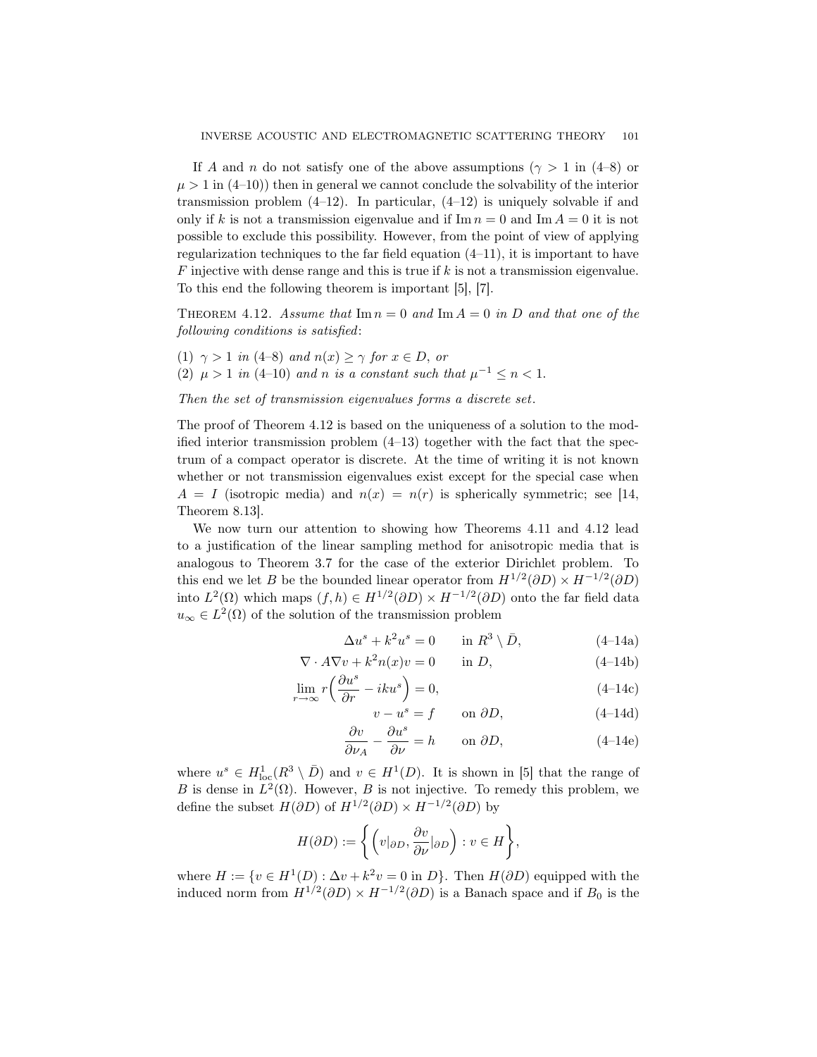If $A$ and $n$ do not satisfy one of the above assumptions ($\gamma > 1$ in (4–8) or $\mu > 1$ in (4–10)) then in general we cannot conclude the solvability of the interior transmission problem (4–12). In particular, (4–12) is uniquely solvable if and only if $k$ is not a transmission eigenvalue and if $\operatorname{Im} n = 0$ and $\operatorname{Im} A = 0$ it is not possible to exclude this possibility. However, from the point of view of applying regularization techniques to the far field equation (4–11), it is important to have $F$ injective with dense range and this is true if $k$ is not a transmission eigenvalue. To this end the following theorem is important [5], [7].

THEOREM 4.12. *Assume that* $\operatorname{Im} n = 0$ *and* $\operatorname{Im} A = 0$ *in* $D$ *and that one of the following conditions is satisfied*:

(1) $\gamma > 1$ *in (4–8) and* $n(x) \geq \gamma$ *for* $x \in D$, *or*
(2) $\mu > 1$ *in (4–10) and* $n$ *is a constant such that* $\mu^{-1} \leq n < 1$.

*Then the set of transmission eigenvalues forms a discrete set.*

The proof of Theorem 4.12 is based on the uniqueness of a solution to the modified interior transmission problem (4–13) together with the fact that the spectrum of a compact operator is discrete. At the time of writing it is not known whether or not transmission eigenvalues exist except for the special case when $A = I$ (isotropic media) and $n(x) = n(r)$ is spherically symmetric; see [14, Theorem 8.13].

We now turn our attention to showing how Theorems 4.11 and 4.12 lead to a justification of the linear sampling method for anisotropic media that is analogous to Theorem 3.7 for the case of the exterior Dirichlet problem. To this end we let $B$ be the bounded linear operator from $H^{1/2}(\partial D) \times H^{-1/2}(\partial D)$ into $L^2(\Omega)$ which maps $(f, h) \in H^{1/2}(\partial D) \times H^{-1/2}(\partial D)$ onto the far field data $u_\infty \in L^2(\Omega)$ of the solution of the transmission problem

$$\Delta u^s + k^2 u^s = 0 \qquad \text{in } R^3 \setminus \bar{D}, \tag{4–14a}$$

$$\nabla \cdot A \nabla v + k^2 n(x) v = 0 \qquad \text{in } D, \tag{4–14b}$$

$$\lim_{r \to \infty} r\left(\frac{\partial u^s}{\partial r} - iku^s\right) = 0, \tag{4–14c}$$

$$v - u^s = f \qquad \text{on } \partial D, \tag{4–14d}$$

$$\frac{\partial v}{\partial \nu_A} - \frac{\partial u^s}{\partial \nu} = h \qquad \text{on } \partial D, \tag{4–14e}$$

where $u^s \in H^1_{\mathrm{loc}}(R^3 \setminus \bar{D})$ and $v \in H^1(D)$. It is shown in [5] that the range of $B$ is dense in $L^2(\Omega)$. However, $B$ is not injective. To remedy this problem, we define the subset $H(\partial D)$ of $H^{1/2}(\partial D) \times H^{-1/2}(\partial D)$ by

$$H(\partial D) := \left\{ \left( v|_{\partial D}, \frac{\partial v}{\partial \nu}|_{\partial D} \right) : v \in H \right\},$$

where $H := \{v \in H^1(D) : \Delta v + k^2 v = 0 \text{ in } D\}$. Then $H(\partial D)$ equipped with the induced norm from $H^{1/2}(\partial D) \times H^{-1/2}(\partial D)$ is a Banach space and if $B_0$ is the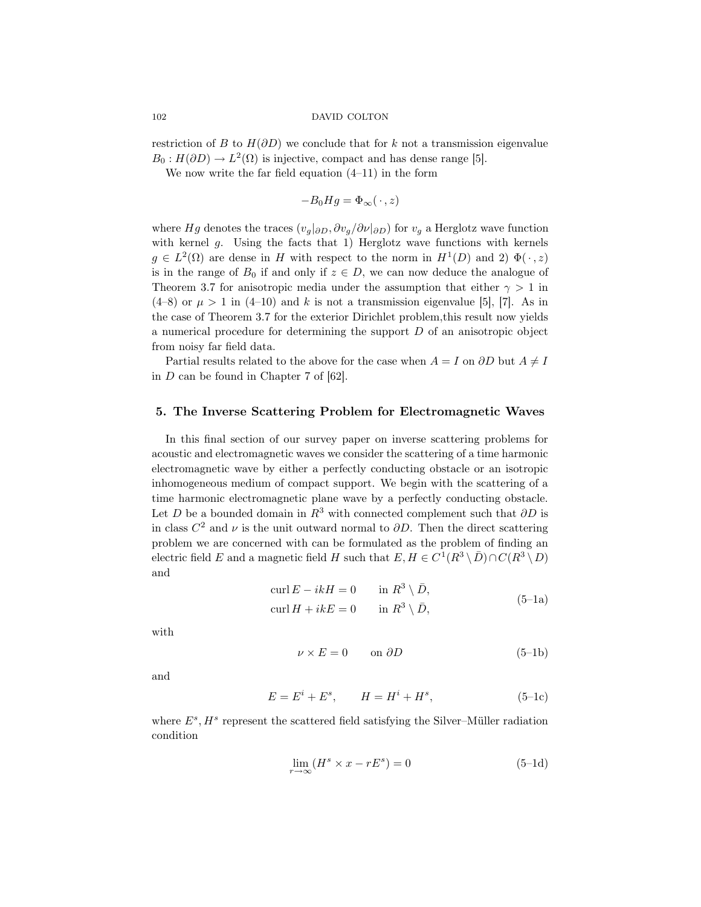restriction of $B$ to $H(\partial D)$ we conclude that for $k$ not a transmission eigenvalue $B_0 : H(\partial D) \to L^2(\Omega)$ is injective, compact and has dense range [5].

We now write the far field equation (4–11) in the form

$$-B_0 Hg = \Phi_\infty(\,\cdot\,, z)$$

where $Hg$ denotes the traces $(v_g|_{\partial D}, \partial v_g/\partial\nu|_{\partial D})$ for $v_g$ a Herglotz wave function with kernel $g$. Using the facts that 1) Herglotz wave functions with kernels $g \in L^2(\Omega)$ are dense in $H$ with respect to the norm in $H^1(D)$ and 2) $\Phi(\,\cdot\,, z)$ is in the range of $B_0$ if and only if $z \in D$, we can now deduce the analogue of Theorem 3.7 for anisotropic media under the assumption that either $\gamma > 1$ in (4–8) or $\mu > 1$ in (4–10) and $k$ is not a transmission eigenvalue [5], [7]. As in the case of Theorem 3.7 for the exterior Dirichlet problem,this result now yields a numerical procedure for determining the support $D$ of an anisotropic object from noisy far field data.

Partial results related to the above for the case when $A = I$ on $\partial D$ but $A \neq I$ in $D$ can be found in Chapter 7 of [62].

## 5. The Inverse Scattering Problem for Electromagnetic Waves

In this final section of our survey paper on inverse scattering problems for acoustic and electromagnetic waves we consider the scattering of a time harmonic electromagnetic wave by either a perfectly conducting obstacle or an isotropic inhomogeneous medium of compact support. We begin with the scattering of a time harmonic electromagnetic plane wave by a perfectly conducting obstacle. Let $D$ be a bounded domain in $R^3$ with connected complement such that $\partial D$ is in class $C^2$ and $\nu$ is the unit outward normal to $\partial D$. Then the direct scattering problem we are concerned with can be formulated as the problem of finding an electric field $E$ and a magnetic field $H$ such that $E, H \in C^1(R^3 \setminus \bar{D}) \cap C(R^3 \setminus D)$ and

$$\begin{aligned} \operatorname{curl} E - ikH = 0 \qquad \text{in } R^3 \setminus \bar{D}, \\ \operatorname{curl} H + ikE = 0 \qquad \text{in } R^3 \setminus \bar{D}, \end{aligned} \tag{5–1a}$$

with

$$\nu \times E = 0 \qquad \text{on } \partial D \tag{5–1b}$$

and

$$E = E^i + E^s, \qquad H = H^i + H^s, \tag{5–1c}$$

where $E^s, H^s$ represent the scattered field satisfying the Silver–Müller radiation condition

$$\lim_{r\to\infty} (H^s \times x - rE^s) = 0 \tag{5–1d}$$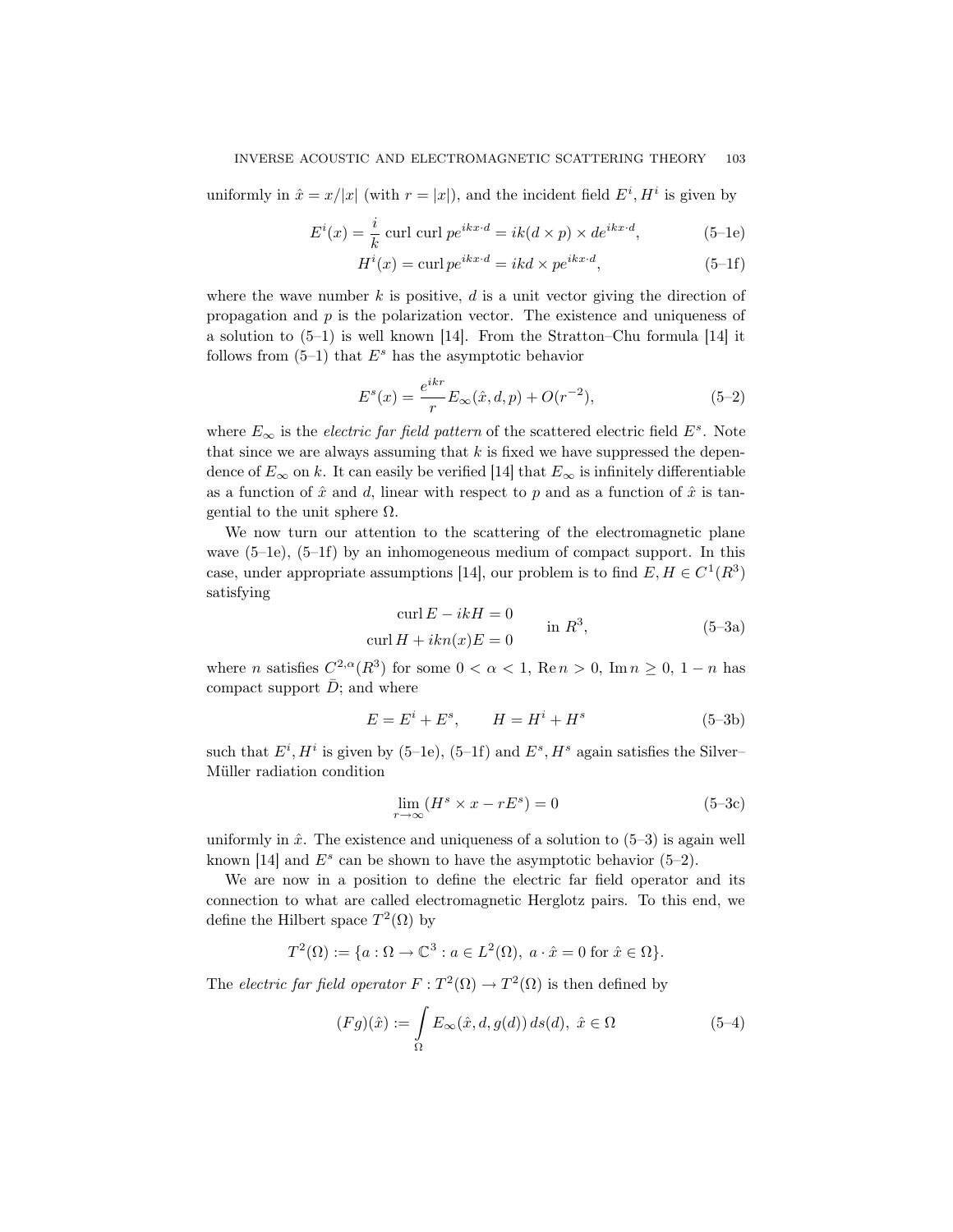uniformly in $\hat{x} = x/|x|$ (with $r = |x|$), and the incident field $E^i, H^i$ is given by

$$E^i(x) = \frac{i}{k} \operatorname{curl} \operatorname{curl} p e^{ikx\cdot d} = ik(d \times p) \times d e^{ikx\cdot d}, \tag{5–1e}$$

$$H^i(x) = \operatorname{curl} p e^{ikx\cdot d} = ikd \times p e^{ikx\cdot d}, \tag{5–1f}$$

where the wave number $k$ is positive, $d$ is a unit vector giving the direction of propagation and $p$ is the polarization vector. The existence and uniqueness of a solution to (5–1) is well known [14]. From the Stratton–Chu formula [14] it follows from (5–1) that $E^s$ has the asymptotic behavior

$$E^s(x) = \frac{e^{ikr}}{r} E_\infty(\hat{x}, d, p) + O(r^{-2}), \tag{5–2}$$

where $E_\infty$ is the *electric far field pattern* of the scattered electric field $E^s$. Note that since we are always assuming that $k$ is fixed we have suppressed the dependence of $E_\infty$ on $k$. It can easily be verified [14] that $E_\infty$ is infinitely differentiable as a function of $\hat{x}$ and $d$, linear with respect to $p$ and as a function of $\hat{x}$ is tangential to the unit sphere $\Omega$.

We now turn our attention to the scattering of the electromagnetic plane wave (5–1e), (5–1f) by an inhomogeneous medium of compact support. In this case, under appropriate assumptions [14], our problem is to find $E, H \in C^1(R^3)$ satisfying

$$\begin{aligned} \operatorname{curl} E - ikH &= 0 \\ \operatorname{curl} H + ikn(x)E &= 0 \end{aligned} \qquad \text{in } R^3, \tag{5–3a}$$

where $n$ satisfies $C^{2,\alpha}(R^3)$ for some $0 < \alpha < 1$, $\operatorname{Re} n > 0$, $\operatorname{Im} n \geq 0$, $1 - n$ has compact support $\bar{D}$; and where

$$E = E^i + E^s, \qquad H = H^i + H^s \tag{5–3b}$$

such that $E^i, H^i$ is given by (5–1e), (5–1f) and $E^s, H^s$ again satisfies the Silver–Müller radiation condition

$$\lim_{r\to\infty} (H^s \times x - rE^s) = 0 \tag{5–3c}$$

uniformly in $\hat{x}$. The existence and uniqueness of a solution to (5–3) is again well known [14] and $E^s$ can be shown to have the asymptotic behavior (5–2).

We are now in a position to define the electric far field operator and its connection to what are called electromagnetic Herglotz pairs. To this end, we define the Hilbert space $T^2(\Omega)$ by

$$T^2(\Omega) := \{a : \Omega \to \mathbb{C}^3 : a \in L^2(\Omega),\ a \cdot \hat{x} = 0 \text{ for } \hat{x} \in \Omega\}.$$

The *electric far field operator* $F : T^2(\Omega) \to T^2(\Omega)$ is then defined by

$$(Fg)(\hat{x}) := \int_\Omega E_\infty(\hat{x}, d, g(d))\, ds(d),\ \hat{x} \in \Omega \tag{5–4}$$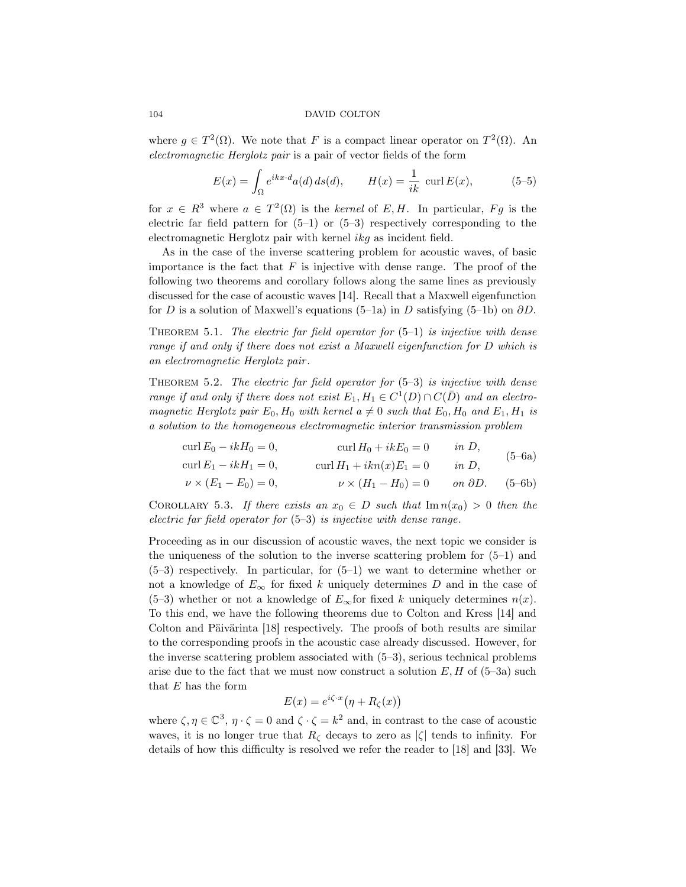where $g \in T^2(\Omega)$. We note that $F$ is a compact linear operator on $T^2(\Omega)$. An *electromagnetic Herglotz pair* is a pair of vector fields of the form

$$E(x) = \int_\Omega e^{ikx\cdot d} a(d)\, ds(d), \qquad H(x) = \frac{1}{ik}\ \mathrm{curl}\, E(x), \tag{5–5}$$

for $x \in R^3$ where $a \in T^2(\Omega)$ is the *kernel* of $E, H$. In particular, $Fg$ is the electric far field pattern for (5–1) or (5–3) respectively corresponding to the electromagnetic Herglotz pair with kernel $ikg$ as incident field.

As in the case of the inverse scattering problem for acoustic waves, of basic importance is the fact that $F$ is injective with dense range. The proof of the following two theorems and corollary follows along the same lines as previously discussed for the case of acoustic waves [14]. Recall that a Maxwell eigenfunction for $D$ is a solution of Maxwell's equations (5–1a) in $D$ satisfying (5–1b) on $\partial D$.

Theorem 5.1. *The electric far field operator for* (5–1) *is injective with dense range if and only if there does not exist a Maxwell eigenfunction for $D$ which is an electromagnetic Herglotz pair*.

Theorem 5.2. *The electric far field operator for* (5–3) *is injective with dense range if and only if there does not exist $E_1, H_1 \in C^1(D) \cap C(\bar{D})$ and an electromagnetic Herglotz pair $E_0, H_0$ with kernel $a \neq 0$ such that $E_0, H_0$ and $E_1, H_1$ is a solution to the homogeneous electromagnetic interior transmission problem*

$$\begin{aligned} &\mathrm{curl}\, E_0 - ikH_0 = 0, && \mathrm{curl}\, H_0 + ikE_0 = 0 && \text{in } D,\\ &\mathrm{curl}\, E_1 - ikH_1 = 0, && \mathrm{curl}\, H_1 + ikn(x)E_1 = 0 && \text{in } D, \end{aligned} \tag{5–6a}$$

$$\nu \times (E_1 - E_0) = 0, \qquad \nu \times (H_1 - H_0) = 0 \qquad \text{on } \partial D. \tag{5–6b}$$

Corollary 5.3. *If there exists an $x_0 \in D$ such that $\mathrm{Im}\, n(x_0) > 0$ then the electric far field operator for* (5–3) *is injective with dense range*.

Proceeding as in our discussion of acoustic waves, the next topic we consider is the uniqueness of the solution to the inverse scattering problem for (5–1) and (5–3) respectively. In particular, for (5–1) we want to determine whether or not a knowledge of $E_\infty$ for fixed $k$ uniquely determines $D$ and in the case of (5–3) whether or not a knowledge of $E_\infty$ for fixed $k$ uniquely determines $n(x)$. To this end, we have the following theorems due to Colton and Kress [14] and Colton and Päivärinta [18] respectively. The proofs of both results are similar to the corresponding proofs in the acoustic case already discussed. However, for the inverse scattering problem associated with (5–3), serious technical problems arise due to the fact that we must now construct a solution $E, H$ of (5–3a) such that $E$ has the form

$$E(x) = e^{i\zeta\cdot x}\big(\eta + R_\zeta(x)\big)$$

where $\zeta, \eta \in \mathbb{C}^3$, $\eta \cdot \zeta = 0$ and $\zeta \cdot \zeta = k^2$ and, in contrast to the case of acoustic waves, it is no longer true that $R_\zeta$ decays to zero as $|\zeta|$ tends to infinity. For details of how this difficulty is resolved we refer the reader to [18] and [33]. We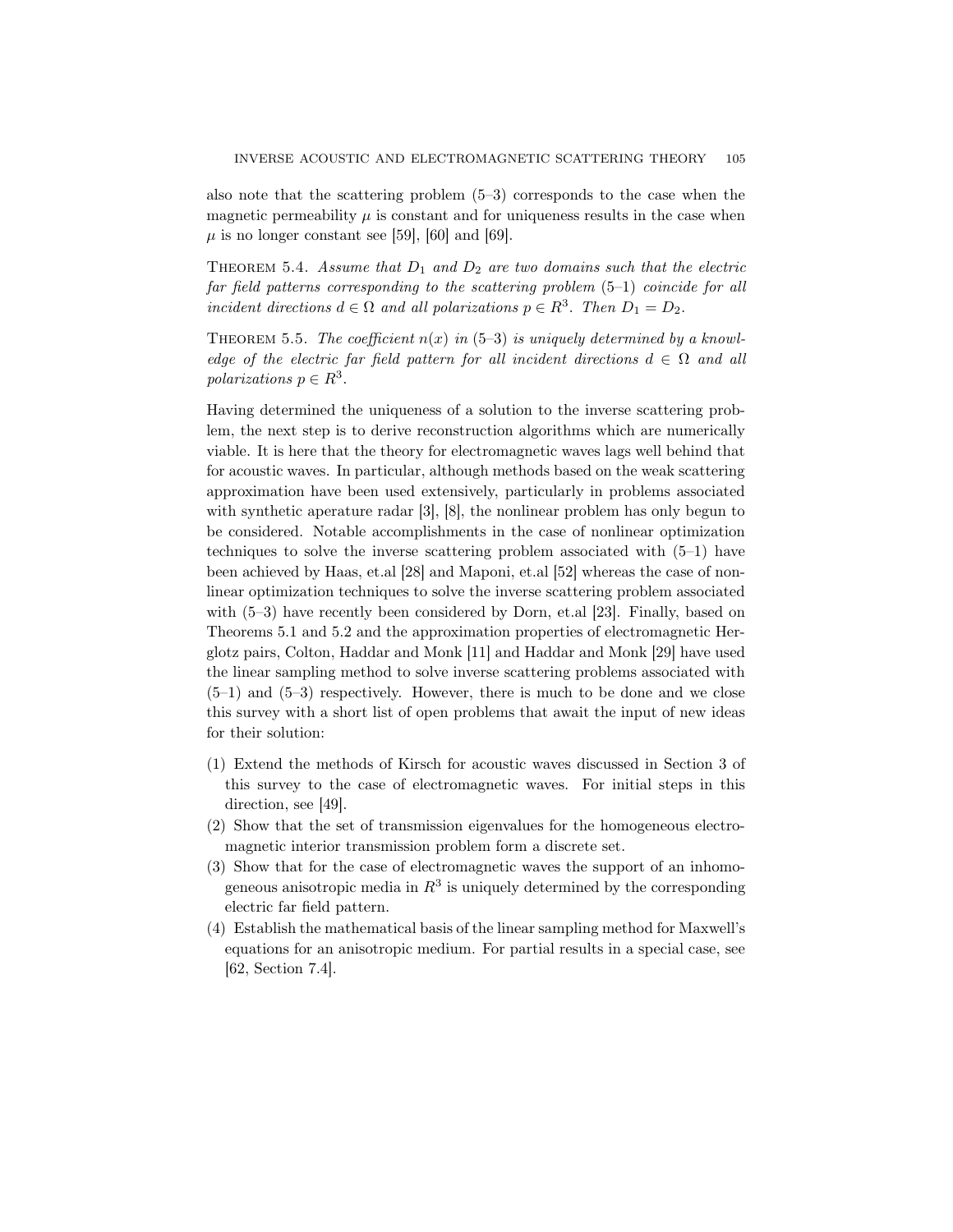also note that the scattering problem (5–3) corresponds to the case when the magnetic permeability $\mu$ is constant and for uniqueness results in the case when $\mu$ is no longer constant see [59], [60] and [69].

THEOREM 5.4. *Assume that $D_1$ and $D_2$ are two domains such that the electric far field patterns corresponding to the scattering problem (5–1) coincide for all incident directions $d \in \Omega$ and all polarizations $p \in R^3$. Then $D_1 = D_2$.*

THEOREM 5.5. *The coefficient $n(x)$ in (5–3) is uniquely determined by a knowledge of the electric far field pattern for all incident directions $d \in \Omega$ and all polarizations $p \in R^3$.*

Having determined the uniqueness of a solution to the inverse scattering problem, the next step is to derive reconstruction algorithms which are numerically viable. It is here that the theory for electromagnetic waves lags well behind that for acoustic waves. In particular, although methods based on the weak scattering approximation have been used extensively, particularly in problems associated with synthetic aperature radar [3], [8], the nonlinear problem has only begun to be considered. Notable accomplishments in the case of nonlinear optimization techniques to solve the inverse scattering problem associated with (5–1) have been achieved by Haas, et.al [28] and Maponi, et.al [52] whereas the case of nonlinear optimization techniques to solve the inverse scattering problem associated with (5–3) have recently been considered by Dorn, et.al [23]. Finally, based on Theorems 5.1 and 5.2 and the approximation properties of electromagnetic Herglotz pairs, Colton, Haddar and Monk [11] and Haddar and Monk [29] have used the linear sampling method to solve inverse scattering problems associated with (5–1) and (5–3) respectively. However, there is much to be done and we close this survey with a short list of open problems that await the input of new ideas for their solution:

(1) Extend the methods of Kirsch for acoustic waves discussed in Section 3 of this survey to the case of electromagnetic waves. For initial steps in this direction, see [49].
(2) Show that the set of transmission eigenvalues for the homogeneous electromagnetic interior transmission problem form a discrete set.
(3) Show that for the case of electromagnetic waves the support of an inhomogeneous anisotropic media in $R^3$ is uniquely determined by the corresponding electric far field pattern.
(4) Establish the mathematical basis of the linear sampling method for Maxwell's equations for an anisotropic medium. For partial results in a special case, see [62, Section 7.4].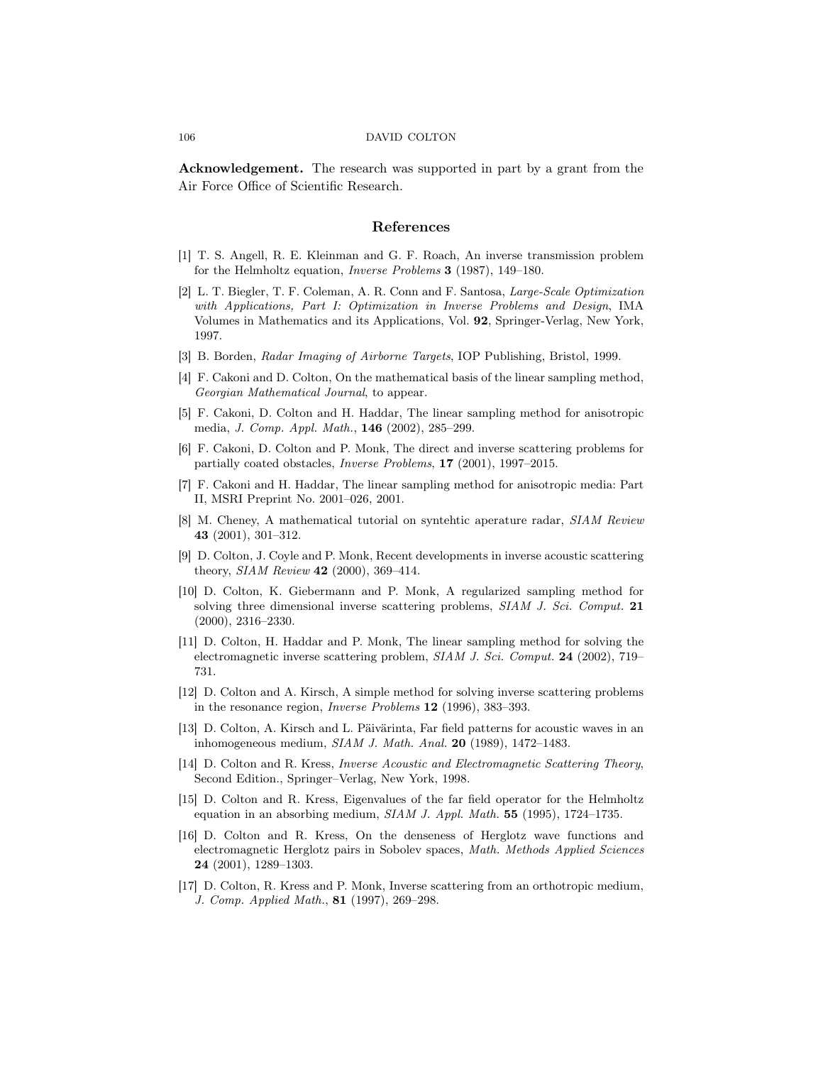**Acknowledgement.** The research was supported in part by a grant from the Air Force Office of Scientific Research.

## References

[1] T. S. Angell, R. E. Kleinman and G. F. Roach, An inverse transmission problem for the Helmholtz equation, *Inverse Problems* **3** (1987), 149–180.

[2] L. T. Biegler, T. F. Coleman, A. R. Conn and F. Santosa, *Large-Scale Optimization with Applications, Part I: Optimization in Inverse Problems and Design*, IMA Volumes in Mathematics and its Applications, Vol. **92**, Springer-Verlag, New York, 1997.

[3] B. Borden, *Radar Imaging of Airborne Targets*, IOP Publishing, Bristol, 1999.

[4] F. Cakoni and D. Colton, On the mathematical basis of the linear sampling method, *Georgian Mathematical Journal*, to appear.

[5] F. Cakoni, D. Colton and H. Haddar, The linear sampling method for anisotropic media, *J. Comp. Appl. Math.*, **146** (2002), 285–299.

[6] F. Cakoni, D. Colton and P. Monk, The direct and inverse scattering problems for partially coated obstacles, *Inverse Problems*, **17** (2001), 1997–2015.

[7] F. Cakoni and H. Haddar, The linear sampling method for anisotropic media: Part II, MSRI Preprint No. 2001–026, 2001.

[8] M. Cheney, A mathematical tutorial on syntehtic aperature radar, *SIAM Review* **43** (2001), 301–312.

[9] D. Colton, J. Coyle and P. Monk, Recent developments in inverse acoustic scattering theory, *SIAM Review* **42** (2000), 369–414.

[10] D. Colton, K. Giebermann and P. Monk, A regularized sampling method for solving three dimensional inverse scattering problems, *SIAM J. Sci. Comput.* **21** (2000), 2316–2330.

[11] D. Colton, H. Haddar and P. Monk, The linear sampling method for solving the electromagnetic inverse scattering problem, *SIAM J. Sci. Comput.* **24** (2002), 719–731.

[12] D. Colton and A. Kirsch, A simple method for solving inverse scattering problems in the resonance region, *Inverse Problems* **12** (1996), 383–393.

[13] D. Colton, A. Kirsch and L. Päivärinta, Far field patterns for acoustic waves in an inhomogeneous medium, *SIAM J. Math. Anal.* **20** (1989), 1472–1483.

[14] D. Colton and R. Kress, *Inverse Acoustic and Electromagnetic Scattering Theory*, Second Edition., Springer–Verlag, New York, 1998.

[15] D. Colton and R. Kress, Eigenvalues of the far field operator for the Helmholtz equation in an absorbing medium, *SIAM J. Appl. Math.* **55** (1995), 1724–1735.

[16] D. Colton and R. Kress, On the denseness of Herglotz wave functions and electromagnetic Herglotz pairs in Sobolev spaces, *Math. Methods Applied Sciences* **24** (2001), 1289–1303.

[17] D. Colton, R. Kress and P. Monk, Inverse scattering from an orthotropic medium, *J. Comp. Applied Math.*, **81** (1997), 269–298.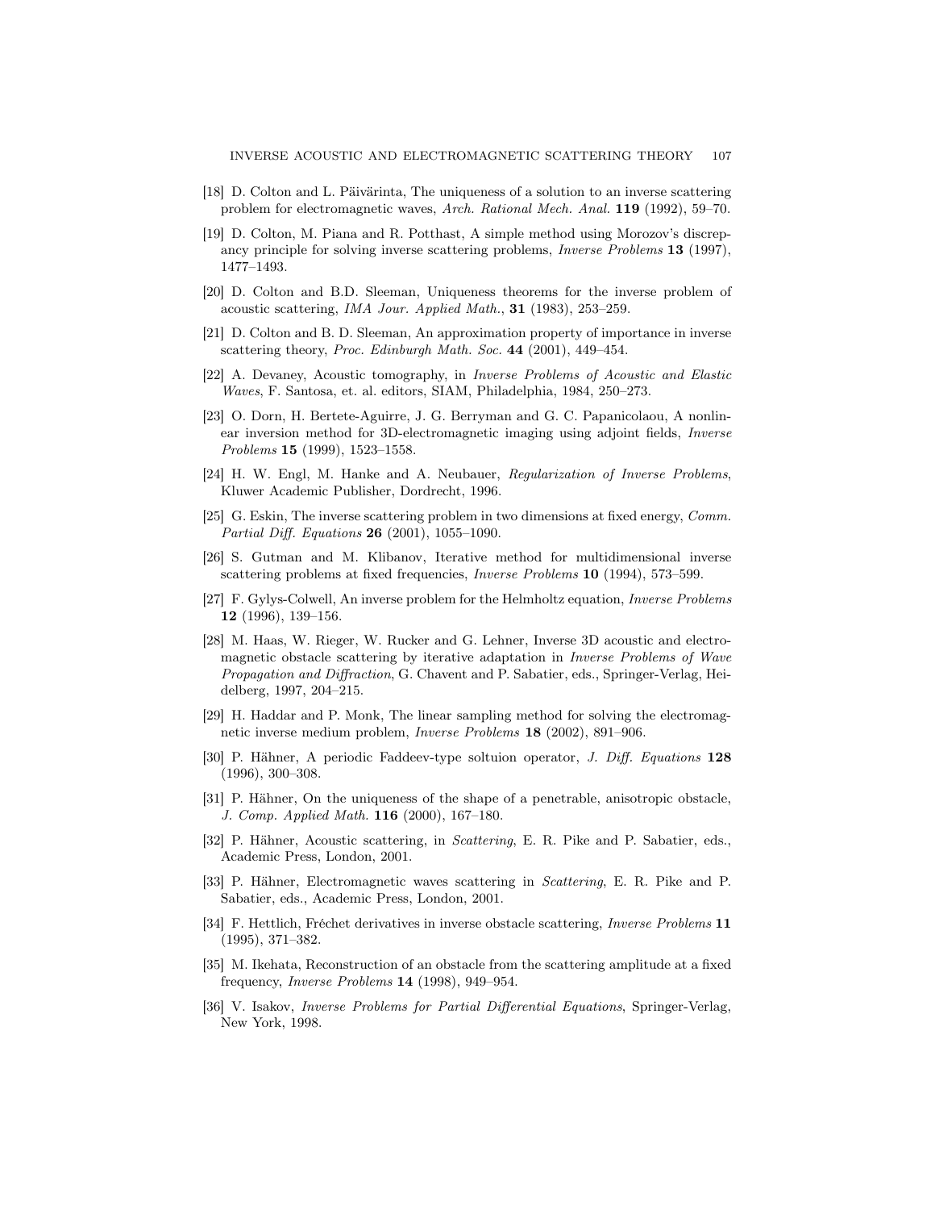[18] D. Colton and L. Päivärinta, The uniqueness of a solution to an inverse scattering problem for electromagnetic waves, *Arch. Rational Mech. Anal.* **119** (1992), 59–70.

[19] D. Colton, M. Piana and R. Potthast, A simple method using Morozov's discrepancy principle for solving inverse scattering problems, *Inverse Problems* **13** (1997), 1477–1493.

[20] D. Colton and B.D. Sleeman, Uniqueness theorems for the inverse problem of acoustic scattering, *IMA Jour. Applied Math.*, **31** (1983), 253–259.

[21] D. Colton and B. D. Sleeman, An approximation property of importance in inverse scattering theory, *Proc. Edinburgh Math. Soc.* **44** (2001), 449–454.

[22] A. Devaney, Acoustic tomography, in *Inverse Problems of Acoustic and Elastic Waves*, F. Santosa, et. al. editors, SIAM, Philadelphia, 1984, 250–273.

[23] O. Dorn, H. Bertete-Aguirre, J. G. Berryman and G. C. Papanicolaou, A nonlinear inversion method for 3D-electromagnetic imaging using adjoint fields, *Inverse Problems* **15** (1999), 1523–1558.

[24] H. W. Engl, M. Hanke and A. Neubauer, *Regularization of Inverse Problems*, Kluwer Academic Publisher, Dordrecht, 1996.

[25] G. Eskin, The inverse scattering problem in two dimensions at fixed energy, *Comm. Partial Diff. Equations* **26** (2001), 1055–1090.

[26] S. Gutman and M. Klibanov, Iterative method for multidimensional inverse scattering problems at fixed frequencies, *Inverse Problems* **10** (1994), 573–599.

[27] F. Gylys-Colwell, An inverse problem for the Helmholtz equation, *Inverse Problems* **12** (1996), 139–156.

[28] M. Haas, W. Rieger, W. Rucker and G. Lehner, Inverse 3D acoustic and electromagnetic obstacle scattering by iterative adaptation in *Inverse Problems of Wave Propagation and Diffraction*, G. Chavent and P. Sabatier, eds., Springer-Verlag, Heidelberg, 1997, 204–215.

[29] H. Haddar and P. Monk, The linear sampling method for solving the electromagnetic inverse medium problem, *Inverse Problems* **18** (2002), 891–906.

[30] P. Hähner, A periodic Faddeev-type soltuion operator, *J. Diff. Equations* **128** (1996), 300–308.

[31] P. Hähner, On the uniqueness of the shape of a penetrable, anisotropic obstacle, *J. Comp. Applied Math.* **116** (2000), 167–180.

[32] P. Hähner, Acoustic scattering, in *Scattering*, E. R. Pike and P. Sabatier, eds., Academic Press, London, 2001.

[33] P. Hähner, Electromagnetic waves scattering in *Scattering*, E. R. Pike and P. Sabatier, eds., Academic Press, London, 2001.

[34] F. Hettlich, Fréchet derivatives in inverse obstacle scattering, *Inverse Problems* **11** (1995), 371–382.

[35] M. Ikehata, Reconstruction of an obstacle from the scattering amplitude at a fixed frequency, *Inverse Problems* **14** (1998), 949–954.

[36] V. Isakov, *Inverse Problems for Partial Differential Equations*, Springer-Verlag, New York, 1998.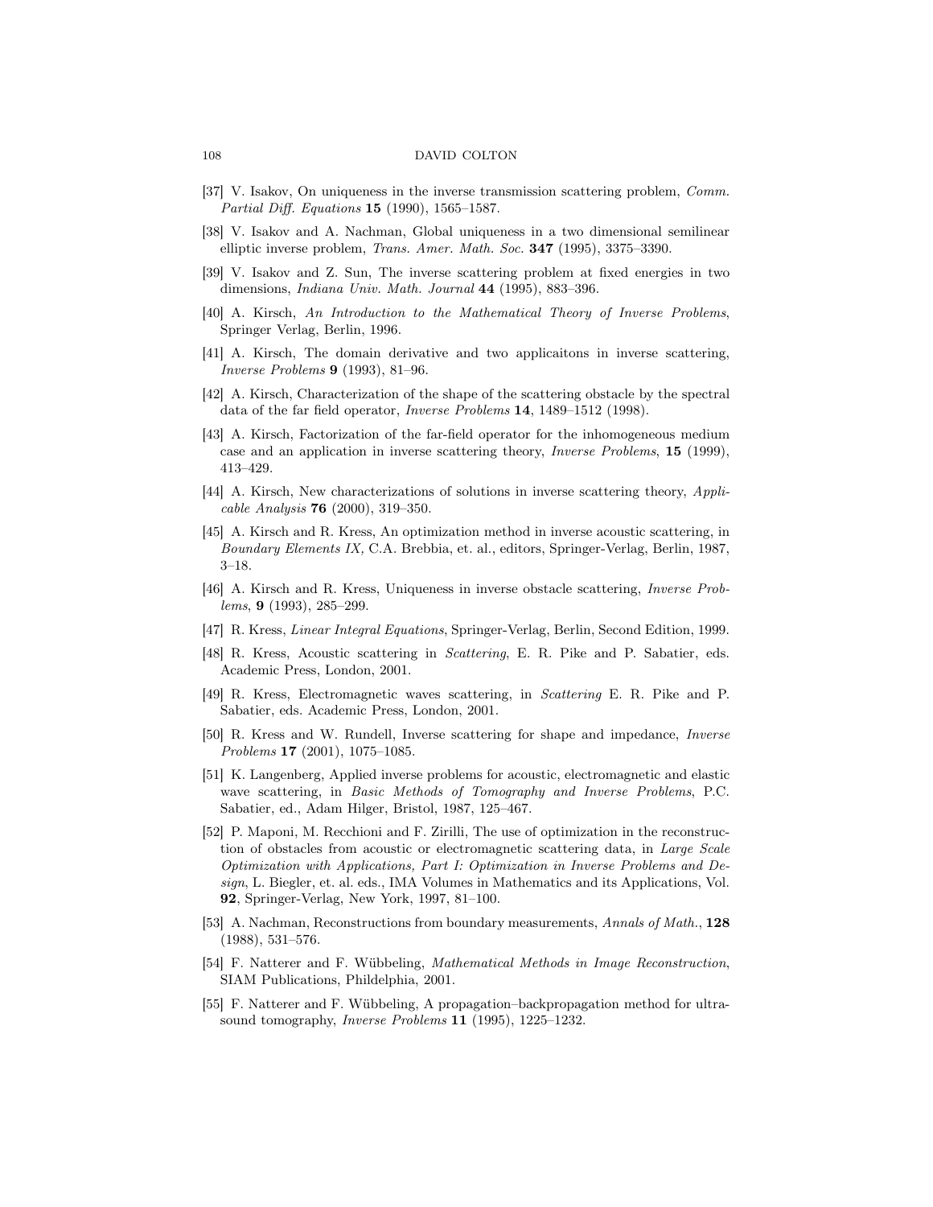[37] V. Isakov, On uniqueness in the inverse transmission scattering problem, *Comm. Partial Diff. Equations* **15** (1990), 1565–1587.

[38] V. Isakov and A. Nachman, Global uniqueness in a two dimensional semilinear elliptic inverse problem, *Trans. Amer. Math. Soc.* **347** (1995), 3375–3390.

[39] V. Isakov and Z. Sun, The inverse scattering problem at fixed energies in two dimensions, *Indiana Univ. Math. Journal* **44** (1995), 883–396.

[40] A. Kirsch, *An Introduction to the Mathematical Theory of Inverse Problems*, Springer Verlag, Berlin, 1996.

[41] A. Kirsch, The domain derivative and two applicaitons in inverse scattering, *Inverse Problems* **9** (1993), 81–96.

[42] A. Kirsch, Characterization of the shape of the scattering obstacle by the spectral data of the far field operator, *Inverse Problems* **14**, 1489–1512 (1998).

[43] A. Kirsch, Factorization of the far-field operator for the inhomogeneous medium case and an application in inverse scattering theory, *Inverse Problems*, **15** (1999), 413–429.

[44] A. Kirsch, New characterizations of solutions in inverse scattering theory, *Applicable Analysis* **76** (2000), 319–350.

[45] A. Kirsch and R. Kress, An optimization method in inverse acoustic scattering, in *Boundary Elements IX,* C.A. Brebbia, et. al., editors, Springer-Verlag, Berlin, 1987, 3–18.

[46] A. Kirsch and R. Kress, Uniqueness in inverse obstacle scattering, *Inverse Problems*, **9** (1993), 285–299.

[47] R. Kress, *Linear Integral Equations*, Springer-Verlag, Berlin, Second Edition, 1999.

[48] R. Kress, Acoustic scattering in *Scattering*, E. R. Pike and P. Sabatier, eds. Academic Press, London, 2001.

[49] R. Kress, Electromagnetic waves scattering, in *Scattering* E. R. Pike and P. Sabatier, eds. Academic Press, London, 2001.

[50] R. Kress and W. Rundell, Inverse scattering for shape and impedance, *Inverse Problems* **17** (2001), 1075–1085.

[51] K. Langenberg, Applied inverse problems for acoustic, electromagnetic and elastic wave scattering, in *Basic Methods of Tomography and Inverse Problems*, P.C. Sabatier, ed., Adam Hilger, Bristol, 1987, 125–467.

[52] P. Maponi, M. Recchioni and F. Zirilli, The use of optimization in the reconstruction of obstacles from acoustic or electromagnetic scattering data, in *Large Scale Optimization with Applications, Part I: Optimization in Inverse Problems and Design*, L. Biegler, et. al. eds., IMA Volumes in Mathematics and its Applications, Vol. **92**, Springer-Verlag, New York, 1997, 81–100.

[53] A. Nachman, Reconstructions from boundary measurements, *Annals of Math.*, **128** (1988), 531–576.

[54] F. Natterer and F. Wübbeling, *Mathematical Methods in Image Reconstruction*, SIAM Publications, Phildelphia, 2001.

[55] F. Natterer and F. Wübbeling, A propagation–backpropagation method for ultrasound tomography, *Inverse Problems* **11** (1995), 1225–1232.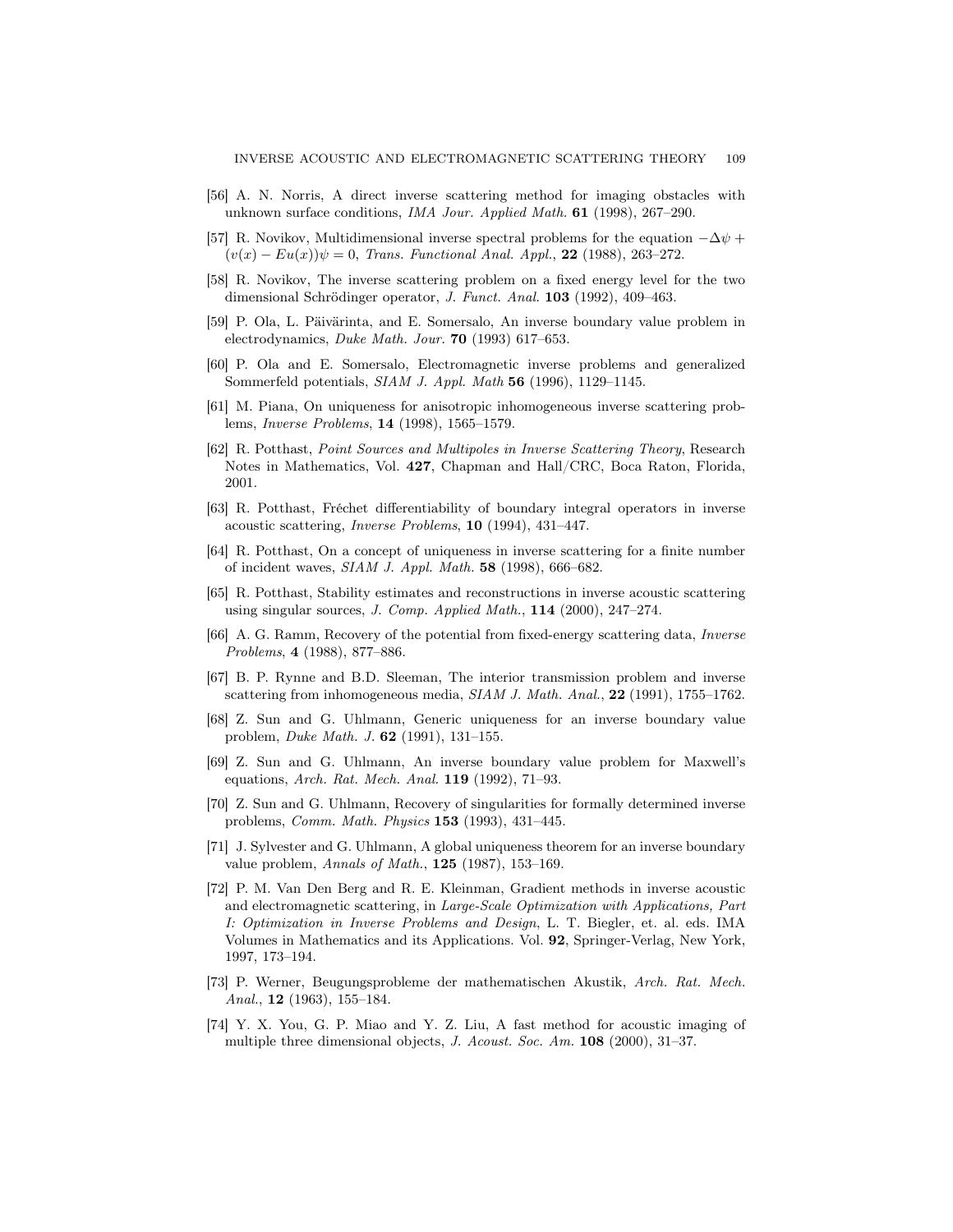[56] A. N. Norris, A direct inverse scattering method for imaging obstacles with unknown surface conditions, *IMA Jour. Applied Math.* **61** (1998), 267–290.

[57] R. Novikov, Multidimensional inverse spectral problems for the equation $-\Delta\psi + (v(x) - Eu(x))\psi = 0$, *Trans. Functional Anal. Appl.*, **22** (1988), 263–272.

[58] R. Novikov, The inverse scattering problem on a fixed energy level for the two dimensional Schrödinger operator, *J. Funct. Anal.* **103** (1992), 409–463.

[59] P. Ola, L. Päivärinta, and E. Somersalo, An inverse boundary value problem in electrodynamics, *Duke Math. Jour.* **70** (1993) 617–653.

[60] P. Ola and E. Somersalo, Electromagnetic inverse problems and generalized Sommerfeld potentials, *SIAM J. Appl. Math* **56** (1996), 1129–1145.

[61] M. Piana, On uniqueness for anisotropic inhomogeneous inverse scattering problems, *Inverse Problems*, **14** (1998), 1565–1579.

[62] R. Potthast, *Point Sources and Multipoles in Inverse Scattering Theory*, Research Notes in Mathematics, Vol. **427**, Chapman and Hall/CRC, Boca Raton, Florida, 2001.

[63] R. Potthast, Fréchet differentiability of boundary integral operators in inverse acoustic scattering, *Inverse Problems*, **10** (1994), 431–447.

[64] R. Potthast, On a concept of uniqueness in inverse scattering for a finite number of incident waves, *SIAM J. Appl. Math.* **58** (1998), 666–682.

[65] R. Potthast, Stability estimates and reconstructions in inverse acoustic scattering using singular sources, *J. Comp. Applied Math.*, **114** (2000), 247–274.

[66] A. G. Ramm, Recovery of the potential from fixed-energy scattering data, *Inverse Problems*, **4** (1988), 877–886.

[67] B. P. Rynne and B.D. Sleeman, The interior transmission problem and inverse scattering from inhomogeneous media, *SIAM J. Math. Anal.*, **22** (1991), 1755–1762.

[68] Z. Sun and G. Uhlmann, Generic uniqueness for an inverse boundary value problem, *Duke Math. J.* **62** (1991), 131–155.

[69] Z. Sun and G. Uhlmann, An inverse boundary value problem for Maxwell's equations, *Arch. Rat. Mech. Anal.* **119** (1992), 71–93.

[70] Z. Sun and G. Uhlmann, Recovery of singularities for formally determined inverse problems, *Comm. Math. Physics* **153** (1993), 431–445.

[71] J. Sylvester and G. Uhlmann, A global uniqueness theorem for an inverse boundary value problem, *Annals of Math.*, **125** (1987), 153–169.

[72] P. M. Van Den Berg and R. E. Kleinman, Gradient methods in inverse acoustic and electromagnetic scattering, in *Large-Scale Optimization with Applications, Part I: Optimization in Inverse Problems and Design*, L. T. Biegler, et. al. eds. IMA Volumes in Mathematics and its Applications. Vol. **92**, Springer-Verlag, New York, 1997, 173–194.

[73] P. Werner, Beugungsprobleme der mathematischen Akustik, *Arch. Rat. Mech. Anal.*, **12** (1963), 155–184.

[74] Y. X. You, G. P. Miao and Y. Z. Liu, A fast method for acoustic imaging of multiple three dimensional objects, *J. Acoust. Soc. Am.* **108** (2000), 31–37.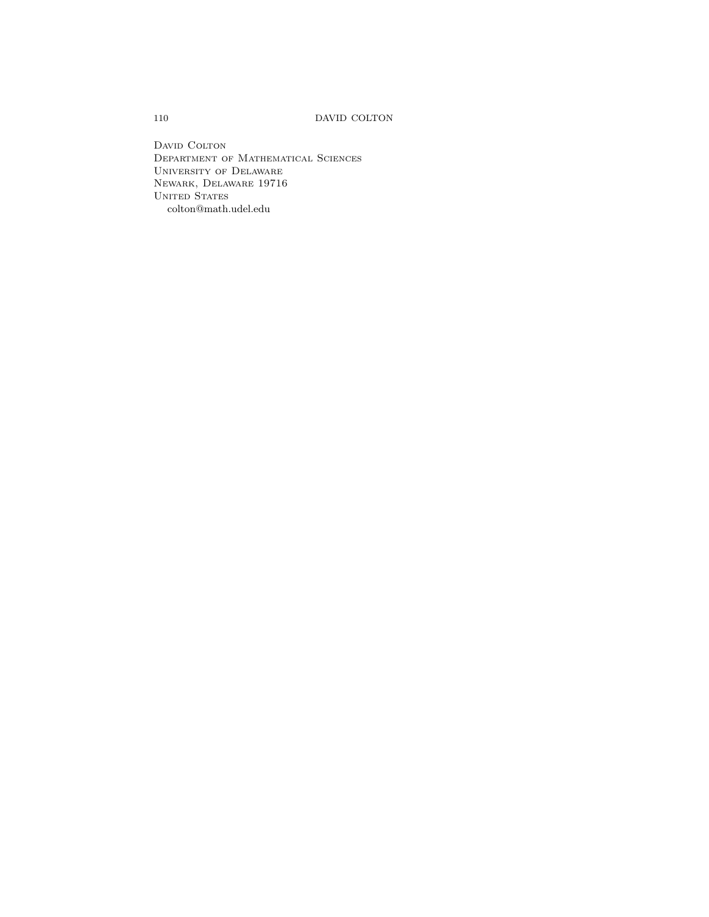David Colton
Department of Mathematical Sciences
University of Delaware
Newark, Delaware 19716
United States
colton@math.udel.edu